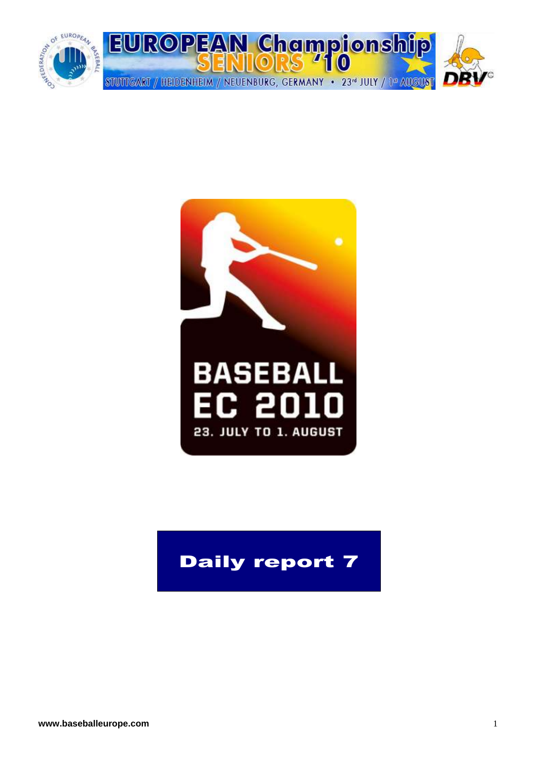# EUROPEAN Championship SENIORS '10

STUTTGART / HEIDENHEIM / NEUENBURG, GERMANY • 23rd JULY / 1st AUGUST

BASEBALL EC 2010

23. JULY TO 1. AUGUST

# Daily report 7

www.baseballeurope.com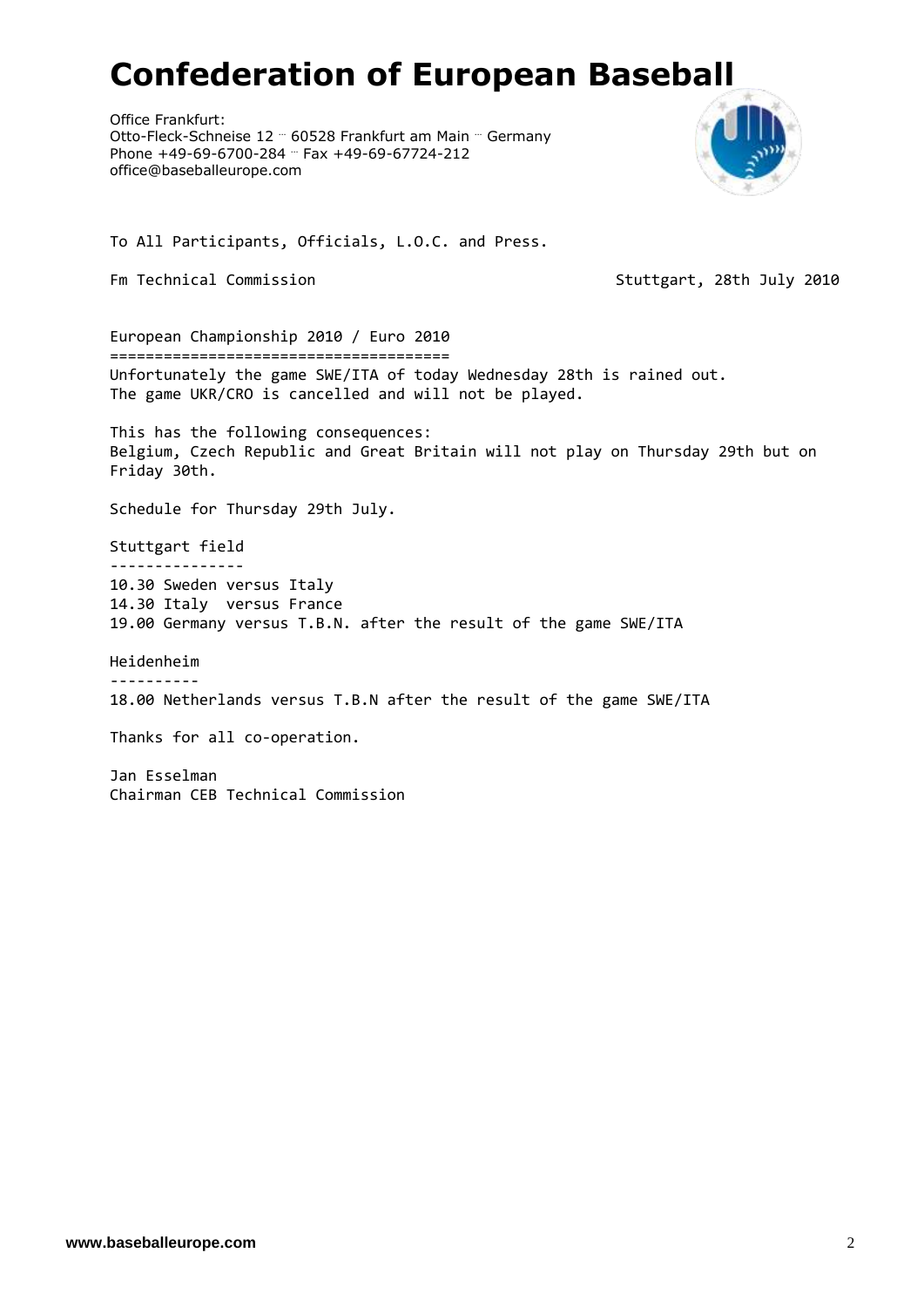# Confederation of European Baseball

Office Frankfurt:
Otto-Fleck-Schneise 12 ·· 60528 Frankfurt am Main ·· Germany
Phone +49-69-6700-284 ·· Fax +49-69-67724-212
office@baseballeurope.com

To All Participants, Officials, L.O.C. and Press.

Fm Technical Commission

Stuttgart, 28th July 2010

## European Championship 2010 / Euro 2010

Unfortunately the game SWE/ITA of today Wednesday 28th is rained out.
The game UKR/CRO is cancelled and will not be played.

This has the following consequences:
Belgium, Czech Republic and Great Britain will not play on Thursday 29th but on Friday 30th.

Schedule for Thursday 29th July.

### Stuttgart field

10.30 Sweden versus Italy
14.30 Italy versus France
19.00 Germany versus T.B.N. after the result of the game SWE/ITA

### Heidenheim

18.00 Netherlands versus T.B.N after the result of the game SWE/ITA

Thanks for all co-operation.

Jan Esselman
Chairman CEB Technical Commission

www.baseballeurope.com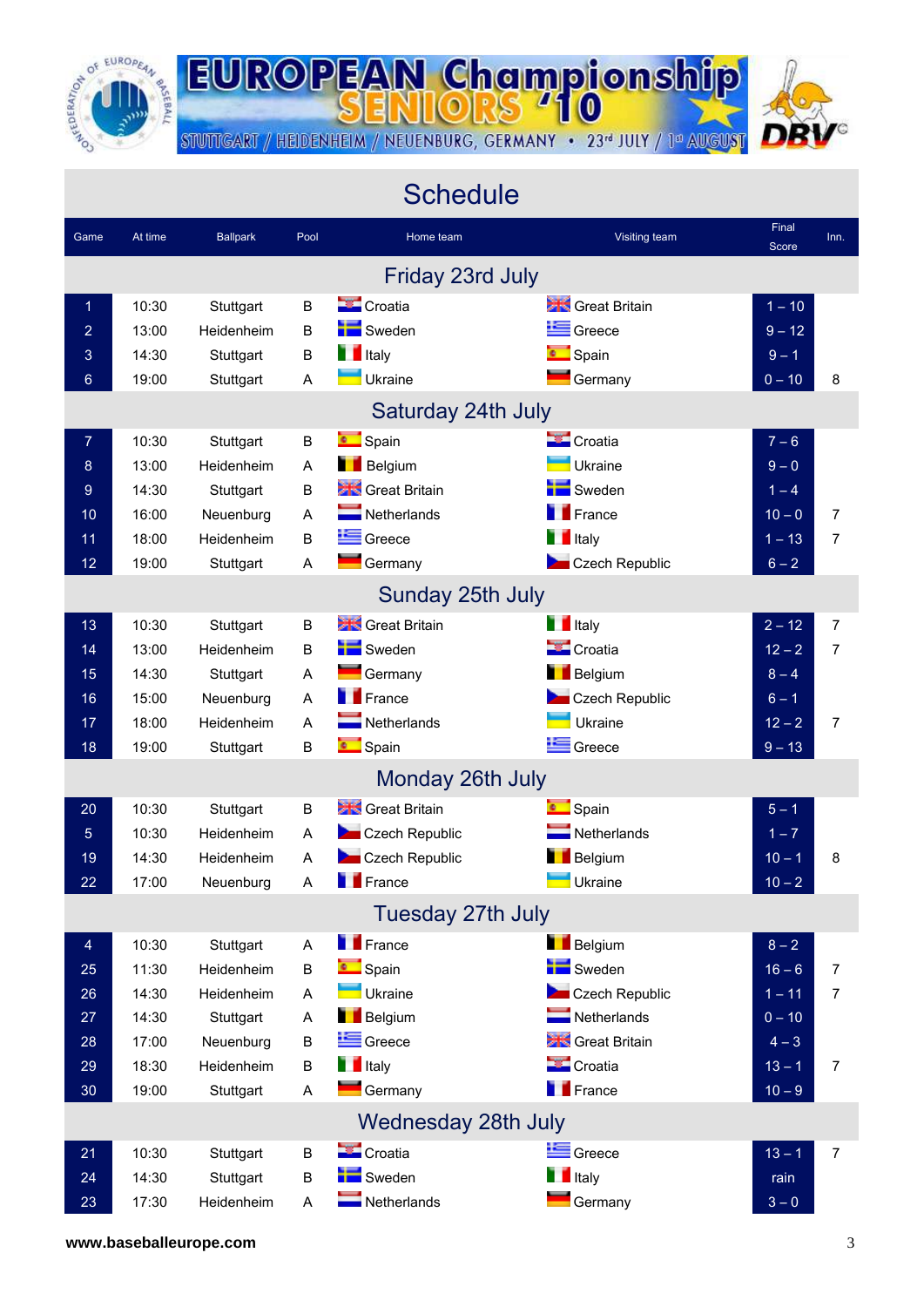# EUROPEAN Championship SENIORS '10

STUTTGART / HEIDENHEIM / NEUENBURG, GERMANY • 23rd JULY / 1st AUGUST

## Schedule

| Game | At time | Ballpark | Pool | Home team | Visiting team | Final Score | Inn. |
|---|---|---|---|---|---|---|---|
| **Friday 23rd July** | | | | | | | |
| 1 | 10:30 | Stuttgart | B | Croatia | Great Britain | 1 – 10 | |
| 2 | 13:00 | Heidenheim | B | Sweden | Greece | 9 – 12 | |
| 3 | 14:30 | Stuttgart | B | Italy | Spain | 9 – 1 | |
| 6 | 19:00 | Stuttgart | A | Ukraine | Germany | 0 – 10 | 8 |
| **Saturday 24th July** | | | | | | | |
| 7 | 10:30 | Stuttgart | B | Spain | Croatia | 7 – 6 | |
| 8 | 13:00 | Heidenheim | A | Belgium | Ukraine | 9 – 0 | |
| 9 | 14:30 | Stuttgart | B | Great Britain | Sweden | 1 – 4 | |
| 10 | 16:00 | Neuenburg | A | Netherlands | France | 10 – 0 | 7 |
| 11 | 18:00 | Heidenheim | B | Greece | Italy | 1 – 13 | 7 |
| 12 | 19:00 | Stuttgart | A | Germany | Czech Republic | 6 – 2 | |
| **Sunday 25th July** | | | | | | | |
| 13 | 10:30 | Stuttgart | B | Great Britain | Italy | 2 – 12 | 7 |
| 14 | 13:00 | Heidenheim | B | Sweden | Croatia | 12 – 2 | 7 |
| 15 | 14:30 | Stuttgart | A | Germany | Belgium | 8 – 4 | |
| 16 | 15:00 | Neuenburg | A | France | Czech Republic | 6 – 1 | |
| 17 | 18:00 | Heidenheim | A | Netherlands | Ukraine | 12 – 2 | 7 |
| 18 | 19:00 | Stuttgart | B | Spain | Greece | 9 – 13 | |
| **Monday 26th July** | | | | | | | |
| 20 | 10:30 | Stuttgart | B | Great Britain | Spain | 5 – 1 | |
| 5 | 10:30 | Heidenheim | A | Czech Republic | Netherlands | 1 – 7 | |
| 19 | 14:30 | Heidenheim | A | Czech Republic | Belgium | 10 – 1 | 8 |
| 22 | 17:00 | Neuenburg | A | France | Ukraine | 10 – 2 | |
| **Tuesday 27th July** | | | | | | | |
| 4 | 10:30 | Stuttgart | A | France | Belgium | 8 – 2 | |
| 25 | 11:30 | Heidenheim | B | Spain | Sweden | 16 – 6 | 7 |
| 26 | 14:30 | Heidenheim | A | Ukraine | Czech Republic | 1 – 11 | 7 |
| 27 | 14:30 | Stuttgart | A | Belgium | Netherlands | 0 – 10 | |
| 28 | 17:00 | Neuenburg | B | Greece | Great Britain | 4 – 3 | |
| 29 | 18:30 | Heidenheim | B | Italy | Croatia | 13 – 1 | 7 |
| 30 | 19:00 | Stuttgart | A | Germany | France | 10 – 9 | |
| **Wednesday 28th July** | | | | | | | |
| 21 | 10:30 | Stuttgart | B | Croatia | Greece | 13 – 1 | 7 |
| 24 | 14:30 | Stuttgart | B | Sweden | Italy | rain | |
| 23 | 17:30 | Heidenheim | A | Netherlands | Germany | 3 – 0 | |

**www.baseballeurope.com**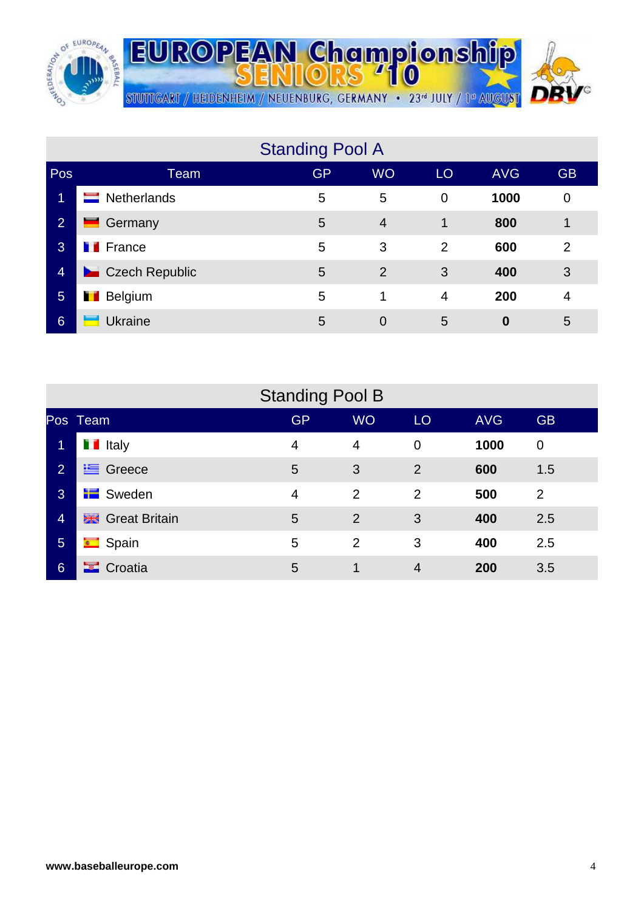# EUROPEAN Championship SENIORS '10

STUTTGART / HEIDENHEIM / NEUENBURG, GERMANY • 23rd JULY / 1st AUGUST

## Standing Pool A

| Pos | Team | GP | WO | LO | AVG | GB |
|---|---|---|---|---|---|---|
| 1 | Netherlands | 5 | 5 | 0 | **1000** | 0 |
| 2 | Germany | 5 | 4 | 1 | **800** | 1 |
| 3 | France | 5 | 3 | 2 | **600** | 2 |
| 4 | Czech Republic | 5 | 2 | 3 | **400** | 3 |
| 5 | Belgium | 5 | 1 | 4 | **200** | 4 |
| 6 | Ukraine | 5 | 0 | 5 | **0** | 5 |

## Standing Pool B

| Pos | Team | GP | WO | LO | AVG | GB |
|---|---|---|---|---|---|---|
| 1 | Italy | 4 | 4 | 0 | **1000** | 0 |
| 2 | Greece | 5 | 3 | 2 | **600** | 1.5 |
| 3 | Sweden | 4 | 2 | 2 | **500** | 2 |
| 4 | Great Britain | 5 | 2 | 3 | **400** | 2.5 |
| 5 | Spain | 5 | 2 | 3 | **400** | 2.5 |
| 6 | Croatia | 5 | 1 | 4 | **200** | 3.5 |

**www.baseballeurope.com**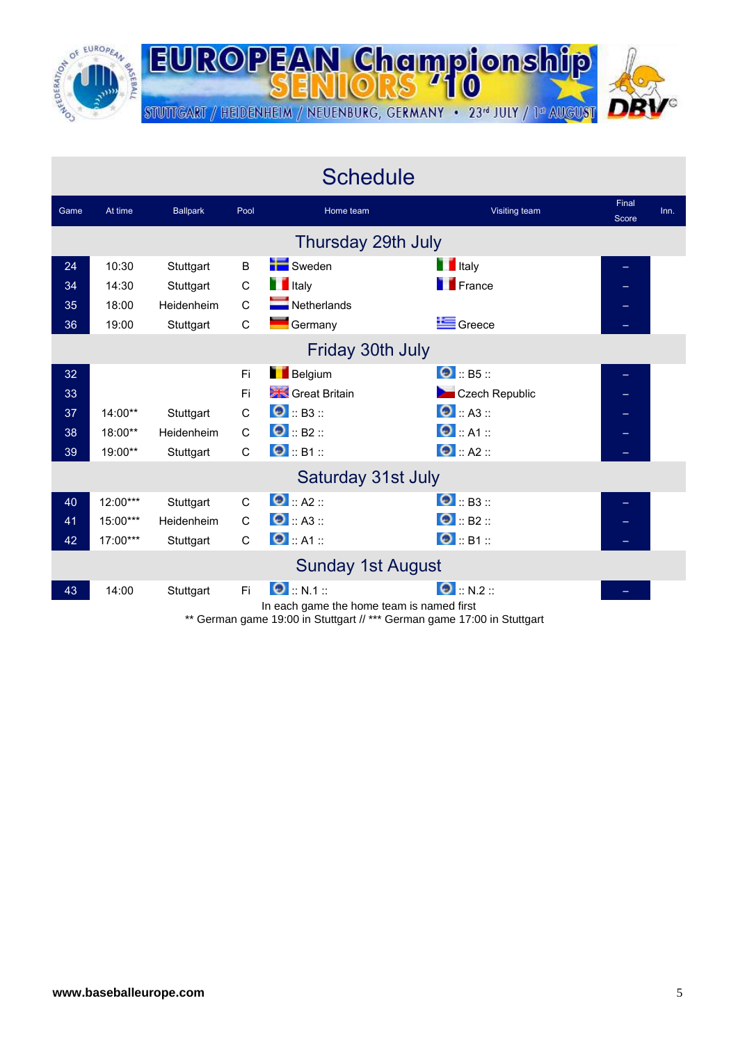# EUROPEAN Championship SENIORS '10

STUTTGART / HEIDENHEIM / NEUENBURG, GERMANY • 23rd JULY / 1st AUGUST

## Schedule

| Game | At time | Ballpark | Pool | Home team | Visiting team | Final Score | Inn. |
|---|---|---|---|---|---|---|---|
| **Thursday 29th July** | | | | | | | |
| 24 | 10:30 | Stuttgart | B | Sweden | Italy | – | |
| 34 | 14:30 | Stuttgart | C | Italy | France | – | |
| 35 | 18:00 | Heidenheim | C | Netherlands | | – | |
| 36 | 19:00 | Stuttgart | C | Germany | Greece | – | |
| **Friday 30th July** | | | | | | | |
| 32 | | | Fi | Belgium | :: B5 :: | – | |
| 33 | | | Fi | Great Britain | Czech Republic | – | |
| 37 | 14:00** | Stuttgart | C | :: B3 :: | :: A3 :: | – | |
| 38 | 18:00** | Heidenheim | C | :: B2 :: | :: A1 :: | – | |
| 39 | 19:00** | Stuttgart | C | :: B1 :: | :: A2 :: | – | |
| **Saturday 31st July** | | | | | | | |
| 40 | 12:00*** | Stuttgart | C | :: A2 :: | :: B3 :: | – | |
| 41 | 15:00*** | Heidenheim | C | :: A3 :: | :: B2 :: | – | |
| 42 | 17:00*** | Stuttgart | C | :: A1 :: | :: B1 :: | – | |
| **Sunday 1st August** | | | | | | | |
| 43 | 14:00 | Stuttgart | Fi | :: N.1 :: | :: N.2 :: | – | |

In each game the home team is named first

** German game 19:00 in Stuttgart // *** German game 17:00 in Stuttgart

www.baseballeurope.com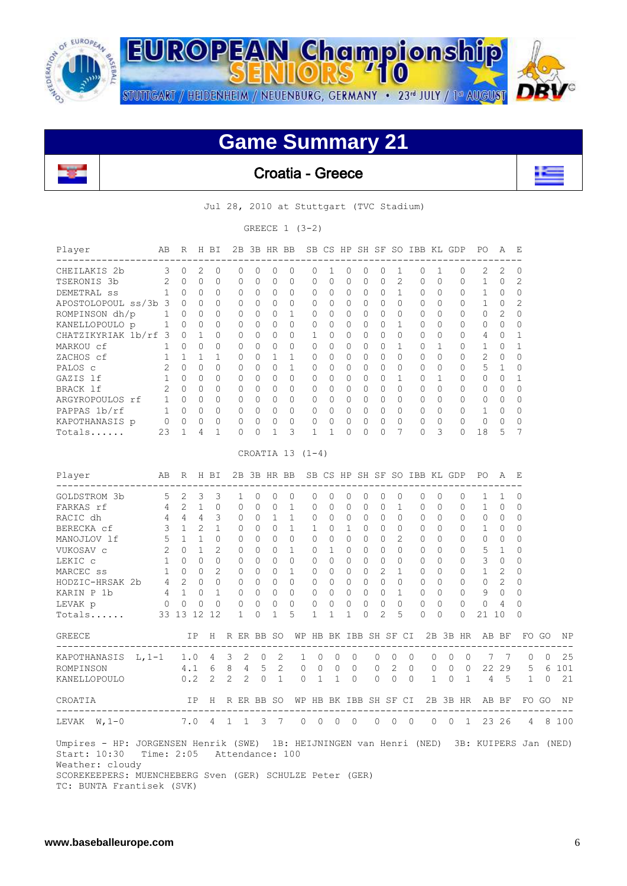# EUROPEAN Championship SENIORS '10

STUTTGART / HEIDENHEIM / NEUENBURG, GERMANY • 23rd JULY / 1st AUGUST

## Game Summary 21

### Croatia - Greece

Jul 28, 2010 at Stuttgart (TVC Stadium)

GREECE 1 (3-2)

| Player | AB | R | H | BI | 2B | 3B | HR | BB | SB | CS | HP | SH | SF | SO | IBB | KL | GDP | PO | A | E |
|---|---|---|---|---|---|---|---|---|---|---|---|---|---|---|---|---|---|---|---|---|
| CHEILAKIS 2b | 3 | 0 | 2 | 0 | 0 | 0 | 0 | 0 | 0 | 1 | 0 | 0 | 0 | 1 | 0 | 1 | 0 | 2 | 2 | 0 |
| TSERONIS 3b | 2 | 0 | 0 | 0 | 0 | 0 | 0 | 0 | 0 | 0 | 0 | 0 | 0 | 2 | 0 | 0 | 0 | 1 | 0 | 2 |
| DEMETRAL ss | 1 | 0 | 0 | 0 | 0 | 0 | 0 | 0 | 0 | 0 | 0 | 0 | 0 | 1 | 0 | 0 | 0 | 1 | 0 | 0 |
| APOSTOLOPOUL ss/3b | 3 | 0 | 0 | 0 | 0 | 0 | 0 | 0 | 0 | 0 | 0 | 0 | 0 | 0 | 0 | 0 | 0 | 1 | 0 | 2 |
| ROMPINSON dh/p | 1 | 0 | 0 | 0 | 0 | 0 | 0 | 1 | 0 | 0 | 0 | 0 | 0 | 0 | 0 | 0 | 0 | 0 | 2 | 0 |
| KANELLOPOULO p | 1 | 0 | 0 | 0 | 0 | 0 | 0 | 0 | 0 | 0 | 0 | 0 | 0 | 1 | 0 | 0 | 0 | 0 | 0 | 0 |
| CHATZIKYRIAK 1b/rf | 3 | 0 | 1 | 0 | 0 | 0 | 0 | 0 | 1 | 0 | 0 | 0 | 0 | 0 | 0 | 0 | 0 | 4 | 0 | 1 |
| MARKOU cf | 1 | 0 | 0 | 0 | 0 | 0 | 0 | 0 | 0 | 0 | 0 | 0 | 0 | 1 | 0 | 1 | 0 | 1 | 0 | 1 |
| ZACHOS cf | 1 | 1 | 1 | 1 | 0 | 0 | 1 | 1 | 0 | 0 | 0 | 0 | 0 | 0 | 0 | 0 | 0 | 2 | 0 | 0 |
| PALOS c | 2 | 0 | 0 | 0 | 0 | 0 | 0 | 1 | 0 | 0 | 0 | 0 | 0 | 0 | 0 | 0 | 0 | 5 | 1 | 0 |
| GAZIS lf | 1 | 0 | 0 | 0 | 0 | 0 | 0 | 0 | 0 | 0 | 0 | 0 | 0 | 1 | 0 | 1 | 0 | 0 | 0 | 1 |
| BRACK lf | 2 | 0 | 0 | 0 | 0 | 0 | 0 | 0 | 0 | 0 | 0 | 0 | 0 | 0 | 0 | 0 | 0 | 0 | 0 | 0 |
| ARGYROPOULOS rf | 1 | 0 | 0 | 0 | 0 | 0 | 0 | 0 | 0 | 0 | 0 | 0 | 0 | 0 | 0 | 0 | 0 | 0 | 0 | 0 |
| PAPPAS 1b/rf | 1 | 0 | 0 | 0 | 0 | 0 | 0 | 0 | 0 | 0 | 0 | 0 | 0 | 0 | 0 | 0 | 0 | 1 | 0 | 0 |
| KAPOTHANASIS p | 0 | 0 | 0 | 0 | 0 | 0 | 0 | 0 | 0 | 0 | 0 | 0 | 0 | 0 | 0 | 0 | 0 | 0 | 0 | 0 |
| Totals...... | 23 | 1 | 4 | 1 | 0 | 0 | 1 | 3 | 1 | 1 | 0 | 0 | 0 | 7 | 0 | 3 | 0 | 18 | 5 | 7 |

CROATIA 13 (1-4)

| Player | AB | R | H | BI | 2B | 3B | HR | BB | SB | CS | HP | SH | SF | SO | IBB | KL | GDP | PO | A | E |
|---|---|---|---|---|---|---|---|---|---|---|---|---|---|---|---|---|---|---|---|---|
| GOLDSTROM 3b | 5 | 2 | 3 | 3 | 1 | 0 | 0 | 0 | 0 | 0 | 0 | 0 | 0 | 0 | 0 | 0 | 0 | 1 | 1 | 0 |
| FARKAS rf | 4 | 2 | 1 | 0 | 0 | 0 | 0 | 1 | 0 | 0 | 0 | 0 | 0 | 1 | 0 | 0 | 0 | 1 | 0 | 0 |
| RACIC dh | 4 | 4 | 4 | 3 | 0 | 0 | 1 | 1 | 0 | 0 | 0 | 0 | 0 | 0 | 0 | 0 | 0 | 0 | 0 | 0 |
| BERECKA cf | 3 | 1 | 2 | 1 | 0 | 0 | 0 | 1 | 1 | 0 | 1 | 0 | 0 | 0 | 0 | 0 | 0 | 1 | 0 | 0 |
| MANOJLOV lf | 5 | 1 | 1 | 0 | 0 | 0 | 0 | 0 | 0 | 0 | 0 | 0 | 0 | 2 | 0 | 0 | 0 | 0 | 0 | 0 |
| VUKOSAV c | 2 | 0 | 1 | 2 | 0 | 0 | 0 | 1 | 0 | 1 | 0 | 0 | 0 | 0 | 0 | 0 | 0 | 5 | 1 | 0 |
| LEKIC c | 1 | 0 | 0 | 0 | 0 | 0 | 0 | 0 | 0 | 0 | 0 | 0 | 0 | 0 | 0 | 0 | 0 | 3 | 0 | 0 |
| MARCEC ss | 1 | 0 | 0 | 2 | 0 | 0 | 0 | 1 | 0 | 0 | 0 | 0 | 2 | 1 | 0 | 0 | 0 | 1 | 2 | 0 |
| HODZIC-HRSAK 2b | 4 | 2 | 0 | 0 | 0 | 0 | 0 | 0 | 0 | 0 | 0 | 0 | 0 | 0 | 0 | 0 | 0 | 0 | 2 | 0 |
| KARIN P 1b | 4 | 1 | 0 | 1 | 0 | 0 | 0 | 0 | 0 | 0 | 0 | 0 | 0 | 1 | 0 | 0 | 0 | 9 | 0 | 0 |
| LEVAK p | 0 | 0 | 0 | 0 | 0 | 0 | 0 | 0 | 0 | 0 | 0 | 0 | 0 | 0 | 0 | 0 | 0 | 0 | 4 | 0 |
| Totals...... | 33 | 13 | 12 | 12 | 1 | 0 | 1 | 5 | 1 | 1 | 1 | 0 | 2 | 5 | 0 | 0 | 0 | 21 | 10 | 0 |

| GREECE | IP | H | R | ER | BB | SO | WP | HB | BK | IBB | SH | SF | CI | 2B | 3B | HR | AB | BF | FO | GO | NP |
|---|---|---|---|---|---|---|---|---|---|---|---|---|---|---|---|---|---|---|---|---|---|
| KAPOTHANASIS L,1-1 | 1.0 | 4 | 3 | 2 | 0 | 2 | 1 | 0 | 0 | 0 | 0 | 0 | 0 | 0 | 0 | 0 | 7 | 7 | 0 | 0 | 25 |
| ROMPINSON | 4.1 | 6 | 8 | 4 | 5 | 2 | 0 | 0 | 0 | 0 | 0 | 2 | 0 | 0 | 0 | 0 | 22 | 29 | 5 | 6 | 101 |
| KANELLOPOULO | 0.2 | 2 | 2 | 2 | 0 | 1 | 0 | 1 | 1 | 0 | 0 | 0 | 0 | 1 | 0 | 1 | 4 | 5 | 1 | 0 | 21 |

| CROATIA | IP | H | R | ER | BB | SO | WP | HB | BK | IBB | SH | SF | CI | 2B | 3B | HR | AB | BF | FO | GO | NP |
|---|---|---|---|---|---|---|---|---|---|---|---|---|---|---|---|---|---|---|---|---|---|
| LEVAK W,1-0 | 7.0 | 4 | 1 | 1 | 3 | 7 | 0 | 0 | 0 | 0 | 0 | 0 | 0 | 0 | 0 | 1 | 23 | 26 | 4 | 8 | 100 |

Umpires - HP: JORGENSEN Henrik (SWE) 1B: HEIJNINGEN van Henri (NED) 3B: KUIPERS Jan (NED)
Start: 10:30 Time: 2:05 Attendance: 100
Weather: cloudy
SCOREKEEPERS: MUENCHEBERG Sven (GER) SCHULZE Peter (GER)
TC: BUNTA Frantisek (SVK)

www.baseballeurope.com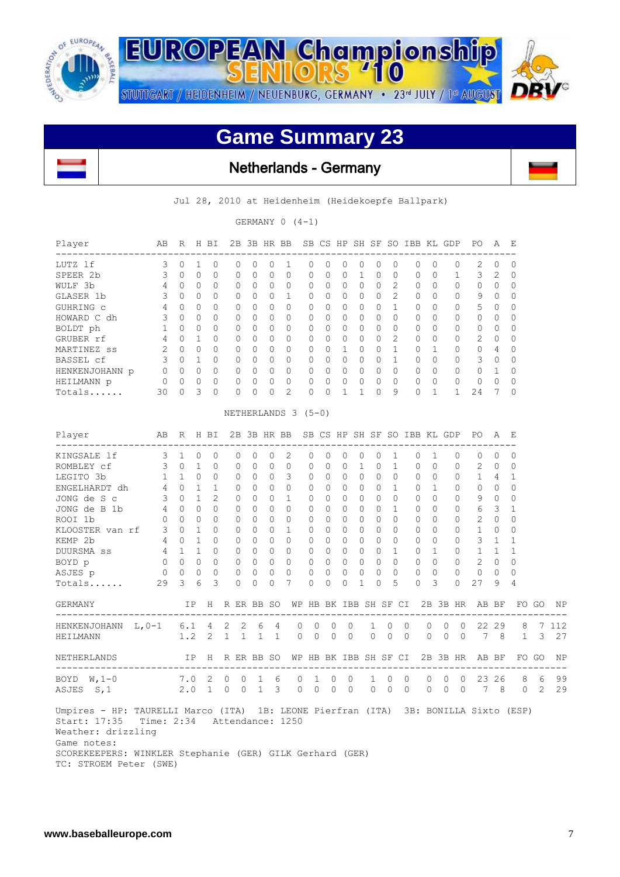# Game Summary 23

## Netherlands - Germany

Jul 28, 2010 at Heidenheim (Heidekoepfe Ballpark)

GERMANY 0 (4-1)

| Player | AB | R | H | BI | 2B | 3B | HR | BB | SB | CS | HP | SH | SF | SO | IBB | KL | GDP | PO | A | E |
|---|---|---|---|---|---|---|---|---|---|---|---|---|---|---|---|---|---|---|---|---|
| LUTZ lf | 3 | 0 | 1 | 0 | 0 | 0 | 0 | 1 | 0 | 0 | 0 | 0 | 0 | 0 | 0 | 0 | 0 | 2 | 0 | 0 |
| SPEER 2b | 3 | 0 | 0 | 0 | 0 | 0 | 0 | 0 | 0 | 0 | 0 | 1 | 0 | 0 | 0 | 0 | 1 | 3 | 2 | 0 |
| WULF 3b | 4 | 0 | 0 | 0 | 0 | 0 | 0 | 0 | 0 | 0 | 0 | 0 | 0 | 2 | 0 | 0 | 0 | 0 | 0 | 0 |
| GLASER 1b | 3 | 0 | 0 | 0 | 0 | 0 | 0 | 1 | 0 | 0 | 0 | 0 | 0 | 2 | 0 | 0 | 0 | 9 | 0 | 0 |
| GUHRING c | 4 | 0 | 0 | 0 | 0 | 0 | 0 | 0 | 0 | 0 | 0 | 0 | 0 | 1 | 0 | 0 | 0 | 5 | 0 | 0 |
| HOWARD C dh | 3 | 0 | 0 | 0 | 0 | 0 | 0 | 0 | 0 | 0 | 0 | 0 | 0 | 0 | 0 | 0 | 0 | 0 | 0 | 0 |
| BOLDT ph | 1 | 0 | 0 | 0 | 0 | 0 | 0 | 0 | 0 | 0 | 0 | 0 | 0 | 0 | 0 | 0 | 0 | 0 | 0 | 0 |
| GRUBER rf | 4 | 0 | 1 | 0 | 0 | 0 | 0 | 0 | 0 | 0 | 0 | 0 | 0 | 2 | 0 | 0 | 0 | 2 | 0 | 0 |
| MARTINEZ ss | 2 | 0 | 0 | 0 | 0 | 0 | 0 | 0 | 0 | 0 | 1 | 0 | 0 | 1 | 0 | 1 | 0 | 0 | 4 | 0 |
| BASSEL cf | 3 | 0 | 1 | 0 | 0 | 0 | 0 | 0 | 0 | 0 | 0 | 0 | 0 | 1 | 0 | 0 | 0 | 3 | 0 | 0 |
| HENKENJOHANN p | 0 | 0 | 0 | 0 | 0 | 0 | 0 | 0 | 0 | 0 | 0 | 0 | 0 | 0 | 0 | 0 | 0 | 0 | 1 | 0 |
| HEILMANN p | 0 | 0 | 0 | 0 | 0 | 0 | 0 | 0 | 0 | 0 | 0 | 0 | 0 | 0 | 0 | 0 | 0 | 0 | 0 | 0 |
| Totals...... | 30 | 0 | 3 | 0 | 0 | 0 | 0 | 2 | 0 | 0 | 1 | 1 | 0 | 9 | 0 | 1 | 1 | 24 | 7 | 0 |

NETHERLANDS 3 (5-0)

| Player | AB | R | H | BI | 2B | 3B | HR | BB | SB | CS | HP | SH | SF | SO | IBB | KL | GDP | PO | A | E |
|---|---|---|---|---|---|---|---|---|---|---|---|---|---|---|---|---|---|---|---|---|
| KINGSALE lf | 3 | 1 | 0 | 0 | 0 | 0 | 0 | 2 | 0 | 0 | 0 | 0 | 0 | 1 | 0 | 1 | 0 | 0 | 0 | 0 |
| ROMBLEY cf | 3 | 0 | 1 | 0 | 0 | 0 | 0 | 0 | 0 | 0 | 0 | 1 | 0 | 1 | 0 | 0 | 0 | 2 | 0 | 0 |
| LEGITO 3b | 1 | 1 | 0 | 0 | 0 | 0 | 0 | 3 | 0 | 0 | 0 | 0 | 0 | 0 | 0 | 0 | 0 | 1 | 4 | 1 |
| ENGELHARDT dh | 4 | 0 | 1 | 1 | 0 | 0 | 0 | 0 | 0 | 0 | 0 | 0 | 0 | 1 | 0 | 1 | 0 | 0 | 0 | 0 |
| JONG de S c | 3 | 0 | 1 | 2 | 0 | 0 | 0 | 1 | 0 | 0 | 0 | 0 | 0 | 0 | 0 | 0 | 0 | 9 | 0 | 0 |
| JONG de B 1b | 4 | 0 | 0 | 0 | 0 | 0 | 0 | 0 | 0 | 0 | 0 | 0 | 0 | 1 | 0 | 0 | 0 | 6 | 3 | 1 |
| ROOI 1b | 0 | 0 | 0 | 0 | 0 | 0 | 0 | 0 | 0 | 0 | 0 | 0 | 0 | 0 | 0 | 0 | 0 | 2 | 0 | 0 |
| KLOOSTER van rf | 3 | 0 | 1 | 0 | 0 | 0 | 0 | 1 | 0 | 0 | 0 | 0 | 0 | 0 | 0 | 0 | 0 | 1 | 0 | 0 |
| KEMP 2b | 4 | 0 | 1 | 0 | 0 | 0 | 0 | 0 | 0 | 0 | 0 | 0 | 0 | 0 | 0 | 0 | 0 | 3 | 1 | 1 |
| DUURSMA ss | 4 | 1 | 1 | 0 | 0 | 0 | 0 | 0 | 0 | 0 | 0 | 0 | 0 | 1 | 0 | 1 | 0 | 1 | 1 | 1 |
| BOYD p | 0 | 0 | 0 | 0 | 0 | 0 | 0 | 0 | 0 | 0 | 0 | 0 | 0 | 0 | 0 | 0 | 0 | 2 | 0 | 0 |
| ASJES p | 0 | 0 | 0 | 0 | 0 | 0 | 0 | 0 | 0 | 0 | 0 | 0 | 0 | 0 | 0 | 0 | 0 | 0 | 0 | 0 |
| Totals...... | 29 | 3 | 6 | 3 | 0 | 0 | 0 | 7 | 0 | 0 | 0 | 1 | 0 | 5 | 0 | 3 | 0 | 27 | 9 | 4 |

| GERMANY | IP | H | R | ER | BB | SO | WP | HB | BK | IBB | SH | SF | CI | 2B | 3B | HR | AB | BF | FO | GO | NP |
|---|---|---|---|---|---|---|---|---|---|---|---|---|---|---|---|---|---|---|---|---|---|
| HENKENJOHANN L,0-1 | 6.1 | 4 | 2 | 2 | 6 | 4 | 0 | 0 | 0 | 0 | 1 | 0 | 0 | 0 | 0 | 0 | 22 | 29 | 8 | 7 | 112 |
| HEILMANN | 1.2 | 2 | 1 | 1 | 1 | 1 | 0 | 0 | 0 | 0 | 0 | 0 | 0 | 0 | 0 | 0 | 7 | 8 | 1 | 3 | 27 |

| NETHERLANDS | IP | H | R | ER | BB | SO | WP | HB | BK | IBB | SH | SF | CI | 2B | 3B | HR | AB | BF | FO | GO | NP |
|---|---|---|---|---|---|---|---|---|---|---|---|---|---|---|---|---|---|---|---|---|---|
| BOYD W,1-0 | 7.0 | 2 | 0 | 0 | 1 | 6 | 0 | 1 | 0 | 0 | 1 | 0 | 0 | 0 | 0 | 0 | 23 | 26 | 8 | 6 | 99 |
| ASJES S,1 | 2.0 | 1 | 0 | 0 | 1 | 3 | 0 | 0 | 0 | 0 | 0 | 0 | 0 | 0 | 0 | 0 | 7 | 8 | 0 | 2 | 29 |

Umpires - HP: TAURELLI Marco (ITA) 1B: LEONE Pierfran (ITA) 3B: BONILLA Sixto (ESP)
Start: 17:35 Time: 2:34 Attendance: 1250
Weather: drizzling
Game notes:
SCOREKEEPERS: WINKLER Stephanie (GER) GILK Gerhard (GER)
TC: STROEM Peter (SWE)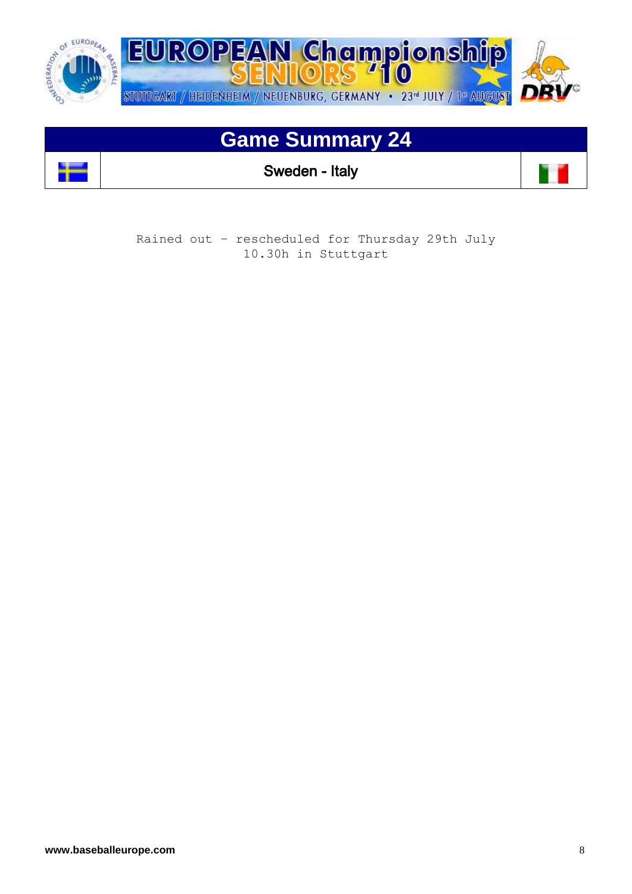# Game Summary 24

## Sweden - Italy

Rained out – rescheduled for Thursday 29th July 10.30h in Stuttgart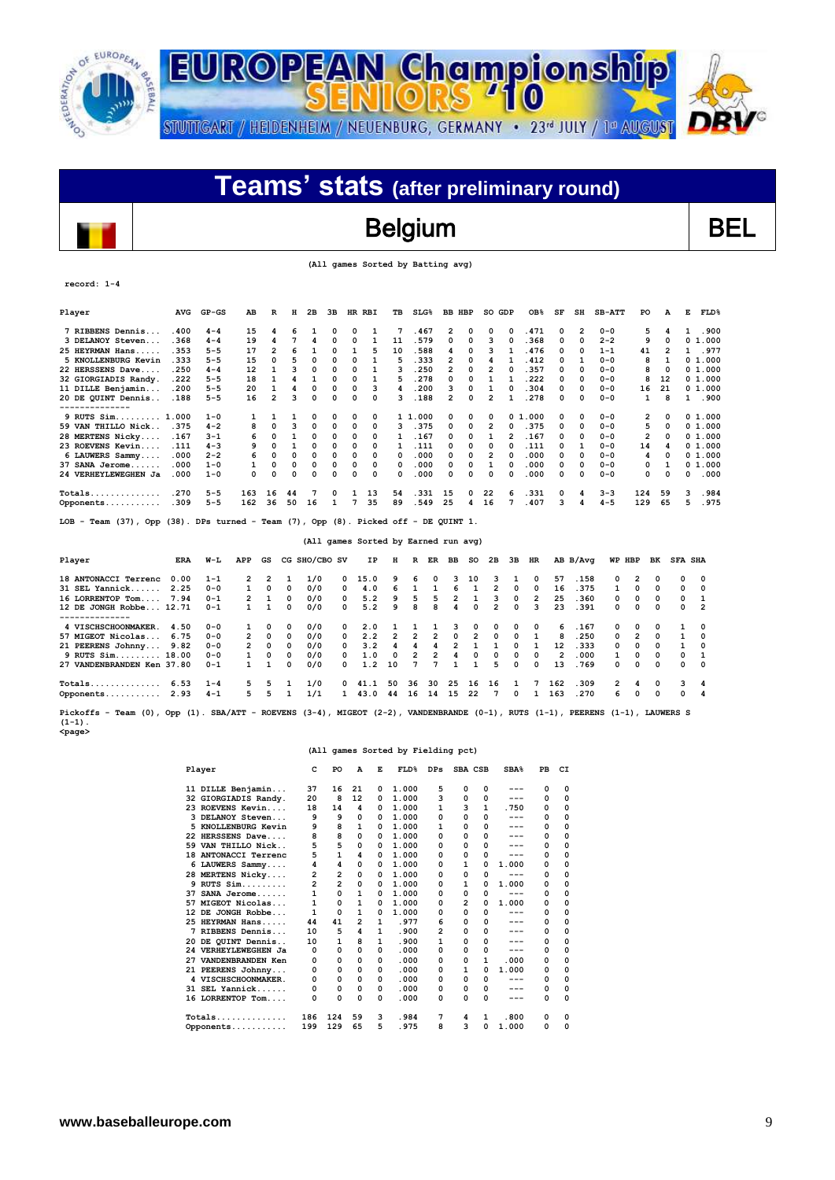# EUROPEAN Championship SENIORS '10

STUTTGART / HEIDENHEIM / NEUENBURG, GERMANY • 23rd JULY / 1st AUGUST

## Teams' stats (after preliminary round)

## Belgium — BEL

(All games Sorted by Batting avg)

record: 1-4

| Player | AVG | GP-GS | AB | R | H | 2B | 3B | HR | RBI | TB | SLG% | BB | HBP | SO | GDP | OB% | SF | SH | SB-ATT | PO | A | E | FLD% |
|---|---|---|---|---|---|---|---|---|---|---|---|---|---|---|---|---|---|---|---|---|---|---|---|
| 7 RIBBENS Dennis... | .400 | 4-4 | 15 | 4 | 6 | 1 | 0 | 0 | 1 | 7 | .467 | 2 | 0 | 0 | 0 | .471 | 0 | 2 | 0-0 | 5 | 4 | 1 | .900 |
| 3 DELANOY Steven... | .368 | 4-4 | 19 | 4 | 7 | 4 | 0 | 0 | 1 | 11 | .579 | 0 | 0 | 3 | 0 | .368 | 0 | 0 | 2-2 | 9 | 0 | 0 | 1.000 |
| 25 HEYRMAN Hans..... | .353 | 5-5 | 17 | 2 | 6 | 1 | 0 | 1 | 5 | 10 | .588 | 4 | 0 | 3 | 1 | .476 | 0 | 0 | 1-1 | 41 | 2 | 1 | .977 |
| 5 KNOLLENBURG Kevin | .333 | 5-5 | 15 | 0 | 5 | 0 | 0 | 0 | 1 | 5 | .333 | 2 | 0 | 4 | 1 | .412 | 0 | 1 | 0-0 | 8 | 1 | 0 | 1.000 |
| 22 HERSSENS Dave.... | .250 | 4-4 | 12 | 1 | 3 | 0 | 0 | 0 | 1 | 3 | .250 | 2 | 0 | 2 | 0 | .357 | 0 | 0 | 0-0 | 8 | 0 | 0 | 1.000 |
| 32 GIORGIADIS Randy. | .222 | 5-5 | 18 | 1 | 4 | 1 | 0 | 0 | 1 | 5 | .278 | 0 | 0 | 1 | 1 | .222 | 0 | 0 | 0-0 | 8 | 12 | 0 | 1.000 |
| 11 DILLE Benjamin... | .200 | 5-5 | 20 | 1 | 4 | 0 | 0 | 0 | 3 | 4 | .200 | 3 | 0 | 1 | 0 | .304 | 0 | 0 | 0-0 | 16 | 21 | 0 | 1.000 |
| 20 DE QUINT Dennis.. | .188 | 5-5 | 16 | 2 | 3 | 0 | 0 | 0 | 0 | 3 | .188 | 2 | 0 | 2 | 1 | .278 | 0 | 0 | 0-0 | 1 | 8 | 1 | .900 |
| 9 RUTS Sim......... | 1.000 | 1-0 | 1 | 1 | 1 | 0 | 0 | 0 | 0 | 1 | 1.000 | 0 | 0 | 0 | 0 | 1.000 | 0 | 0 | 0-0 | 2 | 0 | 0 | 1.000 |
| 59 VAN THILLO Nick.. | .375 | 4-2 | 8 | 0 | 3 | 0 | 0 | 0 | 0 | 3 | .375 | 0 | 0 | 2 | 0 | .375 | 0 | 0 | 0-0 | 5 | 0 | 0 | 1.000 |
| 28 MERTENS Nicky.... | .167 | 3-1 | 6 | 0 | 1 | 0 | 0 | 0 | 0 | 1 | .167 | 0 | 0 | 1 | 2 | .167 | 0 | 0 | 0-0 | 2 | 0 | 0 | 1.000 |
| 23 ROEVENS Kevin.... | .111 | 4-3 | 9 | 0 | 1 | 0 | 0 | 0 | 0 | 1 | .111 | 0 | 0 | 0 | 0 | .111 | 0 | 1 | 0-0 | 14 | 4 | 0 | 1.000 |
| 6 LAUWERS Sammy.... | .000 | 2-2 | 6 | 0 | 0 | 0 | 0 | 0 | 0 | 0 | .000 | 0 | 0 | 2 | 0 | .000 | 0 | 0 | 0-0 | 4 | 0 | 0 | 1.000 |
| 37 SANA Jerome...... | .000 | 1-0 | 1 | 0 | 0 | 0 | 0 | 0 | 0 | 0 | .000 | 0 | 0 | 1 | 0 | .000 | 0 | 0 | 0-0 | 0 | 1 | 0 | 1.000 |
| 24 VERHEYLEWEGHEN Ja | .000 | 1-0 | 0 | 0 | 0 | 0 | 0 | 0 | 0 | 0 | .000 | 0 | 0 | 0 | 0 | .000 | 0 | 0 | 0-0 | 0 | 0 | 0 | .000 |
| Totals............. | .270 | 5-5 | 163 | 16 | 44 | 7 | 0 | 1 | 13 | 54 | .331 | 15 | 0 | 22 | 6 | .331 | 0 | 4 | 3-3 | 124 | 59 | 3 | .984 |
| Opponents.......... | .309 | 5-5 | 162 | 36 | 50 | 16 | 1 | 7 | 35 | 89 | .549 | 25 | 4 | 16 | 7 | .407 | 3 | 4 | 4-5 | 129 | 65 | 5 | .975 |

LOB - Team (37), Opp (38). DPs turned - Team (7), Opp (8). Picked off - DE QUINT 1.

(All games Sorted by Earned run avg)

| Player | ERA | W-L | APP | GS | CG | SHO/CBO | SV | IP | H | R | ER | BB | SO | 2B | 3B | HR | AB | B/Avg | WP | HBP | BK | SFA | SHA |
|---|---|---|---|---|---|---|---|---|---|---|---|---|---|---|---|---|---|---|---|---|---|---|---|
| 18 ANTONACCI Terrenc | 0.00 | 1-1 | 2 | 2 | 1 | 1/0 | 0 | 15.0 | 9 | 6 | 0 | 3 | 10 | 3 | 1 | 0 | 57 | .158 | 0 | 2 | 0 | 0 | 0 |
| 31 SEL Yannick...... | 2.25 | 0-0 | 1 | 0 | 0 | 0/0 | 0 | 4.0 | 6 | 1 | 1 | 6 | 1 | 2 | 0 | 0 | 16 | .375 | 1 | 0 | 0 | 0 | 0 |
| 16 LORRENTOP Tom.... | 7.94 | 0-1 | 2 | 1 | 0 | 0/0 | 0 | 5.2 | 9 | 5 | 5 | 2 | 1 | 3 | 0 | 2 | 25 | .360 | 0 | 0 | 0 | 0 | 1 |
| 12 DE JONGH Robbe... | 12.71 | 0-1 | 1 | 1 | 0 | 0/0 | 0 | 5.2 | 9 | 8 | 8 | 4 | 0 | 2 | 0 | 3 | 23 | .391 | 0 | 0 | 0 | 0 | 2 |
| 4 VISCHSCHOONMAKER. | 4.50 | 0-0 | 1 | 0 | 0 | 0/0 | 0 | 2.0 | 1 | 1 | 1 | 3 | 0 | 0 | 0 | 0 | 6 | .167 | 0 | 0 | 0 | 1 | 0 |
| 57 MIGEOT Nicolas... | 6.75 | 0-0 | 2 | 0 | 0 | 0/0 | 0 | 2.2 | 2 | 2 | 2 | 0 | 2 | 0 | 0 | 1 | 8 | .250 | 0 | 2 | 0 | 1 | 0 |
| 21 PEERENS Johnny... | 9.82 | 0-0 | 2 | 0 | 0 | 0/0 | 0 | 3.2 | 4 | 4 | 4 | 2 | 1 | 1 | 0 | 1 | 12 | .333 | 0 | 0 | 0 | 1 | 0 |
| 9 RUTS Sim......... | 18.00 | 0-0 | 1 | 0 | 0 | 0/0 | 0 | 1.0 | 0 | 2 | 2 | 4 | 0 | 0 | 0 | 0 | 2 | .000 | 1 | 0 | 0 | 0 | 1 |
| 27 VANDENBRANDEN Ken | 37.80 | 0-1 | 1 | 1 | 0 | 0/0 | 0 | 1.2 | 10 | 7 | 7 | 1 | 1 | 5 | 0 | 0 | 13 | .769 | 0 | 0 | 0 | 0 | 0 |
| Totals............. | 6.53 | 1-4 | 5 | 5 | 1 | 1/0 | 0 | 41.1 | 50 | 36 | 30 | 25 | 16 | 16 | 1 | 7 | 162 | .309 | 2 | 4 | 0 | 3 | 4 |
| Opponents.......... | 2.93 | 4-1 | 5 | 5 | 1 | 1/1 | 1 | 43.0 | 44 | 16 | 14 | 15 | 22 | 7 | 0 | 1 | 163 | .270 | 6 | 0 | 0 | 0 | 4 |

Pickoffs - Team (0), Opp (1). SBA/ATT - ROEVENS (3-4), MIGEOT (2-2), VANDENBRANDE (0-1), RUTS (1-1), PEERENS (1-1), LAUWERS S (1-1).

(All games Sorted by Fielding pct)

| Player | C | PO | A | E | FLD% | DPs | SBA | CSB | SBA% | PB | CI |
|---|---|---|---|---|---|---|---|---|---|---|---|
| 11 DILLE Benjamin... | 37 | 16 | 21 | 0 | 1.000 | 5 | 0 | 0 | --- | 0 | 0 |
| 32 GIORGIADIS Randy. | 20 | 8 | 12 | 0 | 1.000 | 3 | 0 | 0 | --- | 0 | 0 |
| 23 ROEVENS Kevin.... | 18 | 14 | 4 | 0 | 1.000 | 1 | 3 | 1 | .750 | 0 | 0 |
| 3 DELANOY Steven... | 9 | 9 | 0 | 0 | 1.000 | 0 | 0 | 0 | --- | 0 | 0 |
| 5 KNOLLENBURG Kevin | 9 | 8 | 1 | 0 | 1.000 | 1 | 0 | 0 | --- | 0 | 0 |
| 22 HERSSENS Dave.... | 8 | 8 | 0 | 0 | 1.000 | 0 | 0 | 0 | --- | 0 | 0 |
| 59 VAN THILLO Nick.. | 5 | 5 | 0 | 0 | 1.000 | 0 | 0 | 0 | --- | 0 | 0 |
| 18 ANTONACCI Terrenc | 5 | 1 | 4 | 0 | 1.000 | 0 | 0 | 0 | --- | 0 | 0 |
| 6 LAUWERS Sammy.... | 4 | 4 | 0 | 0 | 1.000 | 0 | 1 | 0 | 1.000 | 0 | 0 |
| 28 MERTENS Nicky.... | 2 | 2 | 0 | 0 | 1.000 | 0 | 0 | 0 | --- | 0 | 0 |
| 9 RUTS Sim......... | 2 | 2 | 0 | 0 | 1.000 | 0 | 1 | 0 | 1.000 | 0 | 0 |
| 37 SANA Jerome...... | 1 | 0 | 1 | 0 | 1.000 | 0 | 0 | 0 | --- | 0 | 0 |
| 57 MIGEOT Nicolas... | 1 | 0 | 1 | 0 | 1.000 | 0 | 2 | 0 | 1.000 | 0 | 0 |
| 12 DE JONGH Robbe... | 1 | 0 | 1 | 0 | 1.000 | 0 | 0 | 0 | --- | 0 | 0 |
| 25 HEYRMAN Hans..... | 44 | 41 | 2 | 1 | .977 | 6 | 0 | 0 | --- | 0 | 0 |
| 7 RIBBENS Dennis... | 10 | 5 | 4 | 1 | .900 | 2 | 0 | 0 | --- | 0 | 0 |
| 20 DE QUINT Dennis.. | 10 | 1 | 8 | 1 | .900 | 1 | 0 | 0 | --- | 0 | 0 |
| 24 VERHEYLEWEGHEN Ja | 0 | 0 | 0 | 0 | .000 | 0 | 0 | 0 | --- | 0 | 0 |
| 27 VANDENBRANDEN Ken | 0 | 0 | 0 | 0 | .000 | 0 | 0 | 1 | .000 | 0 | 0 |
| 21 PEERENS Johnny... | 0 | 0 | 0 | 0 | .000 | 0 | 1 | 0 | 1.000 | 0 | 0 |
| 4 VISCHSCHOONMAKER. | 0 | 0 | 0 | 0 | .000 | 0 | 0 | 0 | --- | 0 | 0 |
| 31 SEL Yannick...... | 0 | 0 | 0 | 0 | .000 | 0 | 0 | 0 | --- | 0 | 0 |
| 16 LORRENTOP Tom.... | 0 | 0 | 0 | 0 | .000 | 0 | 0 | 0 | --- | 0 | 0 |
| Totals............. | 186 | 124 | 59 | 3 | .984 | 7 | 4 | 1 | .800 | 0 | 0 |
| Opponents.......... | 199 | 129 | 65 | 5 | .975 | 8 | 3 | 0 | 1.000 | 0 | 0 |

www.baseballeurope.com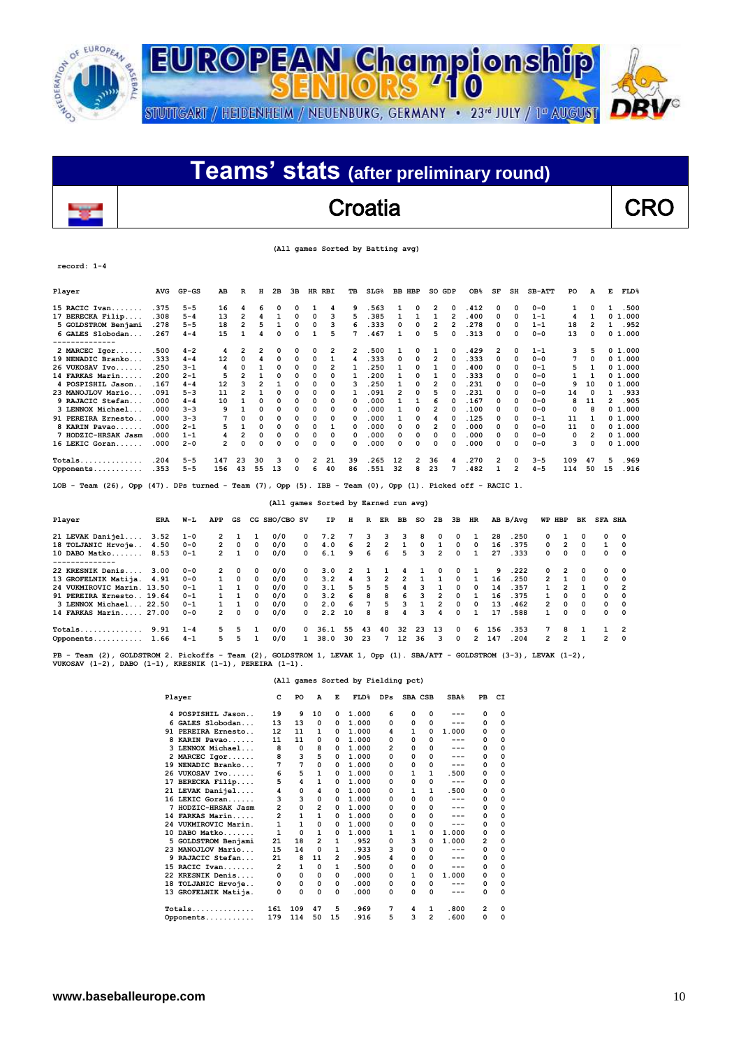# EUROPEAN Championship SENIORS '10

STUTTGART / HEIDENHEIM / NEUENBURG, GERMANY • 23rd JULY / 1st AUGUST

## Teams' stats (after preliminary round)

## Croatia — CRO

(All games Sorted by Batting avg)

record: 1-4

| Player | AVG | GP-GS | AB | R | H | 2B | 3B | HR | RBI | TB | SLG% | BB | HBP | SO | GDP | OB% | SF | SH | SB-ATT | PO | A | E | FLD% |
|---|---|---|---|---|---|---|---|---|---|---|---|---|---|---|---|---|---|---|---|---|---|---|---|
| 15 RACIC Ivan....... | .375 | 5-5 | 16 | 4 | 6 | 0 | 0 | 1 | 4 | 9 | .563 | 1 | 0 | 2 | 0 | .412 | 0 | 0 | 0-0 | 1 | 0 | 1 | .500 |
| 17 BERECKA Filip.... | .308 | 5-4 | 13 | 2 | 4 | 1 | 0 | 0 | 3 | 5 | .385 | 1 | 1 | 1 | 2 | .400 | 0 | 0 | 1-1 | 4 | 1 | 0 | 1.000 |
| 5 GOLDSTROM Benjami | .278 | 5-5 | 18 | 2 | 5 | 1 | 0 | 0 | 3 | 6 | .333 | 0 | 0 | 2 | 2 | .278 | 0 | 0 | 1-1 | 18 | 2 | 1 | .952 |
| 6 GALES Slobodan... | .267 | 4-4 | 15 | 1 | 4 | 0 | 0 | 1 | 5 | 7 | .467 | 1 | 0 | 5 | 0 | .313 | 0 | 0 | 0-0 | 13 | 0 | 0 | 1.000 |
| 2 MARCEC Igor...... | .500 | 4-2 | 4 | 2 | 2 | 0 | 0 | 0 | 2 | 2 | .500 | 1 | 0 | 1 | 0 | .429 | 2 | 0 | 1-1 | 3 | 5 | 0 | 1.000 |
| 19 NENADIC Branko... | .333 | 4-4 | 12 | 0 | 4 | 0 | 0 | 0 | 1 | 4 | .333 | 0 | 0 | 2 | 0 | .333 | 0 | 0 | 0-0 | 7 | 0 | 0 | 1.000 |
| 26 VUKOSAV Ivo...... | .250 | 3-1 | 4 | 0 | 1 | 0 | 0 | 0 | 2 | 1 | .250 | 1 | 0 | 1 | 0 | .400 | 0 | 0 | 0-1 | 5 | 1 | 0 | 1.000 |
| 14 FARKAS Marin..... | .200 | 2-1 | 5 | 2 | 1 | 0 | 0 | 0 | 0 | 1 | .200 | 1 | 0 | 1 | 0 | .333 | 0 | 0 | 0-0 | 1 | 1 | 0 | 1.000 |
| 4 POSPISHIL Jason.. | .167 | 4-4 | 12 | 3 | 2 | 1 | 0 | 0 | 0 | 3 | .250 | 1 | 0 | 2 | 0 | .231 | 0 | 0 | 0-0 | 9 | 10 | 0 | 1.000 |
| 23 MANOJLOV Mario... | .091 | 5-3 | 11 | 2 | 1 | 0 | 0 | 0 | 0 | 1 | .091 | 2 | 0 | 5 | 0 | .231 | 0 | 0 | 0-0 | 14 | 0 | 1 | .933 |
| 9 RAJACIC Stefan... | .000 | 4-4 | 10 | 1 | 0 | 0 | 0 | 0 | 0 | 0 | .000 | 1 | 1 | 6 | 0 | .167 | 0 | 0 | 0-0 | 8 | 11 | 2 | .905 |
| 3 LENNOX Michael... | .000 | 3-3 | 9 | 1 | 0 | 0 | 0 | 0 | 0 | 0 | .000 | 1 | 0 | 2 | 0 | .100 | 0 | 0 | 0-0 | 0 | 8 | 0 | 1.000 |
| 91 PEREIRA Ernesto.. | .000 | 3-3 | 7 | 0 | 0 | 0 | 0 | 0 | 0 | 0 | .000 | 1 | 0 | 4 | 0 | .125 | 0 | 0 | 0-1 | 11 | 1 | 0 | 1.000 |
| 8 KARIN Pavao...... | .000 | 2-1 | 5 | 1 | 0 | 0 | 0 | 0 | 1 | 0 | .000 | 0 | 0 | 2 | 0 | .000 | 0 | 0 | 0-0 | 11 | 0 | 0 | 1.000 |
| 7 HODZIC-HRSAK Jasm | .000 | 1-1 | 4 | 2 | 0 | 0 | 0 | 0 | 0 | 0 | .000 | 0 | 0 | 0 | 0 | .000 | 0 | 0 | 0-0 | 0 | 2 | 0 | 1.000 |
| 16 LEKIC Goran...... | .000 | 2-0 | 2 | 0 | 0 | 0 | 0 | 0 | 0 | 0 | .000 | 0 | 0 | 0 | 0 | .000 | 0 | 0 | 0-0 | 3 | 0 | 0 | 1.000 |
| Totals.............. | .204 | 5-5 | 147 | 23 | 30 | 3 | 0 | 2 | 21 | 39 | .265 | 12 | 2 | 36 | 4 | .270 | 2 | 0 | 3-5 | 109 | 47 | 5 | .969 |
| Opponents........... | .353 | 5-5 | 156 | 43 | 55 | 13 | 0 | 6 | 40 | 86 | .551 | 32 | 8 | 23 | 7 | .482 | 1 | 2 | 4-5 | 114 | 50 | 15 | .916 |

LOB - Team (26), Opp (47). DPs turned - Team (7), Opp (5). IBB - Team (0), Opp (1). Picked off - RACIC 1.

(All games Sorted by Earned run avg)

| Player | ERA | W-L | APP | GS | CG | SHO/CBO | SV | IP | H | R | ER | BB | SO | 2B | 3B | HR | AB | B/Avg | WP | HBP | BK | SFA | SHA |
|---|---|---|---|---|---|---|---|---|---|---|---|---|---|---|---|---|---|---|---|---|---|---|---|
| 21 LEVAK Danijel.... | 3.52 | 1-0 | 2 | 1 | 1 | 0/0 | 0 | 7.2 | 7 | 3 | 3 | 3 | 8 | 0 | 0 | 1 | 28 | .250 | 0 | 1 | 0 | 0 | 0 |
| 18 TOLJANIC Hrvoje.. | 4.50 | 0-0 | 2 | 0 | 0 | 0/0 | 0 | 4.0 | 6 | 2 | 2 | 1 | 0 | 1 | 0 | 0 | 16 | .375 | 0 | 2 | 0 | 1 | 0 |
| 10 DABO Matko....... | 8.53 | 0-1 | 2 | 1 | 0 | 0/0 | 0 | 6.1 | 9 | 6 | 6 | 5 | 3 | 2 | 0 | 1 | 27 | .333 | 0 | 0 | 0 | 0 | 0 |
| 22 KRESNIK Denis.... | 3.00 | 0-0 | 2 | 0 | 0 | 0/0 | 0 | 3.0 | 2 | 1 | 1 | 4 | 1 | 0 | 0 | 1 | 9 | .222 | 0 | 2 | 0 | 0 | 0 |
| 13 GROFELNIK Matija. | 4.91 | 0-0 | 1 | 0 | 0 | 0/0 | 0 | 3.2 | 4 | 3 | 2 | 2 | 1 | 1 | 0 | 1 | 16 | .250 | 2 | 1 | 0 | 0 | 0 |
| 24 VUKMIROVIC Marin. | 13.50 | 0-1 | 1 | 1 | 0 | 0/0 | 0 | 3.1 | 5 | 5 | 4 | 3 | 1 | 0 | 0 | 0 | 14 | .357 | 1 | 2 | 1 | 0 | 2 |
| 91 PEREIRA Ernesto.. | 19.64 | 0-1 | 1 | 1 | 0 | 0/0 | 0 | 3.2 | 6 | 8 | 8 | 6 | 3 | 2 | 0 | 1 | 16 | .375 | 1 | 0 | 0 | 0 | 0 |
| 3 LENNOX Michael... | 22.50 | 0-1 | 1 | 1 | 0 | 0/0 | 0 | 2.0 | 6 | 7 | 5 | 3 | 1 | 2 | 0 | 0 | 13 | .462 | 2 | 0 | 0 | 0 | 0 |
| 14 FARKAS Marin..... | 27.00 | 0-0 | 2 | 0 | 0 | 0/0 | 0 | 2.2 | 10 | 8 | 8 | 4 | 3 | 4 | 0 | 1 | 17 | .588 | 1 | 0 | 0 | 0 | 0 |
| Totals.............. | 9.91 | 1-4 | 5 | 5 | 1 | 0/0 | 0 | 36.1 | 55 | 43 | 40 | 32 | 23 | 13 | 0 | 6 | 156 | .353 | 7 | 8 | 1 | 1 | 2 |
| Opponents........... | 1.66 | 4-1 | 5 | 5 | 1 | 0/0 | 1 | 38.0 | 30 | 23 | 7 | 12 | 36 | 3 | 0 | 2 | 147 | .204 | 2 | 2 | 1 | 2 | 0 |

PB - Team (2), GOLDSTROM 2. Pickoffs - Team (2), GOLDSTROM 1, LEVAK 1, Opp (1). SBA/ATT - GOLDSTROM (3-3), LEVAK (1-2), VUKOSAV (1-2), DABO (1-1), KRESNIK (1-1), PEREIRA (1-1).

(All games Sorted by Fielding pct)

| Player | C | PO | A | E | FLD% | DPs | SBA | CSB | SBA% | PB | CI |
|---|---|---|---|---|---|---|---|---|---|---|---|
| 4 POSPISHIL Jason.. | 19 | 9 | 10 | 0 | 1.000 | 6 | 0 | 0 | --- | 0 | 0 |
| 6 GALES Slobodan... | 13 | 13 | 0 | 0 | 1.000 | 0 | 0 | 0 | --- | 0 | 0 |
| 91 PEREIRA Ernesto.. | 12 | 11 | 1 | 0 | 1.000 | 4 | 1 | 0 | 1.000 | 0 | 0 |
| 8 KARIN Pavao...... | 11 | 11 | 0 | 0 | 1.000 | 0 | 0 | 0 | --- | 0 | 0 |
| 3 LENNOX Michael... | 8 | 0 | 8 | 0 | 1.000 | 2 | 0 | 0 | --- | 0 | 0 |
| 2 MARCEC Igor...... | 8 | 3 | 5 | 0 | 1.000 | 0 | 0 | 0 | --- | 0 | 0 |
| 19 NENADIC Branko... | 7 | 7 | 0 | 0 | 1.000 | 0 | 0 | 0 | --- | 0 | 0 |
| 26 VUKOSAV Ivo...... | 6 | 5 | 1 | 0 | 1.000 | 0 | 1 | 1 | .500 | 0 | 0 |
| 17 BERECKA Filip.... | 5 | 4 | 1 | 0 | 1.000 | 0 | 0 | 0 | --- | 0 | 0 |
| 21 LEVAK Danijel.... | 4 | 0 | 4 | 0 | 1.000 | 0 | 1 | 1 | .500 | 0 | 0 |
| 16 LEKIC Goran...... | 3 | 3 | 0 | 0 | 1.000 | 0 | 0 | 0 | --- | 0 | 0 |
| 7 HODZIC-HRSAK Jasm | 2 | 0 | 2 | 0 | 1.000 | 0 | 0 | 0 | --- | 0 | 0 |
| 14 FARKAS Marin..... | 2 | 1 | 1 | 0 | 1.000 | 0 | 0 | 0 | --- | 0 | 0 |
| 24 VUKMIROVIC Marin. | 1 | 1 | 0 | 0 | 1.000 | 0 | 0 | 0 | --- | 0 | 0 |
| 10 DABO Matko....... | 1 | 0 | 1 | 0 | 1.000 | 1 | 1 | 0 | 1.000 | 0 | 0 |
| 5 GOLDSTROM Benjami | 21 | 18 | 2 | 1 | .952 | 0 | 3 | 0 | 1.000 | 2 | 0 |
| 23 MANOJLOV Mario... | 15 | 14 | 0 | 1 | .933 | 3 | 0 | 0 | --- | 0 | 0 |
| 9 RAJACIC Stefan... | 21 | 8 | 11 | 2 | .905 | 4 | 0 | 0 | --- | 0 | 0 |
| 15 RACIC Ivan....... | 2 | 1 | 0 | 1 | .500 | 0 | 0 | 0 | --- | 0 | 0 |
| 22 KRESNIK Denis.... | 0 | 0 | 0 | 0 | .000 | 0 | 1 | 0 | 1.000 | 0 | 0 |
| 18 TOLJANIC Hrvoje.. | 0 | 0 | 0 | 0 | .000 | 0 | 0 | 0 | --- | 0 | 0 |
| 13 GROFELNIK Matija. | 0 | 0 | 0 | 0 | .000 | 0 | 0 | 0 | --- | 0 | 0 |
| Totals.............. | 161 | 109 | 47 | 5 | .969 | 7 | 4 | 1 | .800 | 2 | 0 |
| Opponents........... | 179 | 114 | 50 | 15 | .916 | 5 | 3 | 2 | .600 | 0 | 0 |

www.baseballeurope.com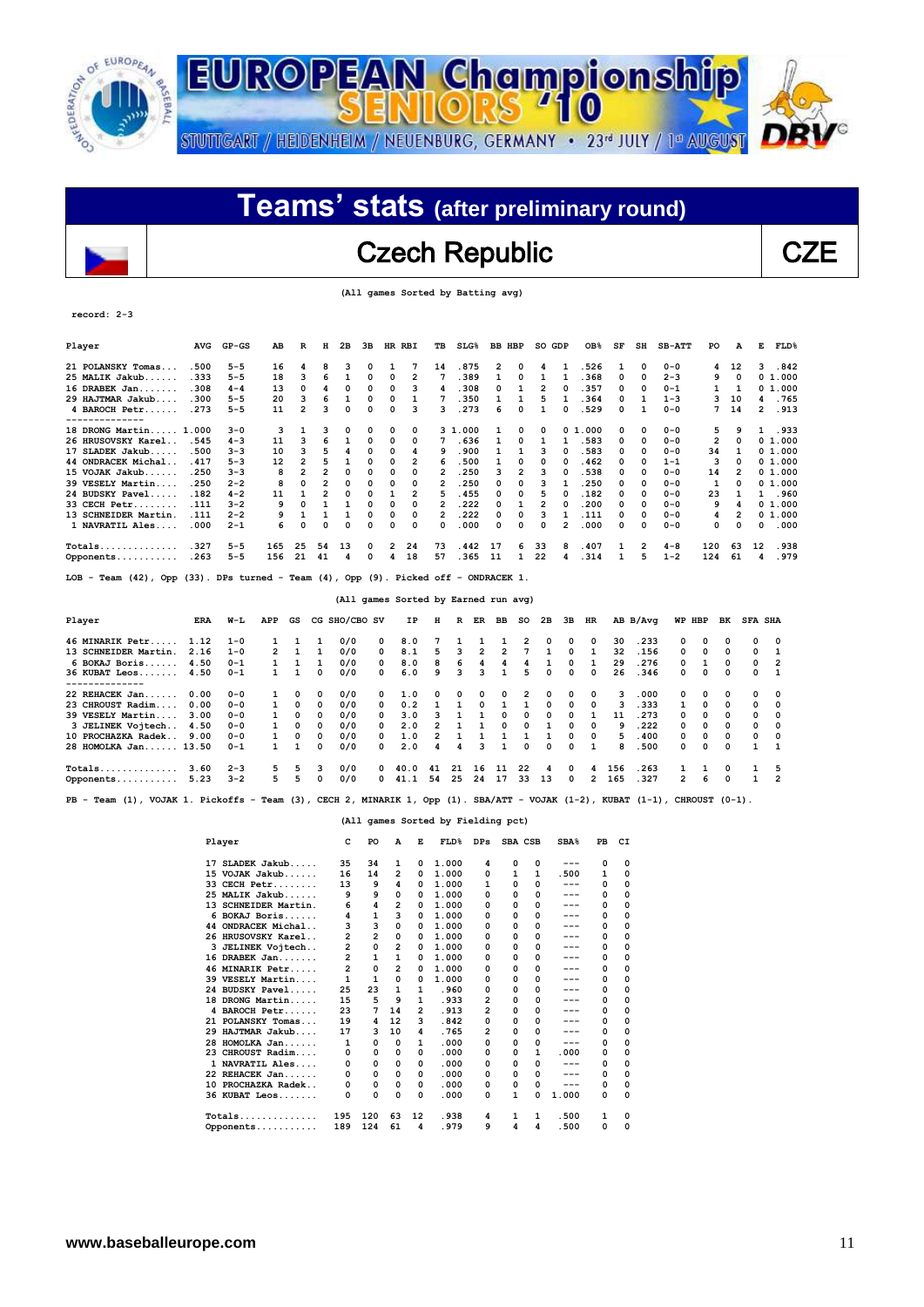# EUROPEAN Championship SENIORS '10

STUTTGART / HEIDENHEIM / NEUENBURG, GERMANY • 23rd JULY / 1st AUGUST

## Teams' stats (after preliminary round)

## Czech Republic — CZE

(All games Sorted by Batting avg)

record: 2-3

| Player | AVG | GP-GS | AB | R | H | 2B | 3B | HR | RBI | TB | SLG% | BB | HBP | SO | GDP | OB% | SF | SH | SB-ATT | PO | A | E | FLD% |
|---|---|---|---|---|---|---|---|---|---|---|---|---|---|---|---|---|---|---|---|---|---|---|---|
| 21 POLANSKY Tomas... | .500 | 5-5 | 16 | 4 | 8 | 3 | 0 | 1 | 7 | 14 | .875 | 2 | 0 | 4 | 1 | .526 | 1 | 0 | 0-0 | 4 | 12 | 3 | .842 |
| 25 MALIK Jakub...... | .333 | 5-5 | 18 | 3 | 6 | 1 | 0 | 0 | 2 | 7 | .389 | 1 | 0 | 1 | 1 | .368 | 0 | 0 | 2-3 | 9 | 0 | 0 | 1.000 |
| 16 DRABEK Jan....... | .308 | 4-4 | 13 | 0 | 4 | 0 | 0 | 0 | 3 | 4 | .308 | 0 | 1 | 2 | 0 | .357 | 0 | 0 | 0-1 | 1 | 1 | 0 | 1.000 |
| 29 HAJTMAR Jakub.... | .300 | 5-5 | 20 | 3 | 6 | 1 | 0 | 0 | 1 | 7 | .350 | 1 | 1 | 5 | 1 | .364 | 0 | 1 | 1-3 | 3 | 10 | 4 | .765 |
| 4 BAROCH Petr...... | .273 | 5-5 | 11 | 2 | 3 | 0 | 0 | 0 | 3 | 3 | .273 | 6 | 0 | 1 | 0 | .529 | 0 | 1 | 0-0 | 7 | 14 | 2 | .913 |
| -------------- | | | | | | | | | | | | | | | | | | | | | | | |
| 18 DRONG Martin..... | 1.000 | 3-0 | 3 | 1 | 3 | 0 | 0 | 0 | 0 | 3 | 1.000 | 1 | 0 | 0 | 0 | 1.000 | 0 | 0 | 0-0 | 5 | 9 | 1 | .933 |
| 26 HRUSOVSKY Karel.. | .545 | 4-3 | 11 | 3 | 6 | 1 | 0 | 0 | 0 | 7 | .636 | 1 | 0 | 1 | 1 | .583 | 0 | 0 | 0-0 | 2 | 0 | 0 | 1.000 |
| 17 SLADEK Jakub..... | .500 | 3-3 | 10 | 3 | 5 | 4 | 0 | 0 | 4 | 9 | .900 | 1 | 1 | 3 | 0 | .583 | 0 | 0 | 0-0 | 34 | 1 | 0 | 1.000 |
| 44 ONDRACEK Michal.. | .417 | 5-3 | 12 | 2 | 5 | 1 | 0 | 0 | 2 | 6 | .500 | 1 | 0 | 0 | 0 | .462 | 0 | 0 | 1-1 | 3 | 0 | 0 | 1.000 |
| 15 VOJAK Jakub...... | .250 | 3-3 | 8 | 2 | 2 | 0 | 0 | 0 | 0 | 2 | .250 | 3 | 2 | 3 | 0 | .538 | 0 | 0 | 0-0 | 14 | 2 | 0 | 1.000 |
| 39 VESELY Martin.... | .250 | 2-2 | 8 | 0 | 2 | 0 | 0 | 0 | 0 | 2 | .250 | 0 | 0 | 3 | 1 | .250 | 0 | 0 | 0-0 | 1 | 0 | 0 | 1.000 |
| 24 BUDSKY Pavel..... | .182 | 4-2 | 11 | 1 | 2 | 0 | 0 | 1 | 2 | 5 | .455 | 0 | 0 | 5 | 0 | .182 | 0 | 0 | 0-0 | 23 | 1 | 1 | .960 |
| 33 CECH Petr........ | .111 | 3-2 | 9 | 0 | 1 | 1 | 0 | 0 | 0 | 2 | .222 | 0 | 1 | 2 | 0 | .200 | 0 | 0 | 0-0 | 9 | 4 | 0 | 1.000 |
| 13 SCHNEIDER Martin. | .111 | 2-2 | 9 | 1 | 1 | 1 | 0 | 0 | 0 | 2 | .222 | 0 | 0 | 3 | 1 | .111 | 0 | 0 | 0-0 | 4 | 2 | 0 | 1.000 |
| 1 NAVRATIL Ales.... | .000 | 2-1 | 6 | 0 | 0 | 0 | 0 | 0 | 0 | 0 | .000 | 0 | 0 | 0 | 2 | .000 | 0 | 0 | 0-0 | 0 | 0 | 0 | .000 |
| Totals.............. | .327 | 5-5 | 165 | 25 | 54 | 13 | 0 | 2 | 24 | 73 | .442 | 17 | 6 | 33 | 8 | .407 | 1 | 2 | 4-8 | 120 | 63 | 12 | .938 |
| Opponents........... | .263 | 5-5 | 156 | 21 | 41 | 4 | 0 | 4 | 18 | 57 | .365 | 11 | 1 | 22 | 4 | .314 | 1 | 5 | 1-2 | 124 | 61 | 4 | .979 |

LOB - Team (42), Opp (33). DPs turned - Team (4), Opp (9). Picked off - ONDRACEK 1.

(All games Sorted by Earned run avg)

| Player | ERA | W-L | APP | GS | CG | SHO/CBO | SV | IP | H | R | ER | BB | SO | 2B | 3B | HR | AB | B/Avg | WP | HBP | BK | SFA | SHA |
|---|---|---|---|---|---|---|---|---|---|---|---|---|---|---|---|---|---|---|---|---|---|---|---|
| 46 MINARIK Petr..... | 1.12 | 1-0 | 1 | 1 | 1 | 0/0 | 0 | 8.0 | 7 | 1 | 1 | 1 | 2 | 0 | 0 | 0 | 30 | .233 | 0 | 0 | 0 | 0 | 0 |
| 13 SCHNEIDER Martin. | 2.16 | 1-0 | 2 | 1 | 1 | 0/0 | 0 | 8.1 | 5 | 3 | 2 | 2 | 7 | 1 | 0 | 1 | 32 | .156 | 0 | 0 | 0 | 0 | 1 |
| 6 BOKAJ Boris...... | 4.50 | 0-1 | 1 | 1 | 1 | 0/0 | 0 | 8.0 | 8 | 6 | 4 | 4 | 4 | 1 | 0 | 1 | 29 | .276 | 0 | 1 | 0 | 0 | 2 |
| 36 KUBAT Leos....... | 4.50 | 0-1 | 1 | 1 | 0 | 0/0 | 0 | 6.0 | 9 | 3 | 3 | 1 | 5 | 0 | 0 | 0 | 26 | .346 | 0 | 0 | 0 | 0 | 1 |
| -------------- | | | | | | | | | | | | | | | | | | | | | | | |
| 22 REHACEK Jan...... | 0.00 | 0-0 | 1 | 0 | 0 | 0/0 | 0 | 1.0 | 0 | 0 | 0 | 0 | 2 | 0 | 0 | 0 | 3 | .000 | 0 | 0 | 0 | 0 | 0 |
| 23 CHROUST Radim.... | 0.00 | 0-0 | 1 | 0 | 0 | 0/0 | 0 | 0.2 | 1 | 1 | 0 | 1 | 1 | 0 | 0 | 0 | 3 | .333 | 1 | 0 | 0 | 0 | 0 |
| 39 VESELY Martin.... | 3.00 | 0-0 | 1 | 0 | 0 | 0/0 | 0 | 3.0 | 3 | 1 | 1 | 0 | 0 | 0 | 0 | 1 | 11 | .273 | 0 | 0 | 0 | 0 | 0 |
| 3 JELINEK Vojtech.. | 4.50 | 0-0 | 1 | 0 | 0 | 0/0 | 0 | 2.0 | 2 | 1 | 1 | 0 | 0 | 1 | 0 | 0 | 9 | .222 | 0 | 0 | 0 | 0 | 0 |
| 10 PROCHAZKA Radek.. | 9.00 | 0-0 | 1 | 0 | 0 | 0/0 | 0 | 1.0 | 2 | 1 | 1 | 1 | 1 | 1 | 0 | 0 | 5 | .400 | 0 | 0 | 0 | 0 | 0 |
| 28 HOMOLKA Jan...... | 13.50 | 0-1 | 1 | 1 | 0 | 0/0 | 0 | 2.0 | 4 | 4 | 3 | 1 | 0 | 0 | 0 | 1 | 8 | .500 | 0 | 0 | 0 | 1 | 1 |
| Totals.............. | 3.60 | 2-3 | 5 | 5 | 3 | 0/0 | 0 | 40.0 | 41 | 21 | 16 | 11 | 22 | 4 | 0 | 4 | 156 | .263 | 1 | 1 | 0 | 1 | 5 |
| Opponents........... | 5.23 | 3-2 | 5 | 5 | 0 | 0/0 | 0 | 41.1 | 54 | 25 | 24 | 17 | 33 | 13 | 0 | 2 | 165 | .327 | 2 | 6 | 0 | 1 | 2 |

PB - Team (1), VOJAK 1. Pickoffs - Team (3), CECH 2, MINARIK 1, Opp (1). SBA/ATT - VOJAK (1-2), KUBAT (1-1), CHROUST (0-1).

(All games Sorted by Fielding pct)

| Player | C | PO | A | E | FLD% | DPs | SBA | CSB | SBA% | PB | CI |
|---|---|---|---|---|---|---|---|---|---|---|---|
| 17 SLADEK Jakub..... | 35 | 34 | 1 | 0 | 1.000 | 4 | 0 | 0 | --- | 0 | 0 |
| 15 VOJAK Jakub...... | 16 | 14 | 2 | 0 | 1.000 | 0 | 1 | 1 | .500 | 1 | 0 |
| 33 CECH Petr........ | 13 | 9 | 4 | 0 | 1.000 | 1 | 0 | 0 | --- | 0 | 0 |
| 25 MALIK Jakub...... | 9 | 9 | 0 | 0 | 1.000 | 0 | 0 | 0 | --- | 0 | 0 |
| 13 SCHNEIDER Martin. | 6 | 4 | 2 | 0 | 1.000 | 0 | 0 | 0 | --- | 0 | 0 |
| 6 BOKAJ Boris...... | 4 | 1 | 3 | 0 | 1.000 | 0 | 0 | 0 | --- | 0 | 0 |
| 44 ONDRACEK Michal.. | 3 | 3 | 0 | 0 | 1.000 | 0 | 0 | 0 | --- | 0 | 0 |
| 26 HRUSOVSKY Karel.. | 2 | 2 | 0 | 0 | 1.000 | 0 | 0 | 0 | --- | 0 | 0 |
| 3 JELINEK Vojtech... | 2 | 0 | 2 | 0 | 1.000 | 0 | 0 | 0 | --- | 0 | 0 |
| 16 DRABEK Jan....... | 2 | 1 | 1 | 0 | 1.000 | 0 | 0 | 0 | --- | 0 | 0 |
| 46 MINARIK Petr..... | 2 | 0 | 2 | 0 | 1.000 | 0 | 0 | 0 | --- | 0 | 0 |
| 39 VESELY Martin.... | 1 | 1 | 0 | 0 | 1.000 | 0 | 0 | 0 | --- | 0 | 0 |
| 24 BUDSKY Pavel..... | 25 | 23 | 1 | 1 | .960 | 0 | 0 | 0 | --- | 0 | 0 |
| 18 DRONG Martin..... | 15 | 5 | 9 | 1 | .933 | 2 | 0 | 0 | --- | 0 | 0 |
| 4 BAROCH Petr...... | 23 | 7 | 14 | 2 | .913 | 2 | 0 | 0 | --- | 0 | 0 |
| 21 POLANSKY Tomas... | 19 | 4 | 12 | 3 | .842 | 0 | 0 | 0 | --- | 0 | 0 |
| 29 HAJTMAR Jakub.... | 17 | 3 | 10 | 4 | .765 | 2 | 0 | 0 | --- | 0 | 0 |
| 28 HOMOLKA Jan...... | 1 | 0 | 0 | 1 | .000 | 0 | 0 | 0 | --- | 0 | 0 |
| 23 CHROUST Radim.... | 0 | 0 | 0 | 0 | .000 | 0 | 0 | 1 | .000 | 0 | 0 |
| 1 NAVRATIL Ales.... | 0 | 0 | 0 | 0 | .000 | 0 | 0 | 0 | --- | 0 | 0 |
| 22 REHACEK Jan...... | 0 | 0 | 0 | 0 | .000 | 0 | 0 | 0 | --- | 0 | 0 |
| 10 PROCHAZKA Radek.. | 0 | 0 | 0 | 0 | .000 | 0 | 0 | 0 | --- | 0 | 0 |
| 36 KUBAT Leos....... | 0 | 0 | 0 | 0 | .000 | 0 | 1 | 0 | 1.000 | 0 | 0 |
| Totals.............. | 195 | 120 | 63 | 12 | .938 | 4 | 1 | 1 | .500 | 1 | 0 |
| Opponents........... | 189 | 124 | 61 | 4 | .979 | 9 | 4 | 4 | .500 | 0 | 0 |

www.baseballeurope.com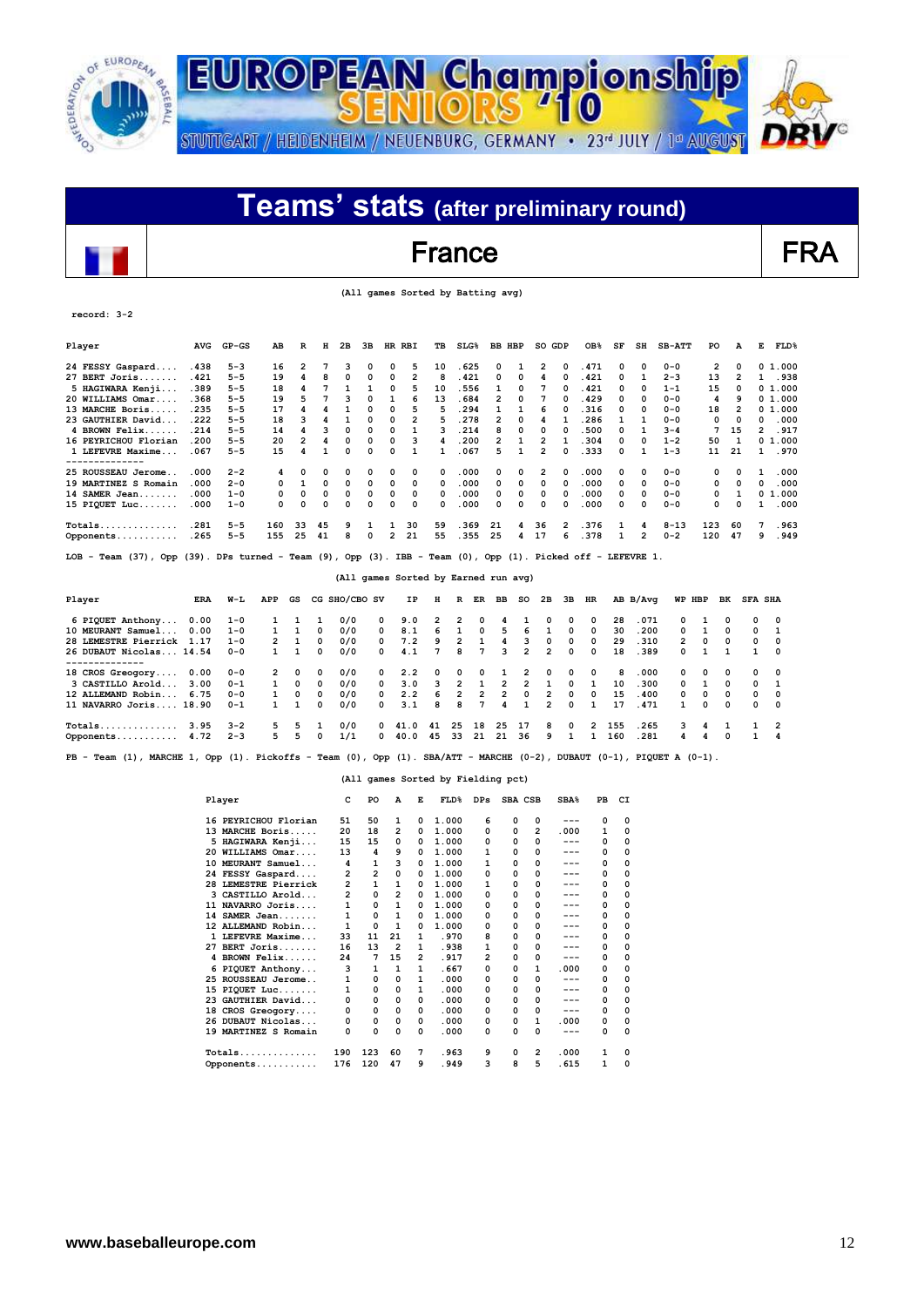# EUROPEAN Championship SENIORS '10

STUTTGART / HEIDENHEIM / NEUENBURG, GERMANY • 23rd JULY / 1st AUGUST

## Teams' stats (after preliminary round)

## France — FRA

(All games Sorted by Batting avg)

record: 3-2

| Player | AVG | GP-GS | AB | R | H | 2B | 3B | HR | RBI | TB | SLG% | BB | HBP | SO | GDP | OB% | SF | SH | SB-ATT | PO | A | E | FLD% |
|---|---|---|---|---|---|---|---|---|---|---|---|---|---|---|---|---|---|---|---|---|---|---|---|
| 24 FESSY Gaspard.... | .438 | 5-3 | 16 | 2 | 7 | 3 | 0 | 0 | 5 | 10 | .625 | 0 | 1 | 2 | 0 | .471 | 0 | 0 | 0-0 | 2 | 0 | 0 | 1.000 |
| 27 BERT Joris....... | .421 | 5-5 | 19 | 4 | 8 | 0 | 0 | 0 | 2 | 8 | .421 | 0 | 0 | 4 | 0 | .421 | 0 | 1 | 2-3 | 13 | 2 | 1 | .938 |
| 5 HAGIWARA Kenji.... | .389 | 5-5 | 18 | 4 | 7 | 1 | 1 | 0 | 5 | 10 | .556 | 1 | 0 | 7 | 0 | .421 | 0 | 0 | 1-1 | 15 | 0 | 0 | 1.000 |
| 20 WILLIAMS Omar.... | .368 | 5-5 | 19 | 5 | 7 | 3 | 0 | 1 | 6 | 13 | .684 | 2 | 0 | 7 | 0 | .429 | 0 | 0 | 0-0 | 4 | 9 | 0 | 1.000 |
| 13 MARCHE Boris..... | .235 | 5-5 | 17 | 4 | 4 | 1 | 0 | 0 | 5 | 5 | .294 | 1 | 1 | 6 | 0 | .316 | 0 | 0 | 0-0 | 18 | 2 | 0 | 1.000 |
| 23 GAUTHIER David... | .222 | 5-5 | 18 | 3 | 4 | 1 | 0 | 0 | 2 | 5 | .278 | 2 | 0 | 4 | 1 | .286 | 1 | 1 | 0-0 | 0 | 0 | 0 | .000 |
| 4 BROWN Felix...... | .214 | 5-5 | 14 | 4 | 3 | 0 | 0 | 0 | 1 | 3 | .214 | 8 | 0 | 0 | 0 | .500 | 0 | 1 | 3-4 | 7 | 15 | 2 | .917 |
| 16 PEYRICHOU Florian | .200 | 5-5 | 20 | 2 | 4 | 0 | 0 | 0 | 3 | 4 | .200 | 2 | 1 | 2 | 1 | .304 | 0 | 0 | 1-2 | 50 | 1 | 0 | 1.000 |
| 1 LEFEVRE Maxime... | .067 | 5-5 | 15 | 4 | 1 | 0 | 0 | 0 | 1 | 1 | .067 | 5 | 1 | 2 | 0 | .333 | 0 | 1 | 1-3 | 11 | 21 | 1 | .970 |
| 25 ROUSSEAU Jerome.. | .000 | 2-2 | 4 | 0 | 0 | 0 | 0 | 0 | 0 | 0 | .000 | 0 | 0 | 2 | 0 | .000 | 0 | 0 | 0-0 | 0 | 0 | 1 | .000 |
| 19 MARTINEZ S Romain | .000 | 2-0 | 0 | 1 | 0 | 0 | 0 | 0 | 0 | 0 | .000 | 0 | 0 | 0 | 0 | .000 | 0 | 0 | 0-0 | 0 | 0 | 0 | .000 |
| 14 SAMER Jean....... | .000 | 1-0 | 0 | 0 | 0 | 0 | 0 | 0 | 0 | 0 | .000 | 0 | 0 | 0 | 0 | .000 | 0 | 0 | 0-0 | 0 | 1 | 0 | 1.000 |
| 15 PIQUET Luc....... | .000 | 1-0 | 0 | 0 | 0 | 0 | 0 | 0 | 0 | 0 | .000 | 0 | 0 | 0 | 0 | .000 | 0 | 0 | 0-0 | 0 | 0 | 1 | .000 |
| Totals.............. | .281 | 5-5 | 160 | 33 | 45 | 9 | 1 | 1 | 30 | 59 | .369 | 21 | 4 | 36 | 2 | .376 | 1 | 4 | 8-13 | 123 | 60 | 7 | .963 |
| Opponents........... | .265 | 5-5 | 155 | 25 | 41 | 8 | 0 | 2 | 21 | 55 | .355 | 25 | 4 | 17 | 6 | .378 | 1 | 2 | 0-2 | 120 | 47 | 9 | .949 |

LOB - Team (37), Opp (39). DPs turned - Team (9), Opp (3). IBB - Team (0), Opp (1). Picked off - LEFEVRE 1.

(All games Sorted by Earned run avg)

| Player | ERA | W-L | APP | GS | CG | SHO/CBO | SV | IP | H | R | ER | BB | SO | 2B | 3B | HR | AB | B/Avg | WP | HBP | BK | SFA | SHA |
|---|---|---|---|---|---|---|---|---|---|---|---|---|---|---|---|---|---|---|---|---|---|---|---|
| 6 PIQUET Anthony... | 0.00 | 1-0 | 1 | 1 | 1 | 0/0 | 0 | 9.0 | 2 | 2 | 0 | 4 | 1 | 0 | 0 | 0 | 28 | .071 | 0 | 1 | 0 | 0 | 0 |
| 10 MEURANT Samuel... | 0.00 | 1-0 | 1 | 1 | 0 | 0/0 | 0 | 8.1 | 6 | 1 | 0 | 5 | 6 | 1 | 0 | 0 | 30 | .200 | 0 | 1 | 0 | 0 | 1 |
| 28 LEMESTRE Pierrick | 1.17 | 1-0 | 2 | 1 | 0 | 0/0 | 0 | 7.2 | 9 | 2 | 1 | 4 | 3 | 0 | 0 | 0 | 29 | .310 | 2 | 0 | 0 | 0 | 0 |
| 26 DUBAUT Nicolas... | 14.54 | 0-0 | 1 | 1 | 0 | 0/0 | 0 | 4.1 | 7 | 8 | 7 | 3 | 2 | 2 | 0 | 0 | 18 | .389 | 0 | 1 | 1 | 1 | 0 |
| 18 CROS Greogory.... | 0.00 | 0-0 | 2 | 0 | 0 | 0/0 | 0 | 2.2 | 0 | 0 | 0 | 1 | 2 | 0 | 0 | 0 | 8 | .000 | 0 | 0 | 0 | 0 | 0 |
| 3 CASTILLO Arold... | 3.00 | 0-1 | 1 | 0 | 0 | 0/0 | 0 | 3.0 | 3 | 2 | 1 | 2 | 2 | 1 | 0 | 1 | 10 | .300 | 0 | 1 | 0 | 0 | 1 |
| 12 ALLEMAND Robin... | 6.75 | 0-0 | 1 | 0 | 0 | 0/0 | 0 | 2.2 | 6 | 2 | 2 | 2 | 0 | 2 | 0 | 0 | 15 | .400 | 0 | 0 | 0 | 0 | 0 |
| 11 NAVARRO Joris.... | 18.90 | 0-1 | 1 | 1 | 0 | 0/0 | 0 | 3.1 | 8 | 8 | 7 | 4 | 1 | 2 | 0 | 1 | 17 | .471 | 1 | 0 | 0 | 0 | 0 |
| Totals.............. | 3.95 | 3-2 | 5 | 5 | 1 | 0/0 | 0 | 41.0 | 41 | 25 | 18 | 25 | 17 | 8 | 0 | 2 | 155 | .265 | 3 | 4 | 1 | 1 | 2 |
| Opponents........... | 4.72 | 2-3 | 5 | 5 | 0 | 1/1 | 0 | 40.0 | 45 | 33 | 21 | 21 | 36 | 9 | 1 | 1 | 160 | .281 | 4 | 4 | 0 | 1 | 4 |

PB - Team (1), MARCHE 1, Opp (1). Pickoffs - Team (0), Opp (1). SBA/ATT - MARCHE (0-2), DUBAUT (0-1), PIQUET A (0-1).

(All games Sorted by Fielding pct)

| Player | C | PO | A | E | FLD% | DPs | SBA | CSB | SBA% | PB | CI |
|---|---|---|---|---|---|---|---|---|---|---|---|
| 16 PEYRICHOU Florian | 51 | 50 | 1 | 0 | 1.000 | 6 | 0 | 0 | --- | 0 | 0 |
| 13 MARCHE Boris..... | 20 | 18 | 2 | 0 | 1.000 | 0 | 0 | 2 | .000 | 1 | 0 |
| 5 HAGIWARA Kenji... | 15 | 15 | 0 | 0 | 1.000 | 0 | 0 | 0 | --- | 0 | 0 |
| 20 WILLIAMS Omar.... | 13 | 4 | 9 | 0 | 1.000 | 1 | 0 | 0 | --- | 0 | 0 |
| 10 MEURANT Samuel... | 4 | 1 | 3 | 0 | 1.000 | 1 | 0 | 0 | --- | 0 | 0 |
| 24 FESSY Gaspard.... | 2 | 2 | 0 | 0 | 1.000 | 0 | 0 | 0 | --- | 0 | 0 |
| 28 LEMESTRE Pierrick | 2 | 1 | 1 | 0 | 1.000 | 1 | 0 | 0 | --- | 0 | 0 |
| 3 CASTILLO Arold... | 2 | 0 | 2 | 0 | 1.000 | 0 | 0 | 0 | --- | 0 | 0 |
| 11 NAVARRO Joris.... | 1 | 0 | 1 | 0 | 1.000 | 0 | 0 | 0 | --- | 0 | 0 |
| 14 SAMER Jean....... | 1 | 0 | 1 | 0 | 1.000 | 0 | 0 | 0 | --- | 0 | 0 |
| 12 ALLEMAND Robin... | 1 | 0 | 1 | 0 | 1.000 | 0 | 0 | 0 | --- | 0 | 0 |
| 1 LEFEVRE Maxime... | 33 | 11 | 21 | 1 | .970 | 8 | 0 | 0 | --- | 0 | 0 |
| 27 BERT Joris....... | 16 | 13 | 2 | 1 | .938 | 1 | 0 | 0 | --- | 0 | 0 |
| 4 BROWN Felix...... | 24 | 7 | 15 | 2 | .917 | 2 | 0 | 0 | --- | 0 | 0 |
| 6 PIQUET Anthony... | 3 | 1 | 1 | 1 | .667 | 0 | 0 | 1 | .000 | 0 | 0 |
| 25 ROUSSEAU Jerome.. | 1 | 0 | 0 | 1 | .000 | 0 | 0 | 0 | --- | 0 | 0 |
| 15 PIQUET Luc....... | 1 | 0 | 0 | 1 | .000 | 0 | 0 | 0 | --- | 0 | 0 |
| 23 GAUTHIER David... | 0 | 0 | 0 | 0 | .000 | 0 | 0 | 0 | --- | 0 | 0 |
| 18 CROS Greogory.... | 0 | 0 | 0 | 0 | .000 | 0 | 0 | 0 | --- | 0 | 0 |
| 26 DUBAUT Nicolas... | 0 | 0 | 0 | 0 | .000 | 0 | 0 | 1 | .000 | 0 | 0 |
| 19 MARTINEZ S Romain | 0 | 0 | 0 | 0 | .000 | 0 | 0 | 0 | --- | 0 | 0 |
| Totals.............. | 190 | 123 | 60 | 7 | .963 | 9 | 0 | 2 | .000 | 1 | 0 |
| Opponents........... | 176 | 120 | 47 | 9 | .949 | 3 | 8 | 5 | .615 | 1 | 0 |

www.baseballeurope.com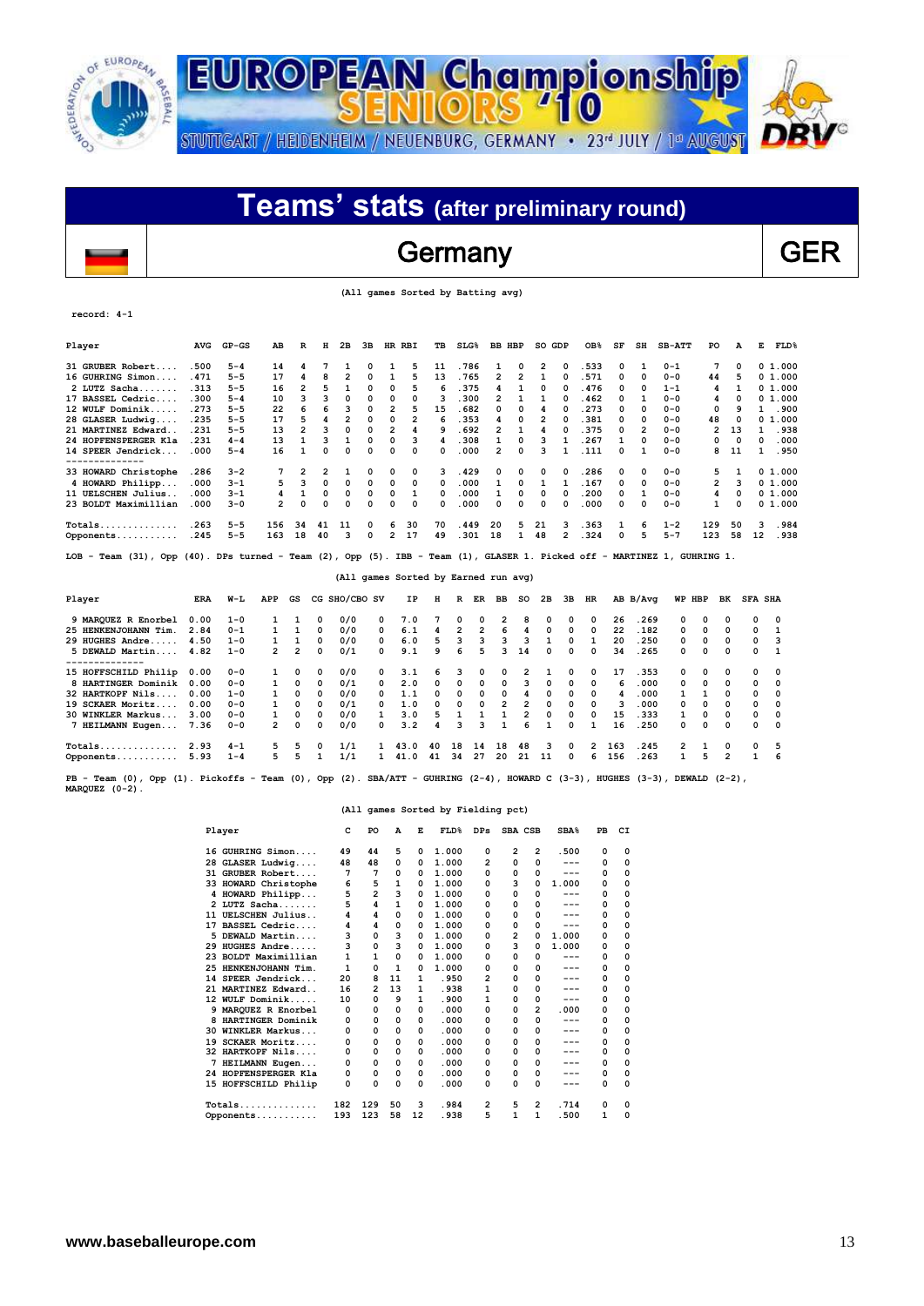# EUROPEAN Championship SENIORS '10

STUTTGART / HEIDENHEIM / NEUENBURG, GERMANY • 23rd JULY / 1st AUGUST

## Teams' stats (after preliminary round)

## Germany GER

(All games Sorted by Batting avg)

record: 4-1

| Player | AVG | GP-GS | AB | R | H | 2B | 3B | HR | RBI | TB | SLG% | BB | HBP | SO | GDP | OB% | SF | SH | SB-ATT | PO | A | E | FLD% |
|---|---|---|---|---|---|---|---|---|---|---|---|---|---|---|---|---|---|---|---|---|---|---|---|
| 31 GRUBER Robert.... | .500 | 5-4 | 14 | 4 | 7 | 1 | 0 | 1 | 5 | 11 | .786 | 1 | 0 | 2 | 0 | .533 | 0 | 1 | 0-1 | 7 | 0 | 0 | 1.000 |
| 16 GUHRING Simon.... | .471 | 5-5 | 17 | 4 | 8 | 2 | 0 | 1 | 5 | 13 | .765 | 2 | 2 | 1 | 0 | .571 | 0 | 0 | 0-0 | 44 | 5 | 0 | 1.000 |
| 2 LUTZ Sacha....... | .313 | 5-5 | 16 | 2 | 5 | 1 | 0 | 0 | 5 | 6 | .375 | 4 | 1 | 0 | 0 | .476 | 0 | 0 | 1-1 | 4 | 1 | 0 | 1.000 |
| 17 BASSEL Cedric.... | .300 | 5-4 | 10 | 3 | 3 | 0 | 0 | 0 | 0 | 3 | .300 | 2 | 1 | 1 | 0 | .462 | 0 | 1 | 0-0 | 4 | 0 | 0 | 1.000 |
| 12 WULF Dominik..... | .273 | 5-5 | 22 | 6 | 6 | 3 | 0 | 2 | 5 | 15 | .682 | 0 | 0 | 4 | 0 | .273 | 0 | 0 | 0-0 | 0 | 9 | 1 | .900 |
| 28 GLASER Ludwig.... | .235 | 5-5 | 17 | 5 | 4 | 2 | 0 | 0 | 2 | 6 | .353 | 4 | 0 | 2 | 0 | .381 | 0 | 0 | 0-0 | 48 | 0 | 0 | 1.000 |
| 21 MARTINEZ Edward.. | .231 | 5-5 | 13 | 2 | 3 | 0 | 0 | 2 | 4 | 9 | .692 | 2 | 1 | 4 | 0 | .375 | 0 | 2 | 0-0 | 2 | 13 | 1 | .938 |
| 24 HOPFENSPERGER Kla | .231 | 4-4 | 13 | 1 | 3 | 1 | 0 | 0 | 3 | 4 | .308 | 1 | 0 | 3 | 1 | .267 | 1 | 0 | 0-0 | 0 | 0 | 0 | .000 |
| 14 SPEER Jendrick... | .000 | 5-4 | 16 | 1 | 0 | 0 | 0 | 0 | 0 | 0 | .000 | 2 | 0 | 3 | 1 | .111 | 0 | 1 | 0-0 | 8 | 11 | 1 | .950 |
| 33 HOWARD Christophe | .286 | 3-2 | 7 | 2 | 2 | 1 | 0 | 0 | 0 | 3 | .429 | 0 | 0 | 0 | 0 | .286 | 0 | 0 | 0-0 | 5 | 1 | 0 | 1.000 |
| 4 HOWARD Philipp... | .000 | 3-1 | 5 | 3 | 0 | 0 | 0 | 0 | 0 | 0 | .000 | 1 | 0 | 1 | 1 | .167 | 0 | 0 | 0-0 | 2 | 3 | 0 | 1.000 |
| 11 UELSCHEN Julius.. | .000 | 3-1 | 4 | 1 | 0 | 0 | 0 | 0 | 1 | 0 | .000 | 1 | 0 | 0 | 0 | .200 | 0 | 1 | 0-0 | 4 | 0 | 0 | 1.000 |
| 23 BOLDT Maximillian | .000 | 3-0 | 2 | 0 | 0 | 0 | 0 | 0 | 0 | 0 | .000 | 0 | 0 | 0 | 0 | .000 | 0 | 0 | 0-0 | 1 | 0 | 0 | 1.000 |
| Totals.............. | .263 | 5-5 | 156 | 34 | 41 | 11 | 0 | 6 | 30 | 70 | .449 | 20 | 5 | 21 | 3 | .363 | 1 | 6 | 1-2 | 129 | 50 | 3 | .984 |
| Opponents........... | .245 | 5-5 | 163 | 18 | 40 | 3 | 0 | 2 | 17 | 49 | .301 | 18 | 1 | 48 | 2 | .324 | 0 | 5 | 5-7 | 123 | 58 | 12 | .938 |

LOB - Team (31), Opp (40). DPs turned - Team (2), Opp (5). IBB - Team (1), GLASER 1. Picked off - MARTINEZ 1, GUHRING 1.

(All games Sorted by Earned run avg)

| Player | ERA | W-L | APP | GS | CG | SHO/CBO | SV | IP | H | R | ER | BB | SO | 2B | 3B | HR | AB | B/Avg | WP | HBP | BK | SFA | SHA |
|---|---|---|---|---|---|---|---|---|---|---|---|---|---|---|---|---|---|---|---|---|---|---|---|
| 9 MARQUEZ R Enorbel | 0.00 | 1-0 | 1 | 1 | 0 | 0/0 | 0 | 7.0 | 7 | 0 | 0 | 2 | 8 | 0 | 0 | 0 | 26 | .269 | 0 | 0 | 0 | 0 | 0 |
| 25 HENKENJOHANN Tim. | 2.84 | 0-1 | 1 | 1 | 0 | 0/0 | 0 | 6.1 | 4 | 2 | 2 | 6 | 4 | 0 | 0 | 0 | 22 | .182 | 0 | 0 | 0 | 0 | 1 |
| 29 HUGHES Andre..... | 4.50 | 1-0 | 1 | 1 | 0 | 0/0 | 0 | 6.0 | 5 | 3 | 3 | 3 | 3 | 1 | 0 | 1 | 20 | .250 | 0 | 0 | 0 | 0 | 3 |
| 5 DEWALD Martin.... | 4.82 | 1-0 | 2 | 2 | 0 | 0/1 | 0 | 9.1 | 9 | 6 | 5 | 3 | 14 | 0 | 0 | 0 | 34 | .265 | 0 | 0 | 0 | 0 | 1 |
| 15 HOFFSCHILD Philip | 0.00 | 0-0 | 1 | 0 | 0 | 0/0 | 0 | 3.1 | 6 | 3 | 0 | 0 | 2 | 1 | 0 | 0 | 17 | .353 | 0 | 0 | 0 | 0 | 0 |
| 8 HARTINGER Dominik | 0.00 | 0-0 | 1 | 0 | 0 | 0/1 | 0 | 2.0 | 0 | 0 | 0 | 0 | 3 | 0 | 0 | 0 | 6 | .000 | 0 | 0 | 0 | 0 | 0 |
| 32 HARTKOPF Nils.... | 0.00 | 1-0 | 1 | 0 | 0 | 0/0 | 0 | 1.1 | 0 | 0 | 0 | 0 | 4 | 0 | 0 | 0 | 4 | .000 | 1 | 1 | 0 | 0 | 0 |
| 19 SCKAER Moritz.... | 0.00 | 0-0 | 1 | 0 | 0 | 0/1 | 0 | 1.0 | 0 | 0 | 0 | 2 | 2 | 0 | 0 | 0 | 3 | .000 | 0 | 0 | 0 | 0 | 0 |
| 30 WINKLER Markus... | 3.00 | 0-0 | 1 | 0 | 0 | 0/0 | 1 | 3.0 | 5 | 1 | 1 | 1 | 2 | 0 | 0 | 0 | 15 | .333 | 1 | 0 | 0 | 0 | 0 |
| 7 HEILMANN Eugen... | 7.36 | 0-0 | 2 | 0 | 0 | 0/0 | 0 | 3.2 | 4 | 3 | 3 | 1 | 6 | 1 | 0 | 1 | 16 | .250 | 0 | 0 | 0 | 0 | 0 |
| Totals.............. | 2.93 | 4-1 | 5 | 5 | 0 | 1/1 | 1 | 43.0 | 40 | 18 | 14 | 18 | 48 | 3 | 0 | 2 | 163 | .245 | 2 | 1 | 0 | 0 | 5 |
| Opponents........... | 5.93 | 1-4 | 5 | 5 | 1 | 1/1 | 1 | 41.0 | 41 | 34 | 27 | 20 | 21 | 11 | 0 | 6 | 156 | .263 | 1 | 5 | 2 | 1 | 6 |

PB - Team (0), Opp (1). Pickoffs - Team (0), Opp (2). SBA/ATT - GUHRING (2-4), HOWARD C (3-3), HUGHES (3-3), DEWALD (2-2), MARQUEZ (0-2).

(All games Sorted by Fielding pct)

| Player | C | PO | A | E | FLD% | DPs | SBA | CSB | SBA% | PB | CI |
|---|---|---|---|---|---|---|---|---|---|---|---|
| 16 GUHRING Simon.... | 49 | 44 | 5 | 0 | 1.000 | 0 | 2 | 2 | .500 | 0 | 0 |
| 28 GLASER Ludwig.... | 48 | 48 | 0 | 0 | 1.000 | 2 | 0 | 0 | --- | 0 | 0 |
| 31 GRUBER Robert.... | 7 | 7 | 0 | 0 | 1.000 | 0 | 0 | 0 | --- | 0 | 0 |
| 33 HOWARD Christophe | 6 | 5 | 1 | 0 | 1.000 | 0 | 3 | 0 | 1.000 | 0 | 0 |
| 4 HOWARD Philipp... | 5 | 2 | 3 | 0 | 1.000 | 0 | 0 | 0 | --- | 0 | 0 |
| 2 LUTZ Sacha....... | 5 | 4 | 1 | 0 | 1.000 | 0 | 0 | 0 | --- | 0 | 0 |
| 11 UELSCHEN Julius.. | 4 | 4 | 0 | 0 | 1.000 | 0 | 0 | 0 | --- | 0 | 0 |
| 17 BASSEL Cedric.... | 4 | 4 | 0 | 0 | 1.000 | 0 | 0 | 0 | --- | 0 | 0 |
| 5 DEWALD Martin.... | 3 | 0 | 3 | 0 | 1.000 | 0 | 2 | 0 | 1.000 | 0 | 0 |
| 29 HUGHES Andre..... | 3 | 0 | 3 | 0 | 1.000 | 0 | 3 | 0 | 1.000 | 0 | 0 |
| 23 BOLDT Maximillian | 1 | 1 | 0 | 0 | 1.000 | 0 | 0 | 0 | --- | 0 | 0 |
| 25 HENKENJOHANN Tim. | 1 | 0 | 1 | 0 | 1.000 | 0 | 0 | 0 | --- | 0 | 0 |
| 14 SPEER Jendrick... | 20 | 8 | 11 | 1 | .950 | 2 | 0 | 0 | --- | 0 | 0 |
| 21 MARTINEZ Edward.. | 16 | 2 | 13 | 1 | .938 | 1 | 0 | 0 | --- | 0 | 0 |
| 12 WULF Dominik..... | 10 | 0 | 9 | 1 | .900 | 1 | 0 | 0 | --- | 0 | 0 |
| 9 MARQUEZ R Enorbel | 0 | 0 | 0 | 0 | .000 | 0 | 0 | 2 | .000 | 0 | 0 |
| 8 HARTINGER Dominik | 0 | 0 | 0 | 0 | .000 | 0 | 0 | 0 | --- | 0 | 0 |
| 30 WINKLER Markus... | 0 | 0 | 0 | 0 | .000 | 0 | 0 | 0 | --- | 0 | 0 |
| 19 SCKAER Moritz.... | 0 | 0 | 0 | 0 | .000 | 0 | 0 | 0 | --- | 0 | 0 |
| 32 HARTKOPF Nils.... | 0 | 0 | 0 | 0 | .000 | 0 | 0 | 0 | --- | 0 | 0 |
| 7 HEILMANN Eugen... | 0 | 0 | 0 | 0 | .000 | 0 | 0 | 0 | --- | 0 | 0 |
| 24 HOPFENSPERGER Kla | 0 | 0 | 0 | 0 | .000 | 0 | 0 | 0 | --- | 0 | 0 |
| 15 HOFFSCHILD Philip | 0 | 0 | 0 | 0 | .000 | 0 | 0 | 0 | --- | 0 | 0 |
| Totals.............. | 182 | 129 | 50 | 3 | .984 | 2 | 5 | 2 | .714 | 0 | 0 |
| Opponents........... | 193 | 123 | 58 | 12 | .938 | 5 | 1 | 1 | .500 | 1 | 0 |

www.baseballeurope.com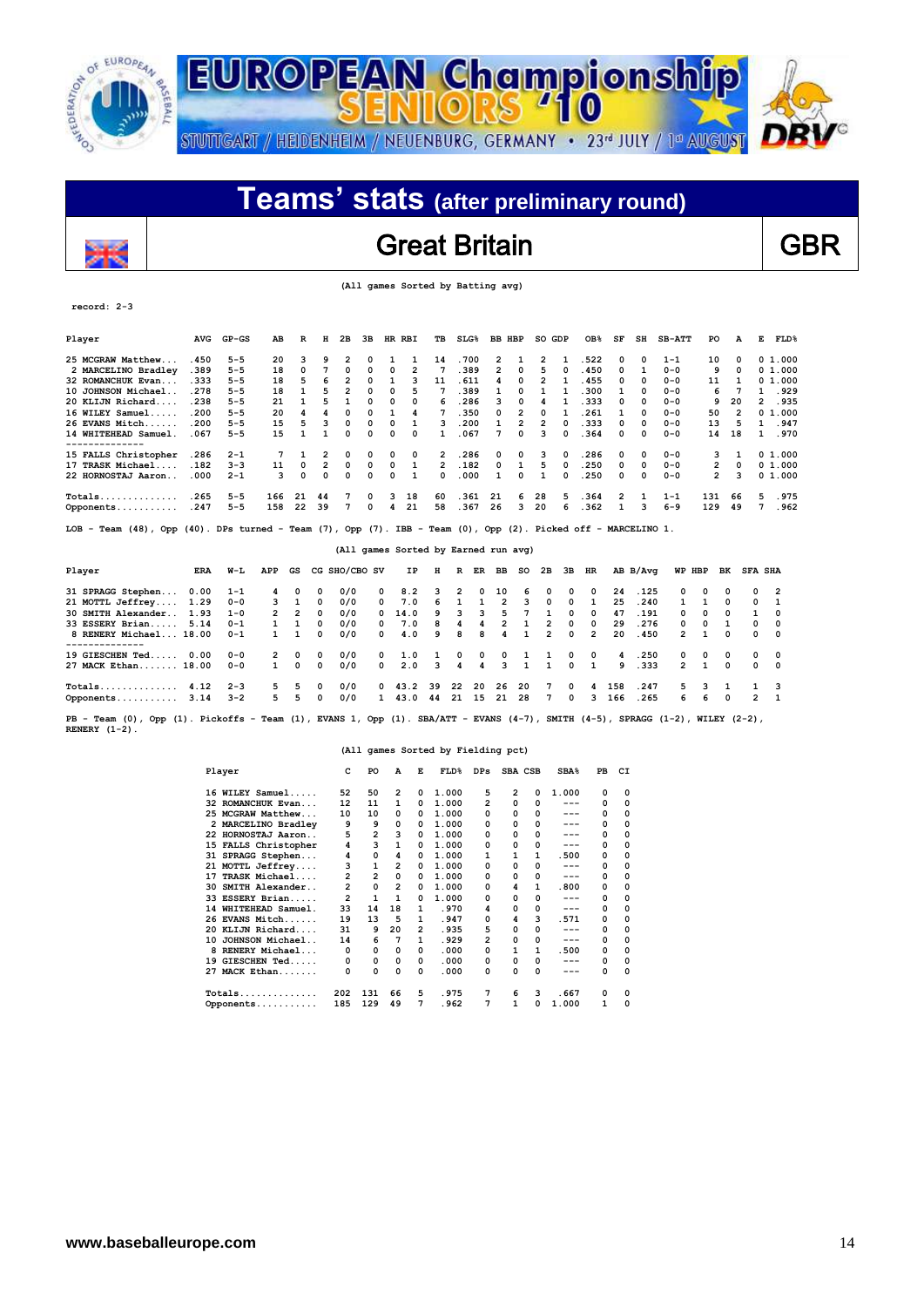# EUROPEAN Championship SENIORS '10

STUTTGART / HEIDENHEIM / NEUENBURG, GERMANY • 23rd JULY / 1st AUGUST

## Teams' stats (after preliminary round)

## Great Britain — GBR

(All games Sorted by Batting avg)

record: 2-3

| Player | AVG | GP-GS | AB | R | H | 2B | 3B | HR | RBI | TB | SLG% | BB | HBP | SO | GDP | OB% | SF | SH | SB-ATT | PO | A | E | FLD% |
|---|---|---|---|---|---|---|---|---|---|---|---|---|---|---|---|---|---|---|---|---|---|---|---|
| 25 MCGRAW Matthew... | .450 | 5-5 | 20 | 3 | 9 | 2 | 0 | 1 | 1 | 14 | .700 | 2 | 1 | 2 | 1 | .522 | 0 | 0 | 1-1 | 10 | 0 | 0 | 1.000 |
| 2 MARCELINO Bradley | .389 | 5-5 | 18 | 0 | 7 | 0 | 0 | 0 | 2 | 7 | .389 | 2 | 0 | 5 | 0 | .450 | 0 | 1 | 0-0 | 9 | 0 | 0 | 1.000 |
| 32 ROMANCHUK Evan... | .333 | 5-5 | 18 | 5 | 6 | 2 | 0 | 1 | 3 | 11 | .611 | 4 | 0 | 2 | 1 | .455 | 0 | 0 | 0-0 | 11 | 1 | 0 | 1.000 |
| 10 JOHNSON Michael.. | .278 | 5-5 | 18 | 1 | 5 | 2 | 0 | 0 | 5 | 7 | .389 | 1 | 0 | 1 | 1 | .300 | 1 | 0 | 0-0 | 6 | 7 | 1 | .929 |
| 20 KLIJN Richard.... | .238 | 5-5 | 21 | 1 | 5 | 1 | 0 | 0 | 0 | 6 | .286 | 3 | 0 | 4 | 1 | .333 | 0 | 0 | 0-0 | 9 | 20 | 2 | .935 |
| 16 WILEY Samuel..... | .200 | 5-5 | 20 | 4 | 4 | 0 | 0 | 1 | 4 | 7 | .350 | 0 | 2 | 0 | 1 | .261 | 1 | 0 | 0-0 | 50 | 2 | 0 | 1.000 |
| 26 EVANS Mitch...... | .200 | 5-5 | 15 | 5 | 3 | 0 | 0 | 0 | 1 | 3 | .200 | 1 | 2 | 2 | 0 | .333 | 0 | 0 | 0-0 | 13 | 5 | 1 | .947 |
| 14 WHITEHEAD Samuel. | .067 | 5-5 | 15 | 1 | 1 | 0 | 0 | 0 | 0 | 1 | .067 | 7 | 0 | 3 | 0 | .364 | 0 | 0 | 0-0 | 14 | 18 | 1 | .970 |
| 15 FALLS Christopher | .286 | 2-1 | 7 | 1 | 2 | 0 | 0 | 0 | 0 | 2 | .286 | 0 | 0 | 3 | 0 | .286 | 0 | 0 | 0-0 | 3 | 1 | 0 | 1.000 |
| 17 TRASK Michael.... | .182 | 3-3 | 11 | 0 | 2 | 0 | 0 | 0 | 1 | 2 | .182 | 0 | 1 | 5 | 0 | .250 | 0 | 0 | 0-0 | 2 | 0 | 0 | 1.000 |
| 22 HORNOSTAJ Aaron.. | .000 | 2-1 | 3 | 0 | 0 | 0 | 0 | 0 | 1 | 0 | .000 | 1 | 0 | 1 | 0 | .250 | 0 | 0 | 0-0 | 2 | 3 | 0 | 1.000 |
| Totals.............. | .265 | 5-5 | 166 | 21 | 44 | 7 | 0 | 3 | 18 | 60 | .361 | 21 | 6 | 28 | 5 | .364 | 2 | 1 | 1-1 | 131 | 66 | 5 | .975 |
| Opponents........... | .247 | 5-5 | 158 | 22 | 39 | 7 | 0 | 4 | 21 | 58 | .367 | 26 | 3 | 20 | 6 | .362 | 1 | 3 | 6-9 | 129 | 49 | 7 | .962 |

LOB - Team (48), Opp (40). DPs turned - Team (7), Opp (7). IBB - Team (0), Opp (2). Picked off - MARCELINO 1.

(All games Sorted by Earned run avg)

| Player | ERA | W-L | APP | GS | CG | SHO/CBO | SV | IP | H | R | ER | BB | SO | 2B | 3B | HR | AB | B/Avg | WP | HBP | BK | SFA | SHA |
|---|---|---|---|---|---|---|---|---|---|---|---|---|---|---|---|---|---|---|---|---|---|---|---|
| 31 SPRAGG Stephen... | 0.00 | 1-1 | 4 | 0 | 0 | 0/0 | 0 | 8.2 | 3 | 2 | 0 | 10 | 6 | 0 | 0 | 0 | 24 | .125 | 0 | 0 | 0 | 0 | 2 |
| 21 MOTTL Jeffrey.... | 1.29 | 0-0 | 3 | 1 | 0 | 0/0 | 0 | 7.0 | 6 | 1 | 1 | 2 | 3 | 0 | 0 | 1 | 25 | .240 | 1 | 1 | 0 | 0 | 1 |
| 30 SMITH Alexander.. | 1.93 | 1-0 | 2 | 2 | 0 | 0/0 | 0 | 14.0 | 9 | 3 | 3 | 5 | 7 | 1 | 0 | 0 | 47 | .191 | 0 | 0 | 0 | 1 | 0 |
| 33 ESSERY Brian..... | 5.14 | 0-1 | 1 | 1 | 0 | 0/0 | 0 | 7.0 | 8 | 4 | 4 | 2 | 1 | 2 | 0 | 0 | 29 | .276 | 0 | 0 | 1 | 0 | 0 |
| 8 RENERY Michael... | 18.00 | 0-1 | 1 | 1 | 0 | 0/0 | 0 | 4.0 | 9 | 8 | 8 | 4 | 1 | 2 | 0 | 2 | 20 | .450 | 2 | 1 | 0 | 0 | 0 |
| 19 GIESCHEN Ted..... | 0.00 | 0-0 | 2 | 0 | 0 | 0/0 | 0 | 1.0 | 1 | 0 | 0 | 1 | 1 | 0 | 0 | 0 | 4 | .250 | 0 | 0 | 0 | 0 | 0 |
| 27 MACK Ethan....... | 18.00 | 0-0 | 1 | 0 | 0 | 0/0 | 0 | 2.0 | 3 | 4 | 4 | 3 | 1 | 1 | 0 | 1 | 9 | .333 | 2 | 1 | 0 | 0 | 0 |
| Totals.............. | 4.12 | 2-3 | 5 | 5 | 0 | 0/0 | 0 | 43.2 | 39 | 22 | 20 | 26 | 20 | 7 | 0 | 4 | 158 | .247 | 5 | 3 | 1 | 1 | 3 |
| Opponents........... | 3.14 | 3-2 | 5 | 5 | 0 | 0/0 | 1 | 43.0 | 44 | 21 | 15 | 21 | 28 | 7 | 0 | 3 | 166 | .265 | 6 | 6 | 0 | 2 | 1 |

PB - Team (0), Opp (1). Pickoffs - Team (1), EVANS 1, Opp (1). SBA/ATT - EVANS (4-7), SMITH (4-5), SPRAGG (1-2), WILEY (2-2), RENERY (1-2).

(All games Sorted by Fielding pct)

| Player | C | PO | A | E | FLD% | DPs | SBA | CSB | SBA% | PB | CI |
|---|---|---|---|---|---|---|---|---|---|---|---|
| 16 WILEY Samuel..... | 52 | 50 | 2 | 0 | 1.000 | 5 | 2 | 0 | 1.000 | 0 | 0 |
| 32 ROMANCHUK Evan... | 12 | 11 | 1 | 0 | 1.000 | 2 | 0 | 0 | --- | 0 | 0 |
| 25 MCGRAW Matthew... | 10 | 10 | 0 | 0 | 1.000 | 0 | 0 | 0 | --- | 0 | 0 |
| 2 MARCELINO Bradley | 9 | 9 | 0 | 0 | 1.000 | 0 | 0 | 0 | --- | 0 | 0 |
| 22 HORNOSTAJ Aaron.. | 5 | 2 | 3 | 0 | 1.000 | 0 | 0 | 0 | --- | 0 | 0 |
| 15 FALLS Christopher | 4 | 3 | 1 | 0 | 1.000 | 0 | 0 | 0 | --- | 0 | 0 |
| 31 SPRAGG Stephen... | 4 | 0 | 4 | 0 | 1.000 | 1 | 1 | 1 | .500 | 0 | 0 |
| 21 MOTTL Jeffrey.... | 3 | 1 | 2 | 0 | 1.000 | 0 | 0 | 0 | --- | 0 | 0 |
| 17 TRASK Michael.... | 2 | 2 | 0 | 0 | 1.000 | 0 | 0 | 0 | --- | 0 | 0 |
| 30 SMITH Alexander.. | 2 | 0 | 2 | 0 | 1.000 | 0 | 4 | 1 | .800 | 0 | 0 |
| 33 ESSERY Brian..... | 2 | 1 | 1 | 0 | 1.000 | 0 | 0 | 0 | --- | 0 | 0 |
| 14 WHITEHEAD Samuel. | 33 | 14 | 18 | 1 | .970 | 4 | 0 | 0 | --- | 0 | 0 |
| 26 EVANS Mitch...... | 19 | 13 | 5 | 1 | .947 | 0 | 4 | 3 | .571 | 0 | 0 |
| 20 KLIJN Richard.... | 31 | 9 | 20 | 2 | .935 | 5 | 0 | 0 | --- | 0 | 0 |
| 10 JOHNSON Michael.. | 14 | 6 | 7 | 1 | .929 | 2 | 0 | 0 | --- | 0 | 0 |
| 8 RENERY Michael... | 0 | 0 | 0 | 0 | .000 | 0 | 1 | 1 | .500 | 0 | 0 |
| 19 GIESCHEN Ted..... | 0 | 0 | 0 | 0 | .000 | 0 | 0 | 0 | --- | 0 | 0 |
| 27 MACK Ethan....... | 0 | 0 | 0 | 0 | .000 | 0 | 0 | 0 | --- | 0 | 0 |
| Totals.............. | 202 | 131 | 66 | 5 | .975 | 7 | 6 | 3 | .667 | 0 | 0 |
| Opponents........... | 185 | 129 | 49 | 7 | .962 | 7 | 1 | 0 | 1.000 | 1 | 0 |

www.baseballeurope.com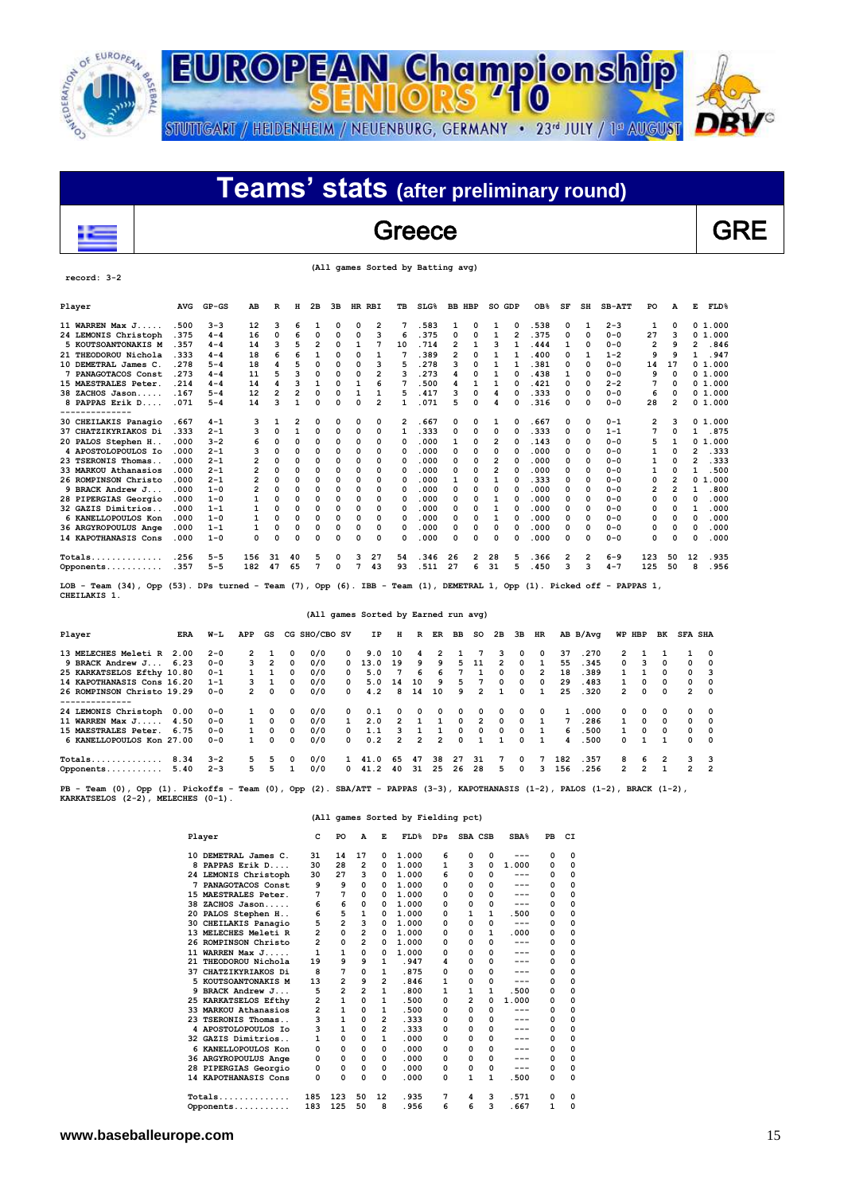# EUROPEAN Championship SENIORS '10

STUTTGART / HEIDENHEIM / NEUENBURG, GERMANY • 23rd JULY / 1st AUGUST

## Teams' stats (after preliminary round)

## Greece — GRE

(All games Sorted by Batting avg)

record: 3-2

| Player | AVG | GP-GS | AB | R | H | 2B | 3B | HR | RBI | TB | SLG% | BB | HBP | SO | GDP | OB% | SF | SH | SB-ATT | PO | A | E | FLD% |
|---|---|---|---|---|---|---|---|---|---|---|---|---|---|---|---|---|---|---|---|---|---|---|---|
| 11 WARREN Max J..... | .500 | 3-3 | 12 | 3 | 6 | 1 | 0 | 0 | 2 | 7 | .583 | 1 | 0 | 1 | 0 | .538 | 0 | 1 | 2-3 | 1 | 0 | 0 | 1.000 |
| 24 LEMONIS Christoph | .375 | 4-4 | 16 | 0 | 6 | 0 | 0 | 0 | 3 | 6 | .375 | 0 | 0 | 1 | 2 | .375 | 0 | 0 | 0-0 | 27 | 3 | 0 | 1.000 |
| 5 KOUTSOANTONAKIS M | .357 | 4-4 | 14 | 3 | 5 | 2 | 0 | 1 | 7 | 10 | .714 | 2 | 1 | 3 | 1 | .444 | 1 | 0 | 0-0 | 2 | 9 | 2 | .846 |
| 21 THEODOROU Nichola | .333 | 4-4 | 18 | 6 | 6 | 1 | 0 | 0 | 1 | 7 | .389 | 2 | 0 | 1 | 1 | .400 | 0 | 1 | 1-2 | 9 | 9 | 1 | .947 |
| 10 DEMETRAL James C. | .278 | 5-4 | 18 | 4 | 5 | 0 | 0 | 0 | 3 | 5 | .278 | 3 | 0 | 1 | 1 | .381 | 0 | 0 | 0-0 | 14 | 17 | 0 | 1.000 |
| 7 PANAGOTACOS Const | .273 | 4-4 | 11 | 5 | 3 | 0 | 0 | 0 | 2 | 3 | .273 | 4 | 0 | 1 | 0 | .438 | 1 | 0 | 0-0 | 9 | 0 | 0 | 1.000 |
| 15 MAESTRALES Peter. | .214 | 4-4 | 14 | 4 | 3 | 1 | 0 | 1 | 6 | 7 | .500 | 4 | 1 | 1 | 0 | .421 | 0 | 0 | 2-2 | 7 | 0 | 0 | 1.000 |
| 38 ZACHOS Jason..... | .167 | 5-4 | 12 | 2 | 2 | 0 | 0 | 1 | 1 | 5 | .417 | 3 | 0 | 4 | 0 | .333 | 0 | 0 | 0-0 | 6 | 0 | 0 | 1.000 |
| 8 PAPPAS Erik D.... | .071 | 5-4 | 14 | 3 | 1 | 0 | 0 | 0 | 2 | 1 | .071 | 5 | 0 | 4 | 0 | .316 | 0 | 0 | 0-0 | 28 | 2 | 0 | 1.000 |
| 30 CHEILAKIS Panagio | .667 | 4-1 | 3 | 1 | 2 | 0 | 0 | 0 | 0 | 2 | .667 | 0 | 0 | 1 | 0 | .667 | 0 | 0 | 0-1 | 2 | 3 | 0 | 1.000 |
| 37 CHATZIKYRIAKOS Di | .333 | 2-1 | 3 | 0 | 1 | 0 | 0 | 0 | 0 | 1 | .333 | 0 | 0 | 0 | 0 | .333 | 0 | 0 | 1-1 | 7 | 0 | 1 | .875 |
| 20 PALOS Stephen H.. | .000 | 3-2 | 6 | 0 | 0 | 0 | 0 | 0 | 0 | 0 | .000 | 1 | 0 | 2 | 0 | .143 | 0 | 0 | 0-0 | 5 | 1 | 0 | 1.000 |
| 4 APOSTOLOPOULOS Io | .000 | 2-1 | 3 | 0 | 0 | 0 | 0 | 0 | 0 | 0 | .000 | 0 | 0 | 0 | 0 | .000 | 0 | 0 | 0-0 | 1 | 0 | 2 | .333 |
| 23 TSERONIS Thomas.. | .000 | 2-1 | 2 | 0 | 0 | 0 | 0 | 0 | 0 | 0 | .000 | 0 | 0 | 2 | 0 | .000 | 0 | 0 | 0-0 | 1 | 0 | 2 | .333 |
| 33 MARKOU Athanasios | .000 | 2-1 | 2 | 0 | 0 | 0 | 0 | 0 | 0 | 0 | .000 | 0 | 0 | 2 | 0 | .000 | 0 | 0 | 0-0 | 1 | 0 | 1 | .500 |
| 26 ROMPINSON Christo | .000 | 2-1 | 2 | 0 | 0 | 0 | 0 | 0 | 0 | 0 | .000 | 1 | 0 | 1 | 0 | .333 | 0 | 0 | 0-0 | 0 | 2 | 0 | 1.000 |
| 9 BRACK Andrew J... | .000 | 1-0 | 2 | 0 | 0 | 0 | 0 | 0 | 0 | 0 | .000 | 0 | 0 | 0 | 0 | .000 | 0 | 0 | 0-0 | 2 | 2 | 1 | .800 |
| 28 PIPERGIAS Georgio | .000 | 1-0 | 1 | 0 | 0 | 0 | 0 | 0 | 0 | 0 | .000 | 0 | 0 | 1 | 0 | .000 | 0 | 0 | 0-0 | 0 | 0 | 0 | .000 |
| 32 GAZIS Dimitrios.. | .000 | 1-1 | 1 | 0 | 0 | 0 | 0 | 0 | 0 | 0 | .000 | 0 | 0 | 1 | 0 | .000 | 0 | 0 | 0-0 | 0 | 0 | 1 | .000 |
| 6 KANELLOPOULOS Kon | .000 | 1-0 | 1 | 0 | 0 | 0 | 0 | 0 | 0 | 0 | .000 | 0 | 0 | 1 | 0 | .000 | 0 | 0 | 0-0 | 0 | 0 | 0 | .000 |
| 36 ARGYROPOULOS Ange | .000 | 1-1 | 1 | 0 | 0 | 0 | 0 | 0 | 0 | 0 | .000 | 0 | 0 | 0 | 0 | .000 | 0 | 0 | 0-0 | 0 | 0 | 0 | .000 |
| 14 KAPOTHANASIS Cons | .000 | 1-0 | 0 | 0 | 0 | 0 | 0 | 0 | 0 | 0 | .000 | 0 | 0 | 0 | 0 | .000 | 0 | 0 | 0-0 | 0 | 0 | 0 | .000 |
| Totals.............. | .256 | 5-5 | 156 | 31 | 40 | 5 | 0 | 3 | 27 | 54 | .346 | 26 | 2 | 28 | 5 | .366 | 2 | 2 | 6-9 | 123 | 50 | 12 | .935 |
| Opponents........... | .357 | 5-5 | 182 | 47 | 65 | 7 | 0 | 7 | 43 | 93 | .511 | 27 | 6 | 31 | 5 | .450 | 3 | 3 | 4-7 | 125 | 50 | 8 | .956 |

LOB - Team (34), Opp (53). DPs turned - Team (7), Opp (6). IBB - Team (1), DEMETRAL 1, Opp (1). Picked off - PAPPAS 1, CHEILAKIS 1.

(All games Sorted by Earned run avg)

| Player | ERA | W-L | APP | GS | CG | SHO/CBO | SV | IP | H | R | ER | BB | SO | 2B | 3B | HR | AB | B/Avg | WP | HBP | BK | SFA | SHA |
|---|---|---|---|---|---|---|---|---|---|---|---|---|---|---|---|---|---|---|---|---|---|---|---|
| 13 MELECHES Meleti R | 2.00 | 2-0 | 2 | 1 | 0 | 0/0 | 0 | 9.0 | 10 | 4 | 2 | 1 | 7 | 3 | 0 | 0 | 37 | .270 | 2 | 1 | 1 | 1 | 0 |
| 9 BRACK Andrew J... | 6.23 | 0-0 | 3 | 2 | 0 | 0/0 | 0 | 13.0 | 19 | 9 | 9 | 5 | 11 | 2 | 0 | 1 | 55 | .345 | 0 | 3 | 0 | 0 | 0 |
| 25 KARKATSELOS Efthy | 10.80 | 0-1 | 1 | 1 | 0 | 0/0 | 0 | 5.0 | 7 | 6 | 6 | 7 | 1 | 0 | 0 | 2 | 18 | .389 | 1 | 1 | 0 | 0 | 3 |
| 14 KAPOTHANASIS Cons | 16.20 | 1-1 | 3 | 1 | 0 | 0/0 | 0 | 5.0 | 14 | 10 | 9 | 5 | 7 | 0 | 0 | 0 | 29 | .483 | 1 | 0 | 0 | 0 | 0 |
| 26 ROMPINSON Christo | 19.29 | 0-0 | 2 | 0 | 0 | 0/0 | 0 | 4.2 | 8 | 14 | 10 | 9 | 2 | 1 | 0 | 0 | 25 | .320 | 2 | 0 | 0 | 2 | 0 |
| 24 LEMONIS Christoph | 0.00 | 0-0 | 1 | 0 | 0 | 0/0 | 0 | 0.1 | 0 | 0 | 0 | 0 | 0 | 0 | 0 | 0 | 1 | .000 | 0 | 0 | 0 | 0 | 0 |
| 11 WARREN Max J..... | 4.50 | 0-0 | 1 | 0 | 0 | 0/0 | 1 | 2.0 | 2 | 1 | 1 | 0 | 2 | 0 | 0 | 1 | 7 | .286 | 1 | 0 | 0 | 0 | 0 |
| 15 MAESTRALES Peter. | 6.75 | 0-0 | 1 | 0 | 0 | 0/0 | 0 | 1.1 | 3 | 1 | 1 | 0 | 0 | 0 | 0 | 1 | 6 | .500 | 1 | 0 | 0 | 0 | 0 |
| 6 KANELLOPOULOS Kon | 27.00 | 0-0 | 1 | 0 | 0 | 0/0 | 0 | 0.2 | 2 | 2 | 2 | 0 | 1 | 1 | 0 | 1 | 4 | .500 | 0 | 1 | 1 | 0 | 0 |
| Totals.............. | 8.34 | 3-2 | 5 | 5 | 0 | 0/0 | 1 | 41.0 | 65 | 47 | 38 | 27 | 31 | 7 | 0 | 7 | 182 | .357 | 8 | 6 | 2 | 3 | 3 |
| Opponents........... | 5.40 | 2-3 | 5 | 5 | 1 | 0/0 | 0 | 41.2 | 40 | 31 | 25 | 26 | 28 | 5 | 0 | 3 | 156 | .256 | 2 | 2 | 1 | 2 | 2 |

PB - Team (0), Opp (1). Pickoffs - Team (0), Opp (2). SBA/ATT - PAPPAS (3-3), KAPOTHANASIS (1-2), PALOS (1-2), BRACK (1-2), KARKATSELOS (2-2), MELECHES (0-1).

(All games Sorted by Fielding pct)

| Player | C | PO | A | E | FLD% | DPs | SBA | CSB | SBA% | PB | CI |
|---|---|---|---|---|---|---|---|---|---|---|---|
| 10 DEMETRAL James C. | 31 | 14 | 17 | 0 | 1.000 | 6 | 0 | 0 | --- | 0 | 0 |
| 8 PAPPAS Erik D.... | 30 | 28 | 2 | 0 | 1.000 | 1 | 3 | 0 | 1.000 | 0 | 0 |
| 24 LEMONIS Christoph | 30 | 27 | 3 | 0 | 1.000 | 6 | 0 | 0 | --- | 0 | 0 |
| 7 PANAGOTACOS Const | 9 | 9 | 0 | 0 | 1.000 | 0 | 0 | 0 | --- | 0 | 0 |
| 15 MAESTRALES Peter. | 7 | 7 | 0 | 0 | 1.000 | 0 | 0 | 0 | --- | 0 | 0 |
| 38 ZACHOS Jason..... | 6 | 6 | 0 | 0 | 1.000 | 0 | 0 | 0 | --- | 0 | 0 |
| 20 PALOS Stephen H.. | 6 | 5 | 1 | 0 | 1.000 | 0 | 1 | 1 | .500 | 0 | 0 |
| 30 CHEILAKIS Panagio | 5 | 2 | 3 | 0 | 1.000 | 0 | 0 | 0 | --- | 0 | 0 |
| 13 MELECHES Meleti R | 2 | 0 | 2 | 0 | 1.000 | 0 | 0 | 1 | .000 | 0 | 0 |
| 26 ROMPINSON Christo | 2 | 0 | 2 | 0 | 1.000 | 0 | 0 | 0 | --- | 0 | 0 |
| 11 WARREN Max J..... | 1 | 1 | 0 | 0 | 1.000 | 0 | 0 | 0 | --- | 0 | 0 |
| 21 THEODOROU Nichola | 19 | 9 | 9 | 1 | .947 | 4 | 0 | 0 | --- | 0 | 0 |
| 37 CHATZIKYRIAKOS Di | 8 | 7 | 0 | 1 | .875 | 0 | 0 | 0 | --- | 0 | 0 |
| 5 KOUTSOANTONAKIS M | 13 | 2 | 9 | 2 | .846 | 1 | 0 | 0 | --- | 0 | 0 |
| 9 BRACK Andrew J... | 5 | 2 | 2 | 1 | .800 | 1 | 1 | 1 | .500 | 0 | 0 |
| 25 KARKATSELOS Efthy | 2 | 1 | 0 | 1 | .500 | 0 | 2 | 0 | 1.000 | 0 | 0 |
| 33 MARKOU Athanasios | 2 | 1 | 0 | 1 | .500 | 0 | 0 | 0 | --- | 0 | 0 |
| 23 TSERONIS Thomas.. | 3 | 1 | 0 | 2 | .333 | 0 | 0 | 0 | --- | 0 | 0 |
| 4 APOSTOLOPOULOS Io | 3 | 1 | 0 | 2 | .333 | 0 | 0 | 0 | --- | 0 | 0 |
| 32 GAZIS Dimitrios.. | 1 | 0 | 0 | 1 | .000 | 0 | 0 | 0 | --- | 0 | 0 |
| 6 KANELLOPOULOS Kon | 0 | 0 | 0 | 0 | .000 | 0 | 0 | 0 | --- | 0 | 0 |
| 36 ARGYROPOULOS Ange | 0 | 0 | 0 | 0 | .000 | 0 | 0 | 0 | --- | 0 | 0 |
| 28 PIPERGIAS Georgio | 0 | 0 | 0 | 0 | .000 | 0 | 0 | 0 | --- | 0 | 0 |
| 14 KAPOTHANASIS Cons | 0 | 0 | 0 | 0 | .000 | 0 | 1 | 1 | .500 | 0 | 0 |
| Totals.............. | 185 | 123 | 50 | 12 | .935 | 7 | 4 | 3 | .571 | 0 | 0 |
| Opponents........... | 183 | 125 | 50 | 8 | .956 | 6 | 6 | 3 | .667 | 1 | 0 |

www.baseballeurope.com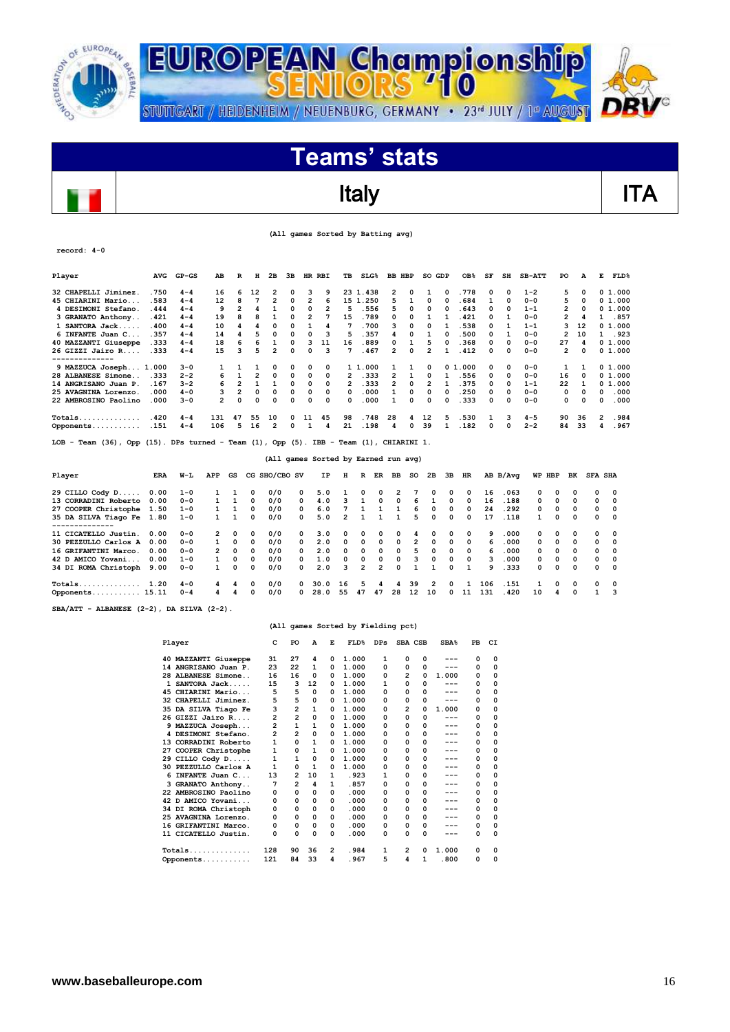# EUROPEAN Championship SENIORS '10

STUTTGART / HEIDENHEIM / NEUENBURG, GERMANY • 23rd JULY / 1st AUGUST

## Teams' stats

## Italy — ITA

(All games Sorted by Batting avg)

record: 4-0

| Player | AVG | GP-GS | AB | R | H | 2B | 3B | HR | RBI | TB | SLG% | BB | HBP | SO | GDP | OB% | SF | SH | SB-ATT | PO | A | E | FLD% |
|---|---|---|---|---|---|---|---|---|---|---|---|---|---|---|---|---|---|---|---|---|---|---|---|
| 32 CHAPELLI Jiminez. | .750 | 4-4 | 16 | 6 | 12 | 2 | 0 | 3 | 9 | 23 | 1.438 | 2 | 0 | 1 | 0 | .778 | 0 | 0 | 1-2 | 5 | 0 | 0 | 1.000 |
| 45 CHIARINI Mario... | .583 | 4-4 | 12 | 8 | 7 | 2 | 0 | 2 | 6 | 15 | 1.250 | 5 | 1 | 0 | 0 | .684 | 1 | 0 | 0-0 | 5 | 0 | 0 | 1.000 |
| 4 DESIMONI Stefano. | .444 | 4-4 | 9 | 2 | 4 | 1 | 0 | 0 | 2 | 5 | .556 | 5 | 0 | 0 | 0 | .643 | 0 | 0 | 1-1 | 2 | 0 | 0 | 1.000 |
| 3 GRANATO Anthony.. | .421 | 4-4 | 19 | 8 | 8 | 1 | 0 | 2 | 7 | 15 | .789 | 0 | 0 | 1 | 1 | .421 | 0 | 1 | 0-0 | 2 | 4 | 1 | .857 |
| 1 SANTORA Jack..... | .400 | 4-4 | 10 | 4 | 4 | 0 | 0 | 1 | 4 | 7 | .700 | 3 | 0 | 0 | 1 | .538 | 0 | 1 | 1-1 | 3 | 12 | 0 | 1.000 |
| 6 INFANTE Juan C... | .357 | 4-4 | 14 | 4 | 5 | 0 | 0 | 0 | 3 | 5 | .357 | 4 | 0 | 1 | 0 | .500 | 0 | 1 | 0-0 | 2 | 10 | 1 | .923 |
| 40 MAZZANTI Giuseppe | .333 | 4-4 | 18 | 6 | 6 | 1 | 0 | 3 | 11 | 16 | .889 | 0 | 1 | 5 | 0 | .368 | 0 | 0 | 0-0 | 27 | 4 | 0 | 1.000 |
| 26 GIZZI Jairo R.... | .333 | 4-4 | 15 | 3 | 5 | 2 | 0 | 0 | 3 | 7 | .467 | 2 | 0 | 2 | 1 | .412 | 0 | 0 | 0-0 | 2 | 0 | 0 | 1.000 |
| 9 MAZZUCA Joseph... | 1.000 | 3-0 | 1 | 1 | 1 | 0 | 0 | 0 | 0 | 1 | 1.000 | 1 | 1 | 0 | 0 | 1.000 | 0 | 0 | 0-0 | 1 | 1 | 0 | 1.000 |
| 28 ALBANESE Simone.. | .333 | 2-2 | 6 | 1 | 2 | 0 | 0 | 0 | 0 | 2 | .333 | 2 | 1 | 0 | 1 | .556 | 0 | 0 | 0-0 | 16 | 0 | 0 | 1.000 |
| 14 ANGRISANO Juan P. | .167 | 3-2 | 6 | 2 | 1 | 1 | 0 | 0 | 0 | 2 | .333 | 2 | 0 | 2 | 1 | .375 | 0 | 0 | 1-1 | 22 | 1 | 0 | 1.000 |
| 25 AVAGNINA Lorenzo. | .000 | 4-0 | 3 | 2 | 0 | 0 | 0 | 0 | 0 | 0 | .000 | 1 | 0 | 0 | 0 | .250 | 0 | 0 | 0-0 | 0 | 0 | 0 | .000 |
| 22 AMBROSINO Paolino | .000 | 3-0 | 2 | 0 | 0 | 0 | 0 | 0 | 0 | 0 | .000 | 1 | 0 | 0 | 0 | .333 | 0 | 0 | 0-0 | 0 | 0 | 0 | .000 |
| Totals.............. | .420 | 4-4 | 131 | 47 | 55 | 10 | 0 | 11 | 45 | 98 | .748 | 28 | 4 | 12 | 5 | .530 | 1 | 3 | 4-5 | 90 | 36 | 2 | .984 |
| Opponents........... | .151 | 4-4 | 106 | 5 | 16 | 2 | 0 | 1 | 4 | 21 | .198 | 4 | 0 | 39 | 1 | .182 | 0 | 0 | 2-2 | 84 | 33 | 4 | .967 |

LOB - Team (36), Opp (15). DPs turned - Team (1), Opp (5). IBB - Team (1), CHIARINI 1.

(All games Sorted by Earned run avg)

| Player | ERA | W-L | APP | GS | CG | SHO/CBO | SV | IP | H | R | ER | BB | SO | 2B | 3B | HR | AB | B/Avg | WP | HBP | BK | SFA | SHA |
|---|---|---|---|---|---|---|---|---|---|---|---|---|---|---|---|---|---|---|---|---|---|---|---|
| 29 CILLO Cody D..... | 0.00 | 1-0 | 1 | 1 | 0 | 0/0 | 0 | 5.0 | 1 | 0 | 0 | 2 | 7 | 0 | 0 | 0 | 16 | .063 | 0 | 0 | 0 | 0 | 0 |
| 13 CORRADINI Roberto | 0.00 | 1-0 | 1 | 1 | 0 | 0/0 | 0 | 4.0 | 3 | 1 | 0 | 0 | 6 | 1 | 0 | 0 | 16 | .188 | 0 | 0 | 0 | 0 | 0 |
| 27 COOPER Christophe | 1.50 | 1-0 | 1 | 1 | 0 | 0/0 | 0 | 6.0 | 7 | 1 | 1 | 1 | 6 | 0 | 0 | 0 | 24 | .292 | 0 | 0 | 0 | 0 | 0 |
| 35 DA SILVA Tiago Fe | 1.80 | 1-0 | 1 | 1 | 0 | 0/0 | 0 | 5.0 | 2 | 1 | 1 | 1 | 5 | 0 | 0 | 0 | 17 | .118 | 1 | 0 | 0 | 0 | 0 |
| 11 CICATELLO Justin. | 0.00 | 0-0 | 2 | 0 | 0 | 0/0 | 0 | 3.0 | 0 | 0 | 0 | 0 | 4 | 0 | 0 | 0 | 9 | .000 | 0 | 0 | 0 | 0 | 0 |
| 30 PEZZULLO Carlos A | 0.00 | 0-0 | 1 | 0 | 0 | 0/0 | 0 | 2.0 | 0 | 0 | 0 | 0 | 2 | 0 | 0 | 0 | 6 | .000 | 0 | 0 | 0 | 0 | 0 |
| 16 GRIFANTINI Marco. | 0.00 | 0-0 | 2 | 0 | 0 | 0/0 | 0 | 2.0 | 0 | 0 | 0 | 0 | 5 | 0 | 0 | 0 | 6 | .000 | 0 | 0 | 0 | 0 | 0 |
| 42 D AMICO Yovani... | 0.00 | 1-0 | 1 | 0 | 0 | 0/0 | 0 | 1.0 | 0 | 0 | 0 | 0 | 3 | 0 | 0 | 0 | 3 | .000 | 0 | 0 | 0 | 0 | 0 |
| 34 DI ROMA Christoph | 9.00 | 0-0 | 1 | 0 | 0 | 0/0 | 0 | 2.0 | 3 | 2 | 2 | 0 | 1 | 1 | 0 | 1 | 9 | .333 | 0 | 0 | 0 | 0 | 0 |
| Totals............. | 1.20 | 4-0 | 4 | 4 | 0 | 0/0 | 0 | 30.0 | 16 | 5 | 4 | 4 | 39 | 2 | 0 | 1 | 106 | .151 | 1 | 0 | 0 | 0 | 0 |
| Opponents.......... | 15.11 | 0-4 | 4 | 4 | 0 | 0/0 | 0 | 28.0 | 55 | 47 | 47 | 28 | 12 | 10 | 0 | 11 | 131 | .420 | 10 | 4 | 0 | 1 | 3 |

SBA/ATT - ALBANESE (2-2), DA SILVA (2-2).

(All games Sorted by Fielding pct)

| Player | C | PO | A | E | FLD% | DPs | SBA | CSB | SBA% | PB | CI |
|---|---|---|---|---|---|---|---|---|---|---|---|
| 40 MAZZANTI Giuseppe | 31 | 27 | 4 | 0 | 1.000 | 1 | 0 | 0 | --- | 0 | 0 |
| 14 ANGRISANO Juan P. | 23 | 22 | 1 | 0 | 1.000 | 0 | 0 | 0 | --- | 0 | 0 |
| 28 ALBANESE Simone.. | 16 | 16 | 0 | 0 | 1.000 | 0 | 2 | 0 | 1.000 | 0 | 0 |
| 1 SANTORA Jack..... | 15 | 3 | 12 | 0 | 1.000 | 1 | 0 | 0 | --- | 0 | 0 |
| 45 CHIARINI Mario... | 5 | 5 | 0 | 0 | 1.000 | 0 | 0 | 0 | --- | 0 | 0 |
| 32 CHAPELLI Jiminez. | 5 | 5 | 0 | 0 | 1.000 | 0 | 0 | 0 | --- | 0 | 0 |
| 35 DA SILVA Tiago Fe | 3 | 2 | 1 | 0 | 1.000 | 0 | 2 | 0 | 1.000 | 0 | 0 |
| 26 GIZZI Jairo R.... | 2 | 2 | 0 | 0 | 1.000 | 0 | 0 | 0 | --- | 0 | 0 |
| 9 MAZZUCA Joseph... | 2 | 1 | 1 | 0 | 1.000 | 0 | 0 | 0 | --- | 0 | 0 |
| 4 DESIMONI Stefano. | 2 | 2 | 0 | 0 | 1.000 | 0 | 0 | 0 | --- | 0 | 0 |
| 13 CORRADINI Roberto | 1 | 0 | 1 | 0 | 1.000 | 0 | 0 | 0 | --- | 0 | 0 |
| 27 COOPER Christophe | 1 | 0 | 1 | 0 | 1.000 | 0 | 0 | 0 | --- | 0 | 0 |
| 29 CILLO Cody D...... | 1 | 1 | 0 | 0 | 1.000 | 0 | 0 | 0 | --- | 0 | 0 |
| 30 PEZZULLO Carlos A | 1 | 0 | 1 | 0 | 1.000 | 0 | 0 | 0 | --- | 0 | 0 |
| 6 INFANTE Juan C... | 13 | 2 | 10 | 1 | .923 | 1 | 0 | 0 | --- | 0 | 0 |
| 3 GRANATO Anthony.. | 7 | 2 | 4 | 1 | .857 | 0 | 0 | 0 | --- | 0 | 0 |
| 22 AMBROSINO Paolino | 0 | 0 | 0 | 0 | .000 | 0 | 0 | 0 | --- | 0 | 0 |
| 42 D AMICO Yovani... | 0 | 0 | 0 | 0 | .000 | 0 | 0 | 0 | --- | 0 | 0 |
| 34 DI ROMA Christoph | 0 | 0 | 0 | 0 | .000 | 0 | 0 | 0 | --- | 0 | 0 |
| 25 AVAGNINA Lorenzo. | 0 | 0 | 0 | 0 | .000 | 0 | 0 | 0 | --- | 0 | 0 |
| 16 GRIFANTINI Marco. | 0 | 0 | 0 | 0 | .000 | 0 | 0 | 0 | --- | 0 | 0 |
| 11 CICATELLO Justin. | 0 | 0 | 0 | 0 | .000 | 0 | 0 | 0 | --- | 0 | 0 |
| Totals.............. | 128 | 90 | 36 | 2 | .984 | 1 | 2 | 0 | 1.000 | 0 | 0 |
| Opponents........... | 121 | 84 | 33 | 4 | .967 | 5 | 4 | 1 | .800 | 0 | 0 |

www.baseballeurope.com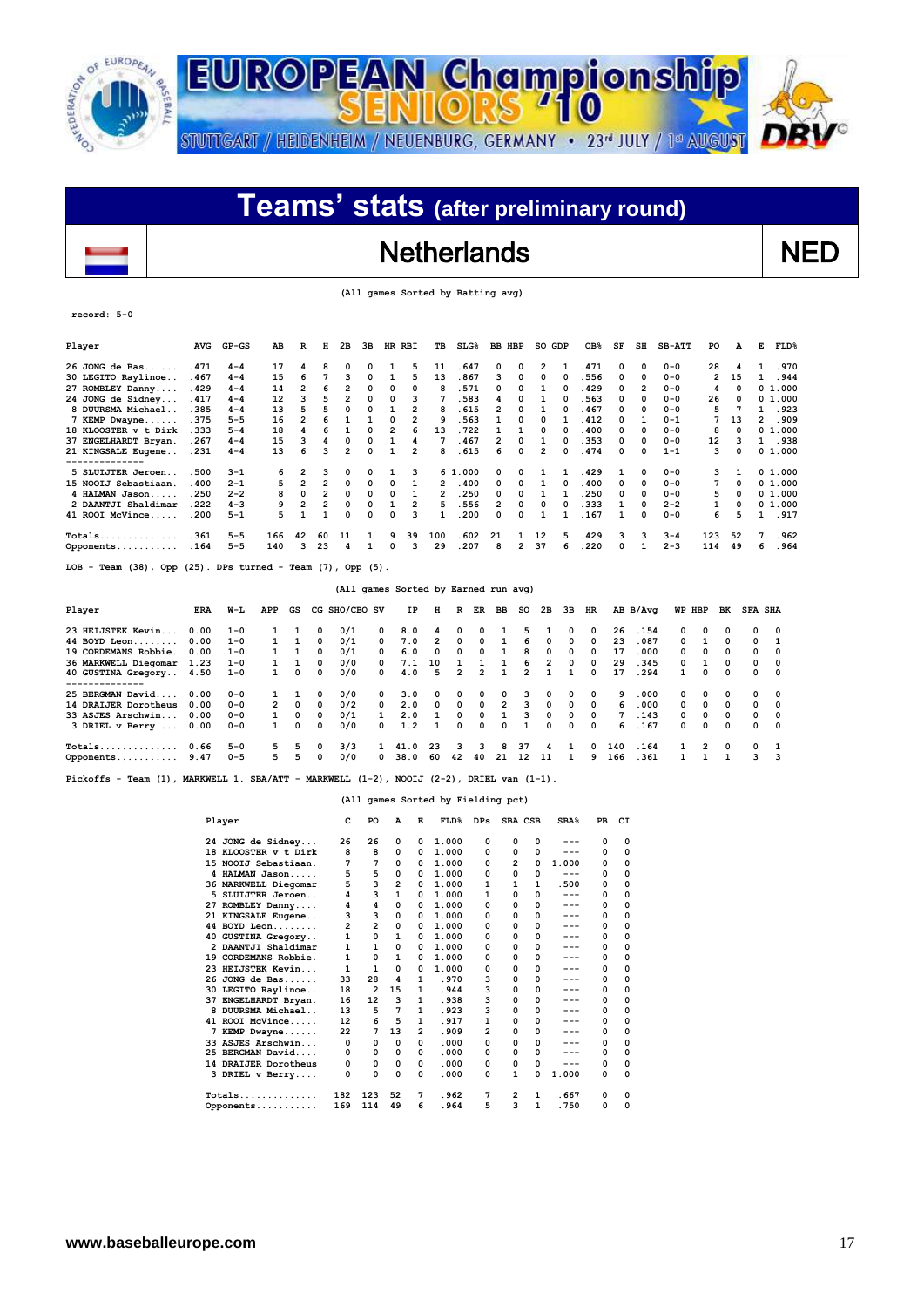# EUROPEAN Championship SENIORS '10

STUTTGART / HEIDENHEIM / NEUENBURG, GERMANY • 23rd JULY / 1st AUGUST

## Teams' stats (after preliminary round)

## Netherlands — NED

(All games Sorted by Batting avg)

record: 5-0

| Player | AVG | GP-GS | AB | R | H | 2B | 3B | HR | RBI | TB | SLG% | BB | HBP | SO | GDP | OB% | SF | SH | SB-ATT | PO | A | E | FLD% |
|---|---|---|---|---|---|---|---|---|---|---|---|---|---|---|---|---|---|---|---|---|---|---|---|
| 26 JONG de Bas...... | .471 | 4-4 | 17 | 4 | 8 | 0 | 0 | 1 | 5 | 11 | .647 | 0 | 0 | 2 | 1 | .471 | 0 | 0 | 0-0 | 28 | 4 | 1 | .970 |
| 30 LEGITO Raylinoe.. | .467 | 4-4 | 15 | 6 | 7 | 3 | 0 | 1 | 5 | 13 | .867 | 3 | 0 | 0 | 0 | .556 | 0 | 0 | 0-0 | 2 | 15 | 1 | .944 |
| 27 ROMBLEY Danny.... | .429 | 4-4 | 14 | 2 | 6 | 2 | 0 | 0 | 0 | 8 | .571 | 0 | 0 | 1 | 0 | .429 | 0 | 2 | 0-0 | 4 | 0 | 0 | 1.000 |
| 24 JONG de Sidney... | .417 | 4-4 | 12 | 3 | 5 | 2 | 0 | 0 | 3 | 7 | .583 | 4 | 0 | 1 | 0 | .563 | 0 | 0 | 0-0 | 26 | 0 | 0 | 1.000 |
| 8 DUURSMA Michael.. | .385 | 4-4 | 13 | 5 | 5 | 0 | 0 | 1 | 2 | 8 | .615 | 2 | 0 | 1 | 0 | .467 | 0 | 0 | 0-0 | 5 | 7 | 1 | .923 |
| 7 KEMP Dwayne...... | .375 | 5-5 | 16 | 2 | 6 | 1 | 1 | 0 | 2 | 9 | .563 | 1 | 0 | 0 | 1 | .412 | 0 | 1 | 0-1 | 7 | 13 | 2 | .909 |
| 18 KLOOSTER v t Dirk | .333 | 5-4 | 18 | 4 | 6 | 1 | 0 | 2 | 6 | 13 | .722 | 1 | 1 | 0 | 0 | .400 | 0 | 0 | 0-0 | 8 | 0 | 0 | 1.000 |
| 37 ENGELHARDT Bryan. | .267 | 4-4 | 15 | 3 | 4 | 0 | 0 | 1 | 4 | 7 | .467 | 2 | 0 | 1 | 0 | .353 | 0 | 0 | 0-0 | 12 | 3 | 1 | .938 |
| 21 KINGSALE Eugene.. | .231 | 4-4 | 13 | 6 | 3 | 2 | 0 | 1 | 2 | 8 | .615 | 6 | 0 | 2 | 0 | .474 | 0 | 0 | 1-1 | 3 | 0 | 0 | 1.000 |
| 5 SLUIJTER Jeroen.. | .500 | 3-1 | 6 | 2 | 3 | 0 | 0 | 1 | 3 | 6 | 1.000 | 0 | 0 | 1 | 1 | .429 | 1 | 0 | 0-0 | 3 | 1 | 0 | 1.000 |
| 15 NOOIJ Sebastiaan. | .400 | 2-1 | 5 | 2 | 2 | 0 | 0 | 0 | 1 | 2 | .400 | 0 | 0 | 1 | 0 | .400 | 0 | 0 | 0-0 | 7 | 0 | 0 | 1.000 |
| 4 HALMAN Jason..... | .250 | 2-2 | 8 | 0 | 2 | 0 | 0 | 0 | 1 | 2 | .250 | 0 | 0 | 1 | 1 | .250 | 0 | 0 | 0-0 | 5 | 0 | 0 | 1.000 |
| 2 DAANTJI Shaldimar | .222 | 4-3 | 9 | 2 | 2 | 0 | 0 | 1 | 2 | 5 | .556 | 2 | 0 | 0 | 0 | .333 | 1 | 0 | 2-2 | 1 | 0 | 0 | 1.000 |
| 41 ROOI McVince..... | .200 | 5-1 | 5 | 1 | 1 | 0 | 0 | 0 | 3 | 1 | .200 | 0 | 0 | 1 | 1 | .167 | 1 | 0 | 0-0 | 6 | 5 | 1 | .917 |
| Totals.............. | .361 | 5-5 | 166 | 42 | 60 | 11 | 1 | 9 | 39 | 100 | .602 | 21 | 1 | 12 | 5 | .429 | 3 | 3 | 3-4 | 123 | 52 | 7 | .962 |
| Opponents........... | .164 | 5-5 | 140 | 3 | 23 | 4 | 1 | 0 | 3 | 29 | .207 | 8 | 2 | 37 | 6 | .220 | 0 | 1 | 2-3 | 114 | 49 | 6 | .964 |

LOB - Team (38), Opp (25). DPs turned - Team (7), Opp (5).

(All games Sorted by Earned run avg)

| Player | ERA | W-L | APP | GS | CG | SHO/CBO | SV | IP | H | R | ER | BB | SO | 2B | 3B | HR | AB | B/Avg | WP | HBP | BK | SFA | SHA |
|---|---|---|---|---|---|---|---|---|---|---|---|---|---|---|---|---|---|---|---|---|---|---|---|
| 23 HEIJSTEK Kevin... | 0.00 | 1-0 | 1 | 1 | 0 | 0/1 | 0 | 8.0 | 4 | 0 | 0 | 1 | 5 | 1 | 0 | 0 | 26 | .154 | 0 | 0 | 0 | 0 | 0 |
| 44 BOYD Leon........ | 0.00 | 1-0 | 1 | 1 | 0 | 0/1 | 0 | 7.0 | 2 | 0 | 0 | 1 | 6 | 0 | 0 | 0 | 23 | .087 | 0 | 1 | 0 | 0 | 1 |
| 19 CORDEMANS Robbie. | 0.00 | 1-0 | 1 | 1 | 0 | 0/1 | 0 | 6.0 | 0 | 0 | 0 | 1 | 8 | 0 | 0 | 0 | 17 | .000 | 0 | 0 | 0 | 0 | 0 |
| 36 MARKWELL Diegomar | 1.23 | 1-0 | 1 | 1 | 0 | 0/0 | 0 | 7.1 | 10 | 1 | 1 | 1 | 6 | 2 | 0 | 0 | 29 | .345 | 0 | 1 | 0 | 0 | 0 |
| 40 GUSTINA Gregory.. | 4.50 | 1-0 | 1 | 0 | 0 | 0/0 | 0 | 4.0 | 5 | 2 | 2 | 1 | 2 | 1 | 1 | 0 | 17 | .294 | 1 | 0 | 0 | 0 | 0 |
| 25 BERGMAN David.... | 0.00 | 0-0 | 1 | 1 | 0 | 0/0 | 0 | 3.0 | 0 | 0 | 0 | 0 | 3 | 0 | 0 | 0 | 9 | .000 | 0 | 0 | 0 | 0 | 0 |
| 14 DRAIJER Dorotheus | 0.00 | 0-0 | 2 | 0 | 0 | 0/2 | 0 | 2.0 | 0 | 0 | 0 | 2 | 3 | 0 | 0 | 0 | 6 | .000 | 0 | 0 | 0 | 0 | 0 |
| 33 ASJES Arschwin... | 0.00 | 0-0 | 1 | 0 | 0 | 0/1 | 1 | 2.0 | 1 | 0 | 0 | 1 | 3 | 0 | 0 | 0 | 7 | .143 | 0 | 0 | 0 | 0 | 0 |
| 3 DRIEL v Berry.... | 0.00 | 0-0 | 1 | 0 | 0 | 0/0 | 0 | 1.2 | 1 | 0 | 0 | 0 | 1 | 0 | 0 | 0 | 6 | .167 | 0 | 0 | 0 | 0 | 0 |
| Totals.............. | 0.66 | 5-0 | 5 | 5 | 0 | 3/3 | 1 | 41.0 | 23 | 3 | 3 | 8 | 37 | 4 | 1 | 0 | 140 | .164 | 1 | 2 | 0 | 0 | 1 |
| Opponents........... | 9.47 | 0-5 | 5 | 5 | 0 | 0/0 | 0 | 38.0 | 60 | 42 | 40 | 21 | 12 | 11 | 1 | 9 | 166 | .361 | 1 | 1 | 1 | 3 | 3 |

Pickoffs - Team (1), MARKWELL 1. SBA/ATT - MARKWELL (1-2), NOOIJ (2-2), DRIEL van (1-1).

(All games Sorted by Fielding pct)

| Player | C | PO | A | E | FLD% | DPs | SBA | CSB | SBA% | PB | CI |
|---|---|---|---|---|---|---|---|---|---|---|---|
| 24 JONG de Sidney... | 26 | 26 | 0 | 0 | 1.000 | 0 | 0 | 0 | --- | 0 | 0 |
| 18 KLOOSTER v t Dirk | 8 | 8 | 0 | 0 | 1.000 | 0 | 0 | 0 | --- | 0 | 0 |
| 15 NOOIJ Sebastiaan. | 7 | 7 | 0 | 0 | 1.000 | 0 | 2 | 0 | 1.000 | 0 | 0 |
| 4 HALMAN Jason..... | 5 | 5 | 0 | 0 | 1.000 | 0 | 0 | 0 | --- | 0 | 0 |
| 36 MARKWELL Diegomar | 5 | 3 | 2 | 0 | 1.000 | 1 | 1 | 1 | .500 | 0 | 0 |
| 5 SLUIJTER Jeroen.. | 4 | 3 | 1 | 0 | 1.000 | 1 | 0 | 0 | --- | 0 | 0 |
| 27 ROMBLEY Danny.... | 4 | 4 | 0 | 0 | 1.000 | 0 | 0 | 0 | --- | 0 | 0 |
| 21 KINGSALE Eugene.. | 3 | 3 | 0 | 0 | 1.000 | 0 | 0 | 0 | --- | 0 | 0 |
| 44 BOYD Leon........ | 2 | 2 | 0 | 0 | 1.000 | 0 | 0 | 0 | --- | 0 | 0 |
| 40 GUSTINA Gregory.. | 1 | 0 | 1 | 0 | 1.000 | 0 | 0 | 0 | --- | 0 | 0 |
| 2 DAANTJI Shaldimar | 1 | 1 | 0 | 0 | 1.000 | 0 | 0 | 0 | --- | 0 | 0 |
| 19 CORDEMANS Robbie. | 1 | 0 | 1 | 0 | 1.000 | 0 | 0 | 0 | --- | 0 | 0 |
| 23 HEIJSTEK Kevin... | 1 | 1 | 0 | 0 | 1.000 | 0 | 0 | 0 | --- | 0 | 0 |
| 26 JONG de Bas...... | 33 | 28 | 4 | 1 | .970 | 3 | 0 | 0 | --- | 0 | 0 |
| 30 LEGITO Raylinoe.. | 18 | 2 | 15 | 1 | .944 | 3 | 0 | 0 | --- | 0 | 0 |
| 37 ENGELHARDT Bryan. | 16 | 12 | 3 | 1 | .938 | 3 | 0 | 0 | --- | 0 | 0 |
| 8 DUURSMA Michael.. | 13 | 5 | 7 | 1 | .923 | 3 | 0 | 0 | --- | 0 | 0 |
| 41 ROOI McVince..... | 12 | 6 | 5 | 1 | .917 | 1 | 0 | 0 | --- | 0 | 0 |
| 7 KEMP Dwayne...... | 22 | 7 | 13 | 2 | .909 | 2 | 0 | 0 | --- | 0 | 0 |
| 33 ASJES Arschwin... | 0 | 0 | 0 | 0 | .000 | 0 | 0 | 0 | --- | 0 | 0 |
| 25 BERGMAN David.... | 0 | 0 | 0 | 0 | .000 | 0 | 0 | 0 | --- | 0 | 0 |
| 14 DRAIJER Dorotheus | 0 | 0 | 0 | 0 | .000 | 0 | 0 | 0 | --- | 0 | 0 |
| 3 DRIEL v Berry.... | 0 | 0 | 0 | 0 | .000 | 0 | 1 | 0 | 1.000 | 0 | 0 |
| Totals.............. | 182 | 123 | 52 | 7 | .962 | 7 | 2 | 1 | .667 | 0 | 0 |
| Opponents........... | 169 | 114 | 49 | 6 | .964 | 5 | 3 | 1 | .750 | 0 | 0 |

www.baseballeurope.com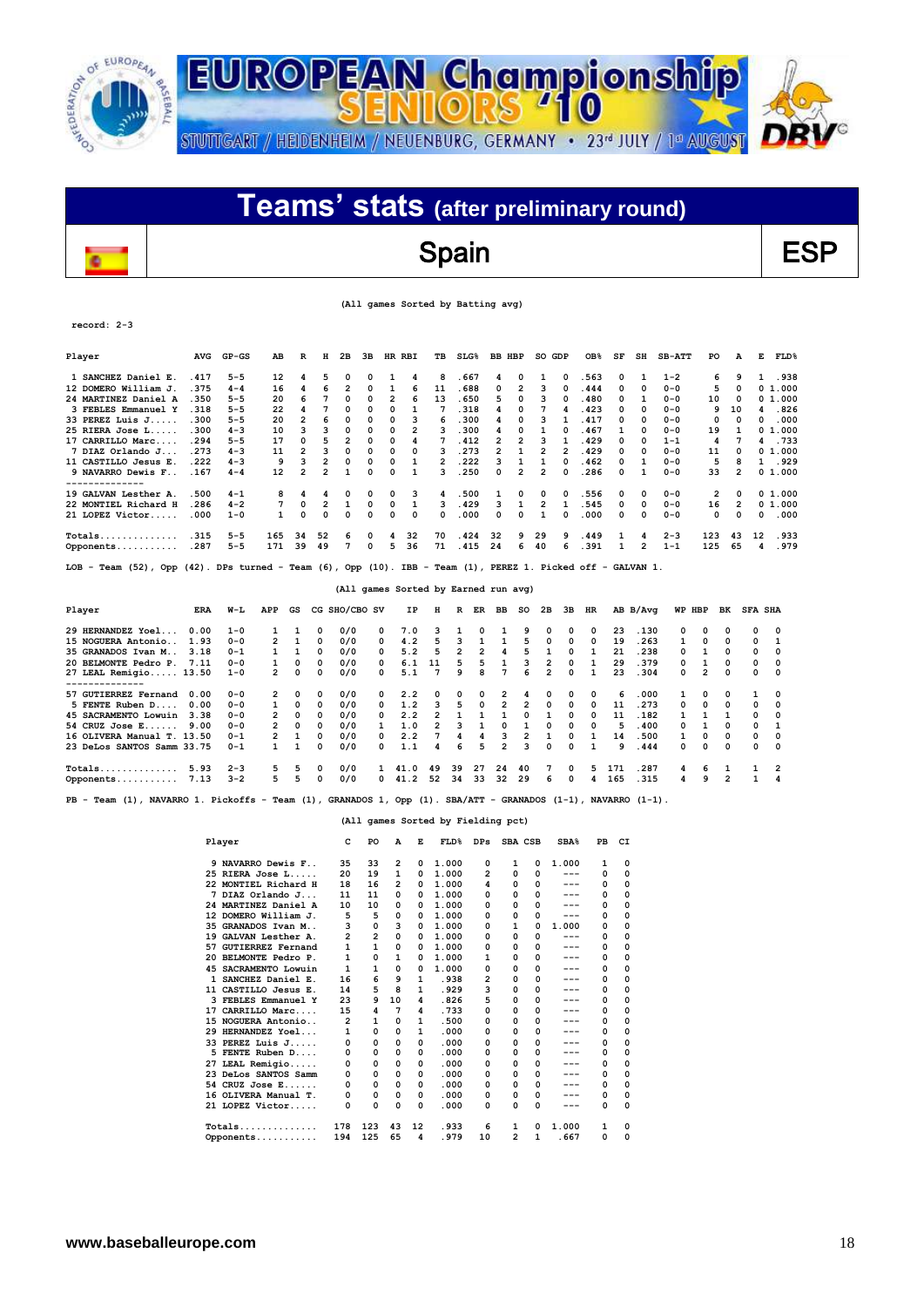# EUROPEAN Championship SENIORS '10

STUTTGART / HEIDENHEIM / NEUENBURG, GERMANY • 23rd JULY / 1st AUGUST

## Teams' stats (after preliminary round)

## Spain — ESP

(All games Sorted by Batting avg)

record: 2-3

| Player | AVG | GP-GS | AB | R | H | 2B | 3B | HR | RBI | TB | SLG% | BB | HBP | SO | GDP | OB% | SF | SH | SB-ATT | PO | A | E | FLD% |
|---|---|---|---|---|---|---|---|---|---|---|---|---|---|---|---|---|---|---|---|---|---|---|---|
| 1 SANCHEZ Daniel E. | .417 | 5-5 | 12 | 4 | 5 | 0 | 0 | 1 | 4 | 8 | .667 | 4 | 0 | 1 | 0 | .563 | 0 | 1 | 1-2 | 6 | 9 | 1 | .938 |
| 12 DOMERO William J. | .375 | 4-4 | 16 | 4 | 6 | 2 | 0 | 1 | 6 | 11 | .688 | 0 | 2 | 3 | 0 | .444 | 0 | 0 | 0-0 | 5 | 0 | 0 | 1.000 |
| 24 MARTINEZ Daniel A | .350 | 5-5 | 20 | 6 | 7 | 0 | 0 | 2 | 6 | 13 | .650 | 5 | 0 | 3 | 0 | .480 | 0 | 1 | 0-0 | 10 | 0 | 0 | 1.000 |
| 3 FEBLES Emmanuel Y | .318 | 5-5 | 22 | 4 | 7 | 0 | 0 | 0 | 1 | 7 | .318 | 4 | 0 | 7 | 4 | .423 | 0 | 0 | 0-0 | 9 | 10 | 4 | .826 |
| 33 PEREZ Luis J..... | .300 | 5-5 | 20 | 2 | 6 | 0 | 0 | 0 | 3 | 6 | .300 | 4 | 0 | 3 | 1 | .417 | 0 | 0 | 0-0 | 0 | 0 | 0 | .000 |
| 25 RIERA Jose L..... | .300 | 4-3 | 10 | 3 | 3 | 0 | 0 | 0 | 2 | 3 | .300 | 4 | 0 | 1 | 0 | .467 | 1 | 0 | 0-0 | 19 | 1 | 0 | 1.000 |
| 17 CARRILLO Marc.... | .294 | 5-5 | 17 | 0 | 5 | 2 | 0 | 0 | 4 | 7 | .412 | 2 | 2 | 3 | 1 | .429 | 0 | 0 | 1-1 | 4 | 7 | 4 | .733 |
| 7 DIAZ Orlando J... | .273 | 4-3 | 11 | 2 | 3 | 0 | 0 | 0 | 0 | 3 | .273 | 2 | 1 | 2 | 2 | .429 | 0 | 0 | 0-0 | 11 | 0 | 0 | 1.000 |
| 11 CASTILLO Jesus E. | .222 | 4-3 | 9 | 3 | 2 | 0 | 0 | 0 | 1 | 2 | .222 | 3 | 1 | 1 | 0 | .462 | 0 | 1 | 0-0 | 5 | 8 | 1 | .929 |
| 9 NAVARRO Dewis F.. | .167 | 4-4 | 12 | 2 | 2 | 1 | 0 | 0 | 1 | 3 | .250 | 0 | 2 | 2 | 0 | .286 | 0 | 1 | 0-0 | 33 | 2 | 0 | 1.000 |
| 19 GALVAN Lesther A. | .500 | 4-1 | 8 | 4 | 4 | 0 | 0 | 0 | 3 | 4 | .500 | 1 | 0 | 0 | 0 | .556 | 0 | 0 | 0-0 | 2 | 0 | 0 | 1.000 |
| 22 MONTIEL Richard H | .286 | 4-2 | 7 | 0 | 2 | 1 | 0 | 0 | 1 | 3 | .429 | 3 | 1 | 2 | 1 | .545 | 0 | 0 | 0-0 | 16 | 2 | 0 | 1.000 |
| 21 LOPEZ Victor..... | .000 | 1-0 | 1 | 0 | 0 | 0 | 0 | 0 | 0 | 0 | .000 | 0 | 0 | 0 | 0 | .000 | 0 | 0 | 0-0 | 0 | 0 | 0 | .000 |
| Totals............. | .315 | 5-5 | 165 | 34 | 52 | 6 | 0 | 4 | 32 | 70 | .424 | 32 | 9 | 29 | 9 | .449 | 1 | 4 | 2-3 | 123 | 43 | 12 | .933 |
| Opponents.......... | .287 | 5-5 | 171 | 39 | 49 | 7 | 0 | 5 | 36 | 71 | .415 | 24 | 6 | 40 | 6 | .391 | 1 | 2 | 1-1 | 125 | 65 | 4 | .979 |

LOB - Team (52), Opp (42). DPs turned - Team (6), Opp (10). IBB - Team (1), PEREZ 1. Picked off - GALVAN 1.

(All games Sorted by Earned run avg)

| Player | ERA | W-L | APP | GS | CG | SHO/CBO | SV | IP | H | R | ER | BB | SO | 2B | 3B | HR | AB | B/Avg | WP | HBP | BK | SFA | SHA |
|---|---|---|---|---|---|---|---|---|---|---|---|---|---|---|---|---|---|---|---|---|---|---|---|
| 29 HERNANDEZ Yoel... | 0.00 | 1-0 | 1 | 1 | 0 | 0/0 | 0 | 7.0 | 3 | 1 | 0 | 1 | 9 | 0 | 0 | 0 | 23 | .130 | 0 | 0 | 0 | 0 | 0 |
| 15 NOGUERA Antonio.. | 1.93 | 0-0 | 2 | 1 | 0 | 0/0 | 0 | 4.2 | 5 | 3 | 1 | 1 | 5 | 0 | 0 | 0 | 19 | .263 | 1 | 0 | 0 | 0 | 1 |
| 35 GRANADOS Ivan M.. | 3.18 | 0-1 | 1 | 1 | 0 | 0/0 | 0 | 5.2 | 5 | 2 | 2 | 4 | 5 | 1 | 0 | 1 | 21 | .238 | 0 | 1 | 0 | 0 | 0 |
| 20 BELMONTE Pedro P. | 7.11 | 0-0 | 1 | 0 | 0 | 0/0 | 0 | 6.1 | 11 | 5 | 5 | 1 | 3 | 2 | 0 | 1 | 29 | .379 | 0 | 1 | 0 | 0 | 0 |
| 27 LEAL Remigio..... | 13.50 | 1-0 | 2 | 0 | 0 | 0/0 | 0 | 5.1 | 7 | 9 | 8 | 7 | 6 | 2 | 0 | 1 | 23 | .304 | 0 | 2 | 0 | 0 | 0 |
| 57 GUTIERREZ Fernand | 0.00 | 0-0 | 2 | 0 | 0 | 0/0 | 0 | 2.2 | 0 | 0 | 0 | 2 | 4 | 0 | 0 | 0 | 6 | .000 | 1 | 0 | 0 | 1 | 0 |
| 5 FENTE Ruben D.... | 0.00 | 0-0 | 1 | 0 | 0 | 0/0 | 0 | 1.2 | 3 | 5 | 0 | 2 | 2 | 0 | 0 | 0 | 11 | .273 | 0 | 0 | 0 | 0 | 0 |
| 45 SACRAMENTO Lowuin | 3.38 | 0-0 | 2 | 0 | 0 | 0/0 | 0 | 2.2 | 2 | 1 | 1 | 1 | 0 | 1 | 0 | 0 | 11 | .182 | 1 | 1 | 1 | 0 | 0 |
| 54 CRUZ Jose E...... | 9.00 | 0-0 | 2 | 0 | 0 | 0/0 | 1 | 1.0 | 2 | 3 | 1 | 0 | 1 | 0 | 0 | 0 | 5 | .400 | 0 | 1 | 0 | 0 | 1 |
| 16 OLIVERA Manual T. | 13.50 | 0-1 | 2 | 1 | 0 | 0/0 | 0 | 2.2 | 7 | 4 | 4 | 3 | 2 | 1 | 0 | 1 | 14 | .500 | 1 | 0 | 0 | 0 | 0 |
| 23 DeLos SANTOS Samm | 33.75 | 0-1 | 1 | 1 | 0 | 0/0 | 0 | 1.1 | 4 | 6 | 5 | 2 | 3 | 0 | 0 | 1 | 9 | .444 | 0 | 0 | 0 | 0 | 0 |
| Totals............. | 5.93 | 2-3 | 5 | 5 | 0 | 0/0 | 1 | 41.0 | 49 | 39 | 27 | 24 | 40 | 7 | 0 | 5 | 171 | .287 | 4 | 6 | 1 | 1 | 2 |
| Opponents.......... | 7.13 | 3-2 | 5 | 5 | 0 | 0/0 | 0 | 41.2 | 52 | 34 | 33 | 32 | 29 | 6 | 0 | 4 | 165 | .315 | 4 | 9 | 2 | 1 | 4 |

PB - Team (1), NAVARRO 1. Pickoffs - Team (1), GRANADOS 1, Opp (1). SBA/ATT - GRANADOS (1-1), NAVARRO (1-1).

(All games Sorted by Fielding pct)

| Player | C | PO | A | E | FLD% | DPs | SBA | CSB | SBA% | PB | CI |
|---|---|---|---|---|---|---|---|---|---|---|---|
| 9 NAVARRO Dewis F.. | 35 | 33 | 2 | 0 | 1.000 | 0 | 1 | 0 | 1.000 | 1 | 0 |
| 25 RIERA Jose L..... | 20 | 19 | 1 | 0 | 1.000 | 2 | 0 | 0 | --- | 0 | 0 |
| 22 MONTIEL Richard H | 18 | 16 | 2 | 0 | 1.000 | 4 | 0 | 0 | --- | 0 | 0 |
| 7 DIAZ Orlando J... | 11 | 11 | 0 | 0 | 1.000 | 0 | 0 | 0 | --- | 0 | 0 |
| 24 MARTINEZ Daniel A | 10 | 10 | 0 | 0 | 1.000 | 0 | 0 | 0 | --- | 0 | 0 |
| 12 DOMERO William J. | 5 | 5 | 0 | 0 | 1.000 | 0 | 0 | 0 | --- | 0 | 0 |
| 35 GRANADOS Ivan M.. | 3 | 0 | 3 | 0 | 1.000 | 0 | 1 | 0 | 1.000 | 0 | 0 |
| 19 GALVAN Lesther A. | 2 | 2 | 0 | 0 | 1.000 | 0 | 0 | 0 | --- | 0 | 0 |
| 57 GUTIERREZ Fernand | 1 | 1 | 0 | 0 | 1.000 | 0 | 0 | 0 | --- | 0 | 0 |
| 20 BELMONTE Pedro P. | 1 | 0 | 1 | 0 | 1.000 | 1 | 0 | 0 | --- | 0 | 0 |
| 45 SACRAMENTO Lowuin | 1 | 1 | 0 | 0 | 1.000 | 0 | 0 | 0 | --- | 0 | 0 |
| 1 SANCHEZ Daniel E. | 16 | 6 | 9 | 1 | .938 | 2 | 0 | 0 | --- | 0 | 0 |
| 11 CASTILLO Jesus E. | 14 | 5 | 8 | 1 | .929 | 3 | 0 | 0 | --- | 0 | 0 |
| 3 FEBLES Emmanuel Y | 23 | 9 | 10 | 4 | .826 | 5 | 0 | 0 | --- | 0 | 0 |
| 17 CARRILLO Marc.... | 15 | 4 | 7 | 4 | .733 | 0 | 0 | 0 | --- | 0 | 0 |
| 15 NOGUERA Antonio.. | 2 | 1 | 0 | 1 | .500 | 0 | 0 | 0 | --- | 0 | 0 |
| 29 HERNANDEZ Yoel... | 1 | 0 | 0 | 1 | .000 | 0 | 0 | 0 | --- | 0 | 0 |
| 33 PEREZ Luis J..... | 0 | 0 | 0 | 0 | .000 | 0 | 0 | 0 | --- | 0 | 0 |
| 5 FENTE Ruben D.... | 0 | 0 | 0 | 0 | .000 | 0 | 0 | 0 | --- | 0 | 0 |
| 27 LEAL Remigio..... | 0 | 0 | 0 | 0 | .000 | 0 | 0 | 0 | --- | 0 | 0 |
| 23 DeLos SANTOS Samm | 0 | 0 | 0 | 0 | .000 | 0 | 0 | 0 | --- | 0 | 0 |
| 54 CRUZ Jose E...... | 0 | 0 | 0 | 0 | .000 | 0 | 0 | 0 | --- | 0 | 0 |
| 16 OLIVERA Manual T. | 0 | 0 | 0 | 0 | .000 | 0 | 0 | 0 | --- | 0 | 0 |
| 21 LOPEZ Victor..... | 0 | 0 | 0 | 0 | .000 | 0 | 0 | 0 | --- | 0 | 0 |
| Totals............. | 178 | 123 | 43 | 12 | .933 | 6 | 1 | 0 | 1.000 | 1 | 0 |
| Opponents.......... | 194 | 125 | 65 | 4 | .979 | 10 | 2 | 1 | .667 | 0 | 0 |

www.baseballeurope.com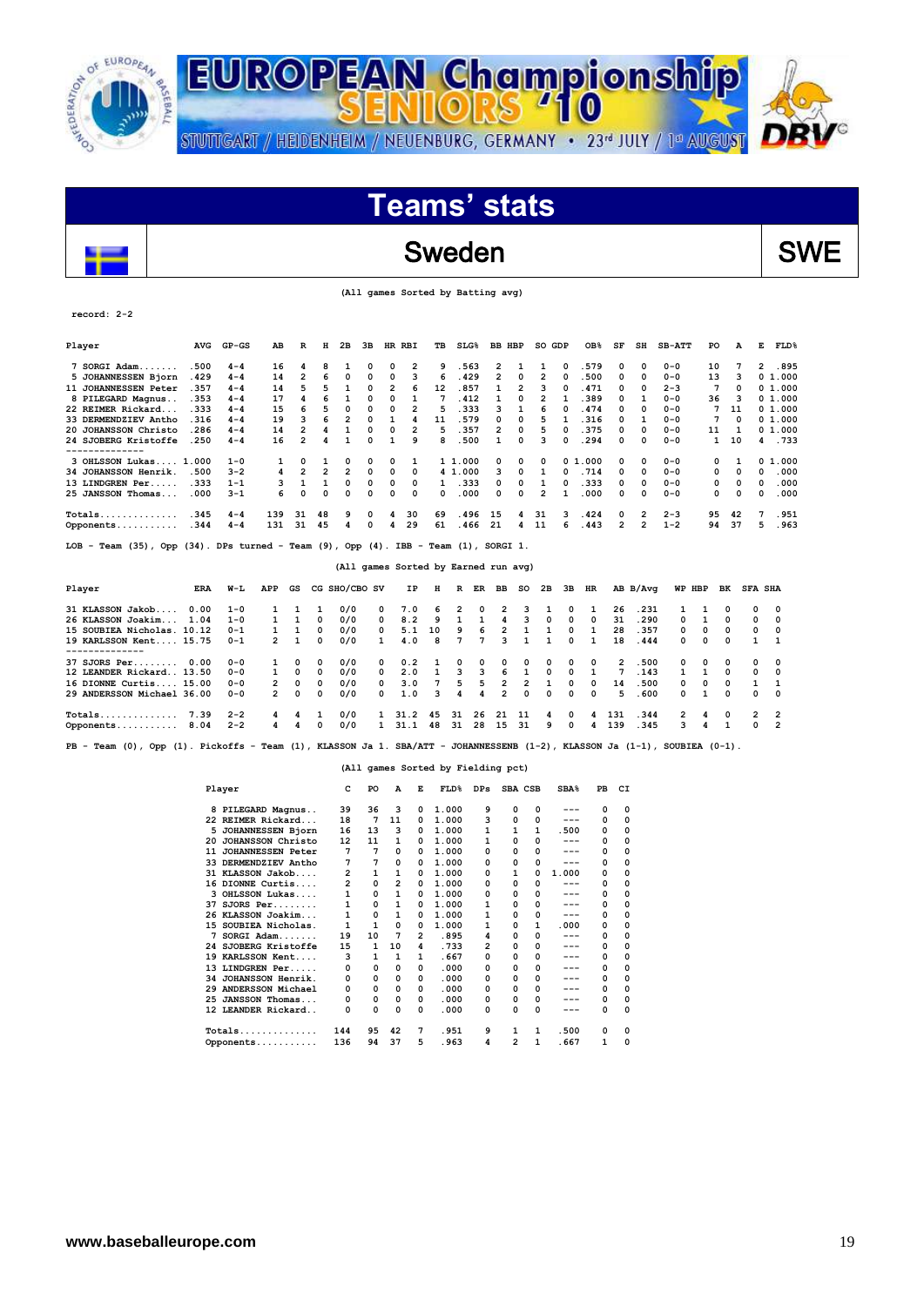# EUROPEAN Championship SENIORS '10

STUTTGART / HEIDENHEIM / NEUENBURG, GERMANY • 23rd JULY / 1st AUGUST

## Teams' stats

## Sweden — SWE

(All games Sorted by Batting avg)

record: 2-2

| Player | AVG | GP-GS | AB | R | H | 2B | 3B | HR | RBI | TB | SLG% | BB | HBP | SO | GDP | OB% | SF | SH | SB-ATT | PO | A | E | FLD% |
|---|---|---|---|---|---|---|---|---|---|---|---|---|---|---|---|---|---|---|---|---|---|---|---|
| 7 SORGI Adam....... | .500 | 4-4 | 16 | 4 | 8 | 1 | 0 | 0 | 2 | 9 | .563 | 2 | 1 | 1 | 0 | .579 | 0 | 0 | 0-0 | 10 | 7 | 2 | .895 |
| 5 JOHANNESSEN Bjorn | .429 | 4-4 | 14 | 2 | 6 | 0 | 0 | 0 | 3 | 6 | .429 | 2 | 0 | 2 | 0 | .500 | 0 | 0 | 0-0 | 13 | 3 | 0 | 1.000 |
| 11 JOHANNESSEN Peter | .357 | 4-4 | 14 | 5 | 5 | 1 | 0 | 2 | 6 | 12 | .857 | 1 | 2 | 3 | 0 | .471 | 0 | 0 | 2-3 | 7 | 0 | 0 | 1.000 |
| 8 PILEGARD Magnus.. | .353 | 4-4 | 17 | 4 | 6 | 1 | 0 | 0 | 1 | 7 | .412 | 1 | 0 | 2 | 1 | .389 | 0 | 1 | 0-0 | 36 | 3 | 0 | 1.000 |
| 22 REIMER Rickard... | .333 | 4-4 | 15 | 6 | 5 | 0 | 0 | 0 | 2 | 5 | .333 | 3 | 1 | 6 | 0 | .474 | 0 | 0 | 0-0 | 7 | 11 | 0 | 1.000 |
| 33 DERMENDZIEV Antho | .316 | 4-4 | 19 | 3 | 6 | 2 | 0 | 1 | 4 | 11 | .579 | 0 | 0 | 5 | 1 | .316 | 0 | 1 | 0-0 | 7 | 0 | 0 | 1.000 |
| 20 JOHANSSON Christo | .286 | 4-4 | 14 | 2 | 4 | 1 | 0 | 0 | 2 | 5 | .357 | 2 | 0 | 5 | 0 | .375 | 0 | 0 | 0-0 | 11 | 1 | 0 | 1.000 |
| 24 SJOBERG Kristoffe | .250 | 4-4 | 16 | 2 | 4 | 1 | 0 | 1 | 9 | 8 | .500 | 1 | 0 | 3 | 0 | .294 | 0 | 0 | 0-0 | 1 | 10 | 4 | .733 |
| 3 OHLSSON Lukas.... | 1.000 | 1-0 | 1 | 0 | 1 | 0 | 0 | 0 | 1 | 1 | 1.000 | 0 | 0 | 0 | 0 | 1.000 | 0 | 0 | 0-0 | 0 | 1 | 0 | 1.000 |
| 34 JOHANSSON Henrik. | .500 | 3-2 | 4 | 2 | 2 | 2 | 0 | 0 | 0 | 4 | 1.000 | 3 | 0 | 1 | 0 | .714 | 0 | 0 | 0-0 | 0 | 0 | 0 | .000 |
| 13 LINDGREN Per..... | .333 | 1-1 | 3 | 1 | 1 | 0 | 0 | 0 | 0 | 1 | .333 | 0 | 0 | 1 | 0 | .333 | 0 | 0 | 0-0 | 0 | 0 | 0 | .000 |
| 25 JANSSON Thomas... | .000 | 3-1 | 6 | 0 | 0 | 0 | 0 | 0 | 0 | 0 | .000 | 0 | 0 | 2 | 1 | .000 | 0 | 0 | 0-0 | 0 | 0 | 0 | .000 |
| Totals.............. | .345 | 4-4 | 139 | 31 | 48 | 9 | 0 | 4 | 30 | 69 | .496 | 15 | 4 | 31 | 3 | .424 | 0 | 2 | 2-3 | 95 | 42 | 7 | .951 |
| Opponents........... | .344 | 4-4 | 131 | 31 | 45 | 4 | 0 | 4 | 29 | 61 | .466 | 21 | 4 | 11 | 6 | .443 | 2 | 2 | 1-2 | 94 | 37 | 5 | .963 |

LOB - Team (35), Opp (34). DPs turned - Team (9), Opp (4). IBB - Team (1), SORGI 1.

(All games Sorted by Earned run avg)

| Player | ERA | W-L | APP | GS | CG | SHO/CBO | SV | IP | H | R | ER | BB | SO | 2B | 3B | HR | AB | B/Avg | WP | HBP | BK | SFA | SHA |
|---|---|---|---|---|---|---|---|---|---|---|---|---|---|---|---|---|---|---|---|---|---|---|---|
| 31 KLASSON Jakob.... | 0.00 | 1-0 | 1 | 1 | 1 | 0/0 | 0 | 7.0 | 6 | 2 | 0 | 2 | 3 | 1 | 0 | 1 | 26 | .231 | 1 | 1 | 0 | 0 | 0 |
| 26 KLASSON Joakim... | 1.04 | 1-0 | 1 | 1 | 0 | 0/0 | 0 | 8.2 | 9 | 1 | 1 | 4 | 3 | 0 | 0 | 0 | 31 | .290 | 0 | 1 | 0 | 0 | 0 |
| 15 SOUBIEA Nicholas. | 10.12 | 0-1 | 1 | 1 | 0 | 0/0 | 0 | 5.1 | 10 | 9 | 6 | 2 | 1 | 1 | 0 | 1 | 28 | .357 | 0 | 0 | 0 | 0 | 0 |
| 19 KARLSSON Kent.... | 15.75 | 0-1 | 2 | 1 | 0 | 0/0 | 1 | 4.0 | 8 | 7 | 7 | 3 | 1 | 1 | 0 | 1 | 18 | .444 | 0 | 0 | 0 | 1 | 1 |
| 37 SJORS Per........ | 0.00 | 0-0 | 1 | 0 | 0 | 0/0 | 0 | 0.2 | 1 | 0 | 0 | 0 | 0 | 0 | 0 | 0 | 2 | .500 | 0 | 0 | 0 | 0 | 0 |
| 12 LEANDER Rickard.. | 13.50 | 0-0 | 1 | 0 | 0 | 0/0 | 0 | 2.0 | 1 | 3 | 3 | 6 | 1 | 0 | 0 | 1 | 7 | .143 | 1 | 1 | 0 | 0 | 0 |
| 16 DIONNE Curtis.... | 15.00 | 0-0 | 2 | 0 | 0 | 0/0 | 0 | 3.0 | 7 | 5 | 5 | 2 | 2 | 1 | 0 | 0 | 14 | .500 | 0 | 0 | 0 | 1 | 1 |
| 29 ANDERSSON Michael | 36.00 | 0-0 | 2 | 0 | 0 | 0/0 | 0 | 1.0 | 3 | 4 | 4 | 2 | 0 | 0 | 0 | 0 | 5 | .600 | 0 | 1 | 0 | 0 | 0 |
| Totals.............. | 7.39 | 2-2 | 4 | 4 | 1 | 0/0 | 1 | 31.2 | 45 | 31 | 26 | 21 | 11 | 4 | 0 | 4 | 131 | .344 | 2 | 4 | 0 | 2 | 2 |
| Opponents........... | 8.04 | 2-2 | 4 | 4 | 0 | 0/0 | 1 | 31.1 | 48 | 31 | 28 | 15 | 31 | 9 | 0 | 4 | 139 | .345 | 3 | 4 | 1 | 0 | 2 |

PB - Team (0), Opp (1). Pickoffs - Team (1), KLASSON Ja 1. SBA/ATT - JOHANNESSENB (1-2), KLASSON Ja (1-1), SOUBIEA (0-1).

(All games Sorted by Fielding pct)

| Player | C | PO | A | E | FLD% | DPs | SBA | CSB | SBA% | PB | CI |
|---|---|---|---|---|---|---|---|---|---|---|---|
| 8 PILEGARD Magnus.. | 39 | 36 | 3 | 0 | 1.000 | 9 | 0 | 0 | --- | 0 | 0 |
| 22 REIMER Rickard... | 18 | 7 | 11 | 0 | 1.000 | 3 | 0 | 0 | --- | 0 | 0 |
| 5 JOHANNESSEN Bjorn | 16 | 13 | 3 | 0 | 1.000 | 1 | 1 | 1 | .500 | 0 | 0 |
| 20 JOHANSSON Christo | 12 | 11 | 1 | 0 | 1.000 | 1 | 0 | 0 | --- | 0 | 0 |
| 11 JOHANNESSEN Peter | 7 | 7 | 0 | 0 | 1.000 | 0 | 0 | 0 | --- | 0 | 0 |
| 33 DERMENDZIEV Antho | 7 | 7 | 0 | 0 | 1.000 | 0 | 0 | 0 | --- | 0 | 0 |
| 31 KLASSON Jakob.... | 2 | 1 | 1 | 0 | 1.000 | 0 | 1 | 0 | 1.000 | 0 | 0 |
| 16 DIONNE Curtis.... | 2 | 0 | 2 | 0 | 1.000 | 0 | 0 | 0 | --- | 0 | 0 |
| 3 OHLSSON Lukas.... | 1 | 0 | 1 | 0 | 1.000 | 0 | 0 | 0 | --- | 0 | 0 |
| 37 SJORS Per........ | 1 | 0 | 1 | 0 | 1.000 | 1 | 0 | 0 | --- | 0 | 0 |
| 26 KLASSON Joakim... | 1 | 0 | 1 | 0 | 1.000 | 1 | 0 | 0 | --- | 0 | 0 |
| 15 SOUBIEA Nicholas. | 1 | 1 | 0 | 0 | 1.000 | 1 | 0 | 1 | .000 | 0 | 0 |
| 7 SORGI Adam....... | 19 | 10 | 7 | 2 | .895 | 4 | 0 | 0 | --- | 0 | 0 |
| 24 SJOBERG Kristoffe | 15 | 1 | 10 | 4 | .733 | 2 | 0 | 0 | --- | 0 | 0 |
| 19 KARLSSON Kent.... | 3 | 1 | 1 | 1 | .667 | 0 | 0 | 0 | --- | 0 | 0 |
| 13 LINDGREN Per..... | 0 | 0 | 0 | 0 | .000 | 0 | 0 | 0 | --- | 0 | 0 |
| 34 JOHANSSON Henrik. | 0 | 0 | 0 | 0 | .000 | 0 | 0 | 0 | --- | 0 | 0 |
| 29 ANDERSSON Michael | 0 | 0 | 0 | 0 | .000 | 0 | 0 | 0 | --- | 0 | 0 |
| 25 JANSSON Thomas... | 0 | 0 | 0 | 0 | .000 | 0 | 0 | 0 | --- | 0 | 0 |
| 12 LEANDER Rickard.. | 0 | 0 | 0 | 0 | .000 | 0 | 0 | 0 | --- | 0 | 0 |
| Totals.............. | 144 | 95 | 42 | 7 | .951 | 9 | 1 | 1 | .500 | 0 | 0 |
| Opponents........... | 136 | 94 | 37 | 5 | .963 | 4 | 2 | 1 | .667 | 1 | 0 |

www.baseballeurope.com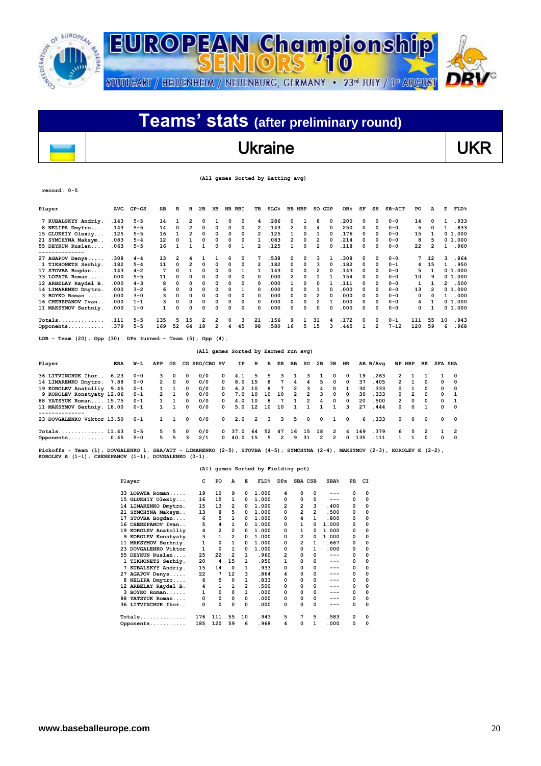# EUROPEAN Championship SENIORS '10

STUTTGART / HEIDENHEIM / NEUENBURG, GERMANY • 23rd JULY / 1st AUGUST

## Teams' stats (after preliminary round)

## Ukraine — UKR

(All games Sorted by Batting avg)

record: 0-5

| Player | AVG | GP-GS | AB | R | H | 2B | 3B | HR | RBI | TB | SLG% | BB | HBP | SO | GDP | OB% | SF | SH | SB-ATT | PO | A | E | FLD% |
|---|---|---|---|---|---|---|---|---|---|---|---|---|---|---|---|---|---|---|---|---|---|---|---|
| 7 KUBALSKYY Andriy. | .143 | 5-5 | 14 | 1 | 2 | 0 | 1 | 0 | 0 | 4 | .286 | 0 | 1 | 8 | 0 | .200 | 0 | 0 | 0-0 | 14 | 0 | 1 | .933 |
| 8 NELIPA Dmytro..... | .143 | 5-5 | 14 | 0 | 2 | 0 | 0 | 0 | 0 | 2 | .143 | 2 | 0 | 4 | 0 | .250 | 0 | 0 | 0-0 | 5 | 0 | 1 | .833 |
| 15 GLUKHIY Olexiy... | .125 | 5-5 | 16 | 1 | 2 | 0 | 0 | 0 | 0 | 2 | .125 | 1 | 0 | 1 | 0 | .176 | 0 | 0 | 0-0 | 15 | 1 | 0 | 1.000 |
| 21 SYMCHYNA Maksym.. | .083 | 5-4 | 12 | 0 | 1 | 0 | 0 | 0 | 0 | 1 | .083 | 2 | 0 | 2 | 0 | .214 | 0 | 0 | 0-0 | 8 | 5 | 0 | 1.000 |
| 55 DEYKUN Ruslan.... | .063 | 5-5 | 16 | 1 | 1 | 0 | 0 | 0 | 1 | 2 | .125 | 1 | 0 | 2 | 0 | .118 | 0 | 0 | 0-0 | 22 | 2 | 1 | .960 |
| 27 AGAPOV Denys..... | .308 | 4-4 | 13 | 2 | 4 | 1 | 1 | 0 | 0 | 7 | .538 | 0 | 0 | 3 | 1 | .308 | 0 | 0 | 0-0 | 7 | 12 | 3 | .864 |
| 1 TIKHONETS Serhiy. | .182 | 5-4 | 11 | 0 | 2 | 0 | 0 | 0 | 0 | 2 | .182 | 0 | 0 | 3 | 0 | .182 | 0 | 0 | 0-1 | 4 | 15 | 1 | .950 |
| 17 STOVBA Bogdan.... | .143 | 4-2 | 7 | 0 | 1 | 0 | 0 | 0 | 1 | 1 | .143 | 0 | 0 | 2 | 0 | .143 | 0 | 0 | 0-0 | 5 | 1 | 0 | 1.000 |
| 33 LOPATA Roman..... | .000 | 5-5 | 11 | 0 | 0 | 0 | 0 | 0 | 0 | 0 | .000 | 2 | 0 | 1 | 1 | .154 | 0 | 0 | 0-0 | 10 | 9 | 0 | 1.000 |
| 12 ARBELAY Raydel B. | .000 | 4-3 | 8 | 0 | 0 | 0 | 0 | 0 | 0 | 0 | .000 | 1 | 0 | 0 | 1 | .111 | 0 | 0 | 0-0 | 1 | 1 | 2 | .500 |
| 14 LIMARENKO Dmytro. | .000 | 3-2 | 6 | 0 | 0 | 0 | 0 | 0 | 1 | 0 | .000 | 0 | 0 | 1 | 0 | .000 | 0 | 0 | 0-0 | 13 | 2 | 0 | 1.000 |
| 3 BOYKO Roman...... | .000 | 3-0 | 3 | 0 | 0 | 0 | 0 | 0 | 0 | 0 | .000 | 0 | 0 | 2 | 0 | .000 | 0 | 0 | 0-0 | 0 | 0 | 1 | .000 |
| 16 CHEREPANOV Ivan.. | .000 | 1-1 | 3 | 0 | 0 | 0 | 0 | 0 | 0 | 0 | .000 | 0 | 0 | 2 | 1 | .000 | 0 | 0 | 0-0 | 4 | 1 | 0 | 1.000 |
| 11 MAKSYMOV Serhniy. | .000 | 1-0 | 1 | 0 | 0 | 0 | 0 | 0 | 0 | 0 | .000 | 0 | 0 | 0 | 0 | .000 | 0 | 0 | 0-0 | 0 | 1 | 0 | 1.000 |
| Totals.............. | .111 | 5-5 | 135 | 5 | 15 | 2 | 2 | 0 | 3 | 21 | .156 | 9 | 1 | 31 | 4 | .172 | 0 | 0 | 0-1 | 111 | 55 | 10 | .943 |
| Opponents........... | .379 | 5-5 | 169 | 52 | 64 | 18 | 2 | 4 | 45 | 98 | .580 | 16 | 5 | 15 | 3 | .445 | 1 | 2 | 7-12 | 120 | 59 | 6 | .968 |

LOB - Team (20), Opp (30). DPs turned - Team (5), Opp (4).

(All games Sorted by Earned run avg)

| Player | ERA | W-L | APP | GS | CG | SHO/CBO | SV | IP | H | R | ER | BB | SO | 2B | 3B | HR | AB | B/Avg | WP | HBP | BK | SFA | SHA |
|---|---|---|---|---|---|---|---|---|---|---|---|---|---|---|---|---|---|---|---|---|---|---|---|
| 36 LITVINCHUK Ihor.. | 6.23 | 0-0 | 3 | 0 | 0 | 0/0 | 0 | 4.1 | 5 | 5 | 3 | 1 | 3 | 1 | 0 | 0 | 19 | .263 | 2 | 1 | 1 | 1 | 0 |
| 14 LIMARENKO Dmytro. | 7.88 | 0-0 | 2 | 0 | 0 | 0/0 | 0 | 8.0 | 15 | 8 | 7 | 4 | 4 | 5 | 0 | 0 | 37 | .405 | 2 | 1 | 0 | 0 | 0 |
| 19 KOROLEV Anatolliy | 9.45 | 0-1 | 1 | 1 | 0 | 0/0 | 0 | 6.2 | 10 | 8 | 7 | 2 | 3 | 4 | 0 | 1 | 30 | .333 | 0 | 1 | 0 | 0 | 0 |
| 9 KOROLEV Konstyaty | 12.86 | 0-1 | 2 | 1 | 0 | 0/0 | 0 | 7.0 | 10 | 10 | 10 | 2 | 2 | 3 | 0 | 0 | 30 | .333 | 0 | 2 | 0 | 0 | 1 |
| 88 YATSYUK Roman.... | 15.75 | 0-1 | 1 | 1 | 0 | 0/0 | 0 | 4.0 | 10 | 8 | 7 | 1 | 2 | 4 | 0 | 0 | 20 | .500 | 2 | 0 | 0 | 0 | 1 |
| 11 MAKSYMOV Serhniy. | 18.00 | 0-1 | 1 | 1 | 0 | 0/0 | 0 | 5.0 | 12 | 10 | 10 | 1 | 1 | 1 | 1 | 3 | 27 | .444 | 0 | 0 | 1 | 0 | 0 |
| 23 DOVGALENKO Viktor | 13.50 | 0-1 | 1 | 1 | 0 | 0/0 | 0 | 2.0 | 2 | 3 | 3 | 5 | 0 | 0 | 1 | 0 | 6 | .333 | 0 | 0 | 0 | 0 | 0 |
| Totals.............. | 11.43 | 0-5 | 5 | 5 | 0 | 0/0 | 0 | 37.0 | 64 | 52 | 47 | 16 | 15 | 18 | 2 | 4 | 169 | .379 | 6 | 5 | 2 | 1 | 2 |
| Opponents........... | 0.45 | 5-0 | 5 | 5 | 3 | 2/1 | 0 | 40.0 | 15 | 5 | 2 | 9 | 31 | 2 | 2 | 0 | 135 | .111 | 1 | 1 | 0 | 0 | 0 |

Pickoffs - Team (1), DOVGALENKO 1. SBA/ATT - LIMARENKO (2-5), STOVBA (4-5), SYMCHYNA (2-4), MAKSYMOV (2-3), KOROLEV K (2-2), KOROLEV A (1-1), CHEREPANOV (1-1), DOVGALENKO (0-1).

(All games Sorted by Fielding pct)

| Player | C | PO | A | E | FLD% | DPs | SBA | CSB | SBA% | PB | CI |
|---|---|---|---|---|---|---|---|---|---|---|---|
| 33 LOPATA Roman..... | 19 | 10 | 9 | 0 | 1.000 | 4 | 0 | 0 | --- | 0 | 0 |
| 15 GLUKHIY Olexiy... | 16 | 15 | 1 | 0 | 1.000 | 0 | 0 | 0 | --- | 0 | 0 |
| 14 LIMARENKO Dmytro. | 15 | 13 | 2 | 0 | 1.000 | 2 | 2 | 3 | .400 | 0 | 0 |
| 21 SYMCHYNA Maksym.. | 13 | 8 | 5 | 0 | 1.000 | 0 | 2 | 2 | .500 | 0 | 0 |
| 17 STOVBA Bogdan.... | 6 | 5 | 1 | 0 | 1.000 | 0 | 4 | 1 | .800 | 0 | 0 |
| 16 CHEREPANOV Ivan.. | 5 | 4 | 1 | 0 | 1.000 | 0 | 1 | 0 | 1.000 | 0 | 0 |
| 19 KOROLEV Anatolliy | 4 | 2 | 2 | 0 | 1.000 | 0 | 1 | 0 | 1.000 | 0 | 0 |
| 9 KOROLEV Konstyaty | 3 | 1 | 2 | 0 | 1.000 | 0 | 2 | 0 | 1.000 | 0 | 0 |
| 11 MAKSYMOV Serhniy. | 1 | 0 | 1 | 0 | 1.000 | 0 | 2 | 1 | .667 | 0 | 0 |
| 23 DOVGALENKO Viktor | 1 | 0 | 1 | 0 | 1.000 | 0 | 0 | 1 | .000 | 0 | 0 |
| 55 DEYKUN Ruslan.... | 25 | 22 | 2 | 1 | .960 | 2 | 0 | 0 | --- | 0 | 0 |
| 1 TIKHONETS Serhiy. | 20 | 4 | 15 | 1 | .950 | 1 | 0 | 0 | --- | 0 | 0 |
| 7 KUBALSKYY Andriy. | 15 | 14 | 0 | 1 | .933 | 0 | 0 | 0 | --- | 0 | 0 |
| 27 AGAPOV Denys..... | 22 | 7 | 12 | 3 | .864 | 4 | 0 | 0 | --- | 0 | 0 |
| 8 NELIPA Dmytro.... | 6 | 5 | 0 | 1 | .833 | 0 | 0 | 0 | --- | 0 | 0 |
| 12 ARBELAY Raydel B. | 4 | 1 | 1 | 2 | .500 | 0 | 0 | 0 | --- | 0 | 0 |
| 3 BOYKO Roman...... | 1 | 0 | 0 | 1 | .000 | 0 | 0 | 0 | --- | 0 | 0 |
| 88 YATSYUK Roman.... | 0 | 0 | 0 | 0 | .000 | 0 | 0 | 0 | --- | 0 | 0 |
| 36 LITVINCHUK Ihor.. | 0 | 0 | 0 | 0 | .000 | 0 | 0 | 0 | --- | 0 | 0 |
| Totals.............. | 176 | 111 | 55 | 10 | .943 | 5 | 7 | 5 | .583 | 0 | 0 |
| Opponents........... | 185 | 120 | 59 | 6 | .968 | 4 | 0 | 1 | .000 | 0 | 0 |

www.baseballeurope.com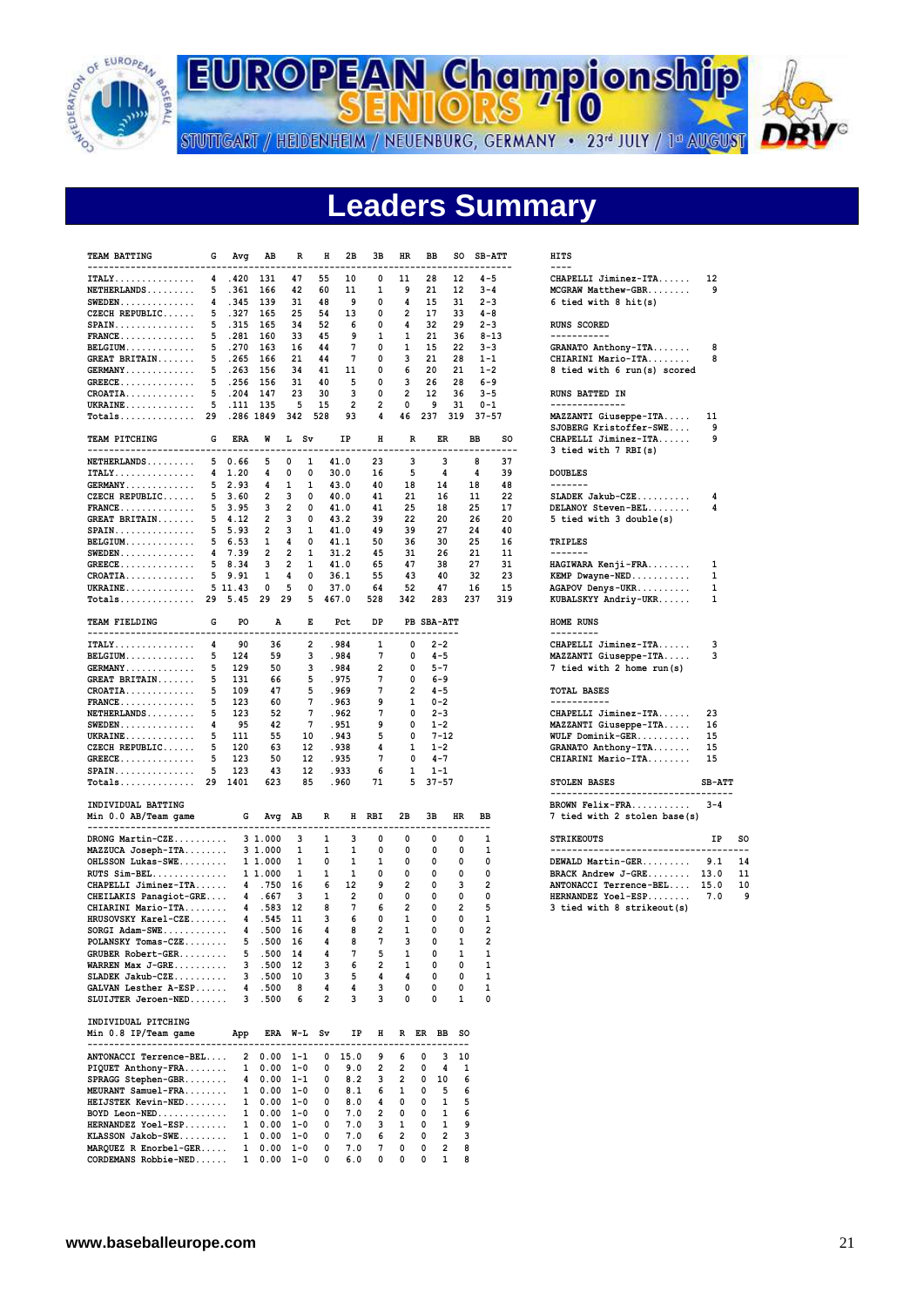# EUROPEAN Championship SENIORS '10

STUTTGART / HEIDENHEIM / NEUENBURG, GERMANY • 23rd JULY / 1st AUGUST

## Leaders Summary

| TEAM BATTING | G | Avg | AB | R | H | 2B | 3B | HR | BB | SO | SB-ATT |
|---|---|---|---|---|---|---|---|---|---|---|---|
| ITALY | 4 | .420 | 131 | 47 | 55 | 10 | 0 | 11 | 28 | 12 | 4-5 |
| NETHERLANDS | 5 | .361 | 166 | 42 | 60 | 11 | 1 | 9 | 21 | 12 | 3-4 |
| SWEDEN | 4 | .345 | 139 | 31 | 48 | 9 | 0 | 4 | 15 | 31 | 2-3 |
| CZECH REPUBLIC | 5 | .327 | 165 | 25 | 54 | 13 | 0 | 2 | 17 | 33 | 4-8 |
| SPAIN | 5 | .315 | 165 | 34 | 52 | 6 | 0 | 4 | 32 | 29 | 2-3 |
| FRANCE | 5 | .281 | 160 | 33 | 45 | 9 | 1 | 1 | 21 | 36 | 8-13 |
| BELGIUM | 5 | .270 | 163 | 16 | 44 | 7 | 0 | 1 | 15 | 22 | 3-3 |
| GREAT BRITAIN | 5 | .265 | 166 | 21 | 44 | 7 | 0 | 3 | 21 | 28 | 1-1 |
| GERMANY | 5 | .263 | 156 | 34 | 41 | 11 | 0 | 6 | 20 | 21 | 1-2 |
| GREECE | 5 | .256 | 156 | 31 | 40 | 5 | 0 | 3 | 26 | 28 | 6-9 |
| CROATIA | 5 | .204 | 147 | 23 | 30 | 3 | 0 | 2 | 12 | 36 | 3-5 |
| UKRAINE | 5 | .111 | 135 | 5 | 15 | 2 | 2 | 0 | 9 | 31 | 0-1 |
| Totals | 29 | .286 | 1849 | 342 | 528 | 93 | 4 | 46 | 237 | 319 | 37-57 |

| TEAM PITCHING | G | ERA | W | L | Sv | IP | H | R | ER | BB | SO |
|---|---|---|---|---|---|---|---|---|---|---|---|
| NETHERLANDS | 5 | 0.66 | 5 | 0 | 1 | 41.0 | 23 | 3 | 3 | 8 | 37 |
| ITALY | 4 | 1.20 | 4 | 0 | 0 | 30.0 | 16 | 5 | 4 | 4 | 39 |
| GERMANY | 5 | 2.93 | 4 | 1 | 1 | 43.0 | 40 | 18 | 14 | 18 | 48 |
| CZECH REPUBLIC | 5 | 3.60 | 2 | 3 | 0 | 40.0 | 41 | 21 | 16 | 11 | 22 |
| FRANCE | 5 | 3.95 | 3 | 2 | 0 | 41.0 | 41 | 25 | 18 | 25 | 17 |
| GREAT BRITAIN | 5 | 4.12 | 2 | 3 | 0 | 43.2 | 39 | 22 | 20 | 26 | 20 |
| SPAIN | 5 | 5.93 | 2 | 3 | 1 | 41.0 | 49 | 39 | 27 | 24 | 40 |
| BELGIUM | 5 | 6.53 | 1 | 4 | 0 | 41.1 | 50 | 36 | 30 | 25 | 16 |
| SWEDEN | 4 | 7.39 | 2 | 2 | 1 | 31.2 | 45 | 31 | 26 | 21 | 11 |
| GREECE | 5 | 8.34 | 3 | 2 | 1 | 41.0 | 65 | 47 | 38 | 27 | 31 |
| CROATIA | 5 | 9.91 | 1 | 4 | 0 | 36.1 | 55 | 43 | 40 | 32 | 23 |
| UKRAINE | 5 | 11.43 | 0 | 5 | 0 | 37.0 | 64 | 52 | 47 | 16 | 15 |
| Totals | 29 | 5.45 | 29 | 29 | 5 | 467.0 | 528 | 342 | 283 | 237 | 319 |

| TEAM FIELDING | G | PO | A | E | Pct | DP | PB | SBA-ATT |
|---|---|---|---|---|---|---|---|---|
| ITALY | 4 | 90 | 36 | 2 | .984 | 1 | 0 | 2-2 |
| BELGIUM | 5 | 124 | 59 | 3 | .984 | 7 | 0 | 4-5 |
| GERMANY | 5 | 129 | 50 | 3 | .984 | 2 | 0 | 5-7 |
| GREAT BRITAIN | 5 | 131 | 66 | 5 | .975 | 7 | 0 | 6-9 |
| CROATIA | 5 | 109 | 47 | 5 | .969 | 7 | 2 | 4-5 |
| FRANCE | 5 | 123 | 60 | 7 | .963 | 9 | 1 | 0-2 |
| NETHERLANDS | 5 | 123 | 52 | 7 | .962 | 7 | 0 | 2-3 |
| SWEDEN | 4 | 95 | 42 | 7 | .951 | 9 | 0 | 1-2 |
| UKRAINE | 5 | 111 | 55 | 10 | .943 | 5 | 0 | 7-12 |
| CZECH REPUBLIC | 5 | 120 | 63 | 12 | .938 | 4 | 1 | 1-2 |
| GREECE | 5 | 123 | 50 | 12 | .935 | 7 | 0 | 4-7 |
| SPAIN | 5 | 123 | 43 | 12 | .933 | 6 | 1 | 1-1 |
| Totals | 29 | 1401 | 623 | 85 | .960 | 71 | 5 | 37-57 |

INDIVIDUAL BATTING
Min 0.0 AB/Team game

| Player | G | Avg | AB | R | H | RBI | 2B | 3B | HR | BB |
|---|---|---|---|---|---|---|---|---|---|---|
| DRONG Martin-CZE | 3 | 1.000 | 3 | 1 | 3 | 0 | 0 | 0 | 0 | 1 |
| MAZZUCA Joseph-ITA | 3 | 1.000 | 1 | 1 | 1 | 0 | 0 | 0 | 0 | 1 |
| OHLSSON Lukas-SWE | 1 | 1.000 | 1 | 0 | 1 | 1 | 0 | 0 | 0 | 0 |
| RUTS Sim-BEL | 1 | 1.000 | 1 | 1 | 1 | 0 | 0 | 0 | 0 | 0 |
| CHAPELLI Jiminez-ITA | 4 | .750 | 16 | 6 | 12 | 9 | 2 | 0 | 3 | 2 |
| CHEILAKIS Panagiot-GRE | 4 | .667 | 3 | 1 | 2 | 0 | 0 | 0 | 0 | 0 |
| CHIARINI Mario-ITA | 4 | .583 | 12 | 8 | 7 | 6 | 2 | 0 | 2 | 5 |
| HRUSOVSKY Karel-CZE | 4 | .545 | 11 | 3 | 6 | 0 | 1 | 0 | 0 | 1 |
| SORGI Adam-SWE | 4 | .500 | 16 | 4 | 8 | 2 | 1 | 0 | 0 | 2 |
| POLANSKY Tomas-CZE | 5 | .500 | 16 | 4 | 8 | 7 | 3 | 0 | 1 | 2 |
| GRUBER Robert-GER | 5 | .500 | 14 | 4 | 7 | 5 | 1 | 0 | 1 | 1 |
| WARREN Max J-GRE | 3 | .500 | 12 | 3 | 6 | 2 | 1 | 0 | 0 | 1 |
| SLADEK Jakub-CZE | 3 | .500 | 10 | 3 | 5 | 4 | 4 | 0 | 0 | 1 |
| GALVAN Lesther A-ESP | 4 | .500 | 8 | 4 | 4 | 3 | 0 | 0 | 0 | 1 |
| SLUIJTER Jeroen-NED | 3 | .500 | 6 | 2 | 3 | 3 | 0 | 0 | 1 | 0 |

INDIVIDUAL PITCHING
Min 0.8 IP/Team game

| Player | App | ERA | W-L | Sv | IP | H | R | ER | BB | SO |
|---|---|---|---|---|---|---|---|---|---|---|
| ANTONACCI Terrence-BEL | 2 | 0.00 | 1-1 | 0 | 15.0 | 9 | 6 | 0 | 3 | 10 |
| PIQUET Anthony-FRA | 1 | 0.00 | 1-0 | 0 | 9.0 | 2 | 2 | 0 | 4 | 1 |
| SPRAGG Stephen-GBR | 4 | 0.00 | 1-1 | 0 | 8.2 | 3 | 2 | 0 | 10 | 6 |
| MEURANT Samuel-FRA | 1 | 0.00 | 1-0 | 0 | 8.1 | 6 | 1 | 0 | 5 | 6 |
| HEIJSTEK Kevin-NED | 1 | 0.00 | 1-0 | 0 | 8.0 | 4 | 0 | 0 | 1 | 5 |
| BOYD Leon-NED | 1 | 0.00 | 1-0 | 0 | 7.0 | 2 | 0 | 0 | 1 | 6 |
| HERNANDEZ Yoel-ESP | 1 | 0.00 | 1-0 | 0 | 7.0 | 3 | 1 | 0 | 1 | 9 |
| KLASSON Jakob-SWE | 1 | 0.00 | 1-0 | 0 | 7.0 | 6 | 2 | 0 | 2 | 3 |
| MARQUEZ R Enorbel-GER | 1 | 0.00 | 1-0 | 0 | 7.0 | 7 | 0 | 0 | 2 | 8 |
| CORDEMANS Robbie-NED | 1 | 0.00 | 1-0 | 0 | 6.0 | 0 | 0 | 0 | 1 | 8 |

**HITS**

| | |
|---|---|
| CHAPELLI Jiminez-ITA | 12 |
| MCGRAW Matthew-GBR | 9 |
| 6 tied with 8 hit(s) | |

**RUNS SCORED**

| | |
|---|---|
| GRANATO Anthony-ITA | 8 |
| CHIARINI Mario-ITA | 8 |
| 8 tied with 6 run(s) scored | |

**RUNS BATTED IN**

| | |
|---|---|
| MAZZANTI Giuseppe-ITA | 11 |
| SJOBERG Kristoffer-SWE | 9 |
| CHAPELLI Jiminez-ITA | 9 |
| 3 tied with 7 RBI(s) | |

**DOUBLES**

| | |
|---|---|
| SLADEK Jakub-CZE | 4 |
| DELANOY Steven-BEL | 4 |
| 5 tied with 3 double(s) | |

**TRIPLES**

| | |
|---|---|
| HAGIWARA Kenji-FRA | 1 |
| KEMP Dwayne-NED | 1 |
| AGAPOV Denys-UKR | 1 |
| KUBALSKYY Andriy-UKR | 1 |

**HOME RUNS**

| | |
|---|---|
| CHAPELLI Jiminez-ITA | 3 |
| MAZZANTI Giuseppe-ITA | 3 |
| 7 tied with 2 home run(s) | |

**TOTAL BASES**

| | |
|---|---|
| CHAPELLI Jiminez-ITA | 23 |
| MAZZANTI Giuseppe-ITA | 16 |
| WULF Dominik-GER | 15 |
| GRANATO Anthony-ITA | 15 |
| CHIARINI Mario-ITA | 15 |

**STOLEN BASES**

| | SB-ATT |
|---|---|
| BROWN Felix-FRA | 3-4 |
| 7 tied with 2 stolen base(s) | |

**STRIKEOUTS**

| | IP | SO |
|---|---|---|
| DEWALD Martin-GER | 9.1 | 14 |
| BRACK Andrew J-GRE | 13.0 | 11 |
| ANTONACCI Terrence-BEL | 15.0 | 10 |
| HERNANDEZ Yoel-ESP | 7.0 | 9 |
| 3 tied with 8 strikeout(s) | | |

www.baseballeurope.com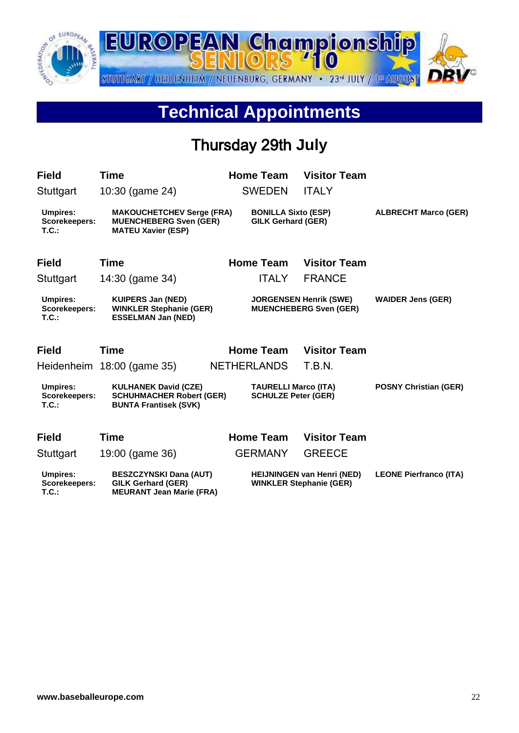EUROPEAN Championship SENIORS '10

STUTTGART / HEIDENHEIM / NEUENBURG, GERMANY • 23rd JULY / 1st AUGUST

# Technical Appointments

## Thursday 29th July

| Field | Time | Home Team | Visitor Team |
|---|---|---|---|
| Stuttgart | 10:30 (game 24) | SWEDEN | ITALY |

| | | | |
|---|---|---|---|
| **Umpires:** | **MAKOUCHETCHEV Serge (FRA)** | **BONILLA Sixto (ESP)** | **ALBRECHT Marco (GER)** |
| **Scorekeepers:** | **MUENCHEBERG Sven (GER)** | **GILK Gerhard (GER)** | |
| **T.C.:** | **MATEU Xavier (ESP)** | | |

| Field | Time | Home Team | Visitor Team |
|---|---|---|---|
| Stuttgart | 14:30 (game 34) | ITALY | FRANCE |

| | | | |
|---|---|---|---|
| **Umpires:** | **KUIPERS Jan (NED)** | **JORGENSEN Henrik (SWE)** | **WAIDER Jens (GER)** |
| **Scorekeepers:** | **WINKLER Stephanie (GER)** | **MUENCHEBERG Sven (GER)** | |
| **T.C.:** | **ESSELMAN Jan (NED)** | | |

| Field | Time | Home Team | Visitor Team |
|---|---|---|---|
| Heidenheim | 18:00 (game 35) | NETHERLANDS | T.B.N. |

| | | | |
|---|---|---|---|
| **Umpires:** | **KULHANEK David (CZE)** | **TAURELLI Marco (ITA)** | **POSNY Christian (GER)** |
| **Scorekeepers:** | **SCHUHMACHER Robert (GER)** | **SCHULZE Peter (GER)** | |
| **T.C.:** | **BUNTA Frantisek (SVK)** | | |

| Field | Time | Home Team | Visitor Team |
|---|---|---|---|
| Stuttgart | 19:00 (game 36) | GERMANY | GREECE |

| | | | |
|---|---|---|---|
| **Umpires:** | **BESZCZYNSKI Dana (AUT)** | **HEIJNINGEN van Henri (NED)** | **LEONE Pierfranco (ITA)** |
| **Scorekeepers:** | **GILK Gerhard (GER)** | **WINKLER Stephanie (GER)** | |
| **T.C.:** | **MEURANT Jean Marie (FRA)** | | |

**www.baseballeurope.com**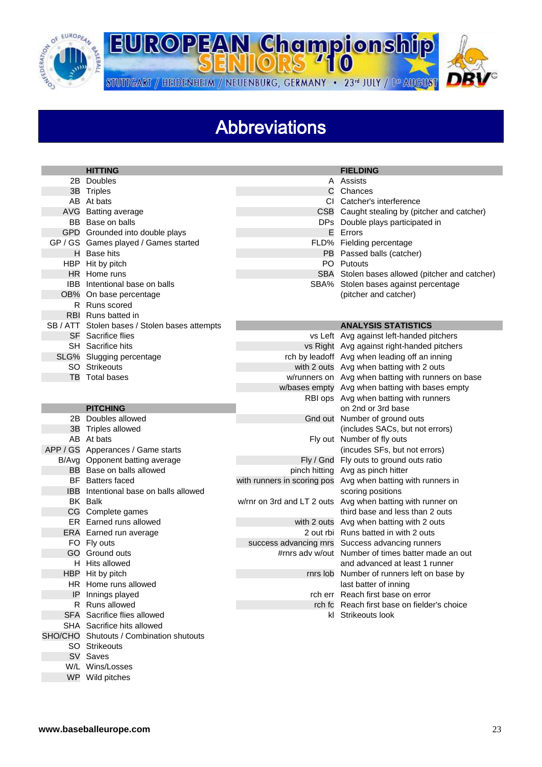# Abbreviations

| HITTING | |
|---|---|
| 2B | Doubles |
| 3B | Triples |
| AB | At bats |
| AVG | Batting average |
| BB | Base on balls |
| GPD | Grounded into double plays |
| GP / GS | Games played / Games started |
| H | Base hits |
| HBP | Hit by pitch |
| HR | Home runs |
| IBB | Intentional base on balls |
| OB% | On base percentage |
| R | Runs scored |
| RBI | Runs batted in |
| SB / ATT | Stolen bases / Stolen bases attempts |
| SF | Sacrifice flies |
| SH | Sacrifice hits |
| SLG% | Slugging percentage |
| SO | Strikeouts |
| TB | Total bases |

| PITCHING | |
|---|---|
| 2B | Doubles allowed |
| 3B | Triples allowed |
| AB | At bats |
| APP / GS | Apperances / Game starts |
| B/Avg | Opponent batting average |
| BB | Base on balls allowed |
| BF | Batters faced |
| IBB | Intentional base on balls allowed |
| BK | Balk |
| CG | Complete games |
| ER | Earned runs allowed |
| ERA | Earned run average |
| FO | Fly outs |
| GO | Ground outs |
| H | Hits allowed |
| HBP | Hit by pitch |
| HR | Home runs allowed |
| IP | Innings played |
| R | Runs allowed |
| SFA | Sacrifice flies allowed |
| SHA | Sacrifice hits allowed |
| SHO/CHO | Shutouts / Combination shutouts |
| SO | Strikeouts |
| SV | Saves |
| W/L | Wins/Losses |
| WP | Wild pitches |

| FIELDING | |
|---|---|
| A | Assists |
| C | Chances |
| CI | Catcher's interference |
| CSB | Caught stealing by (pitcher and catcher) |
| DPs | Double plays participated in |
| E | Errors |
| FLD% | Fielding percentage |
| PB | Passed balls (catcher) |
| PO | Putouts |
| SBA | Stolen bases allowed (pitcher and catcher) |
| SBA% | Stolen bases against percentage (pitcher and catcher) |

| ANALYSIS STATISTICS | |
|---|---|
| vs Left | Avg against left-handed pitchers |
| vs Right | Avg against right-handed pitchers |
| rch by leadoff | Avg when leading off an inning |
| with 2 outs | Avg when batting with 2 outs |
| w/runners on | Avg when batting with runners on base |
| w/bases empty | Avg when batting with bases empty |
| RBI ops | Avg when batting with runners on 2nd or 3rd base |
| Gnd out | Number of ground outs (includes SACs, but not errors) |
| Fly out | Number of fly outs (incudes SFs, but not errors) |
| Fly / Gnd | Fly outs to ground outs ratio |
| pinch hitting | Avg as pinch hitter |
| with runners in scoring pos | Avg when batting with runners in scoring positions |
| w/rnr on 3rd and LT 2 outs | Avg when batting with runner on third base and less than 2 outs |
| with 2 outs | Avg when batting with 2 outs |
| 2 out rbi | Runs batted in with 2 outs |
| success advancing rnrs | Success advancing runners |
| #rnrs adv w/out | Number of times batter made an out and advanced at least 1 runner |
| rnrs lob | Number of runners left on base by last batter of inning |
| rch err | Reach first base on error |
| rch fc | Reach first base on fielder's choice |
| kl | Strikeouts look |

**www.baseballeurope.com**